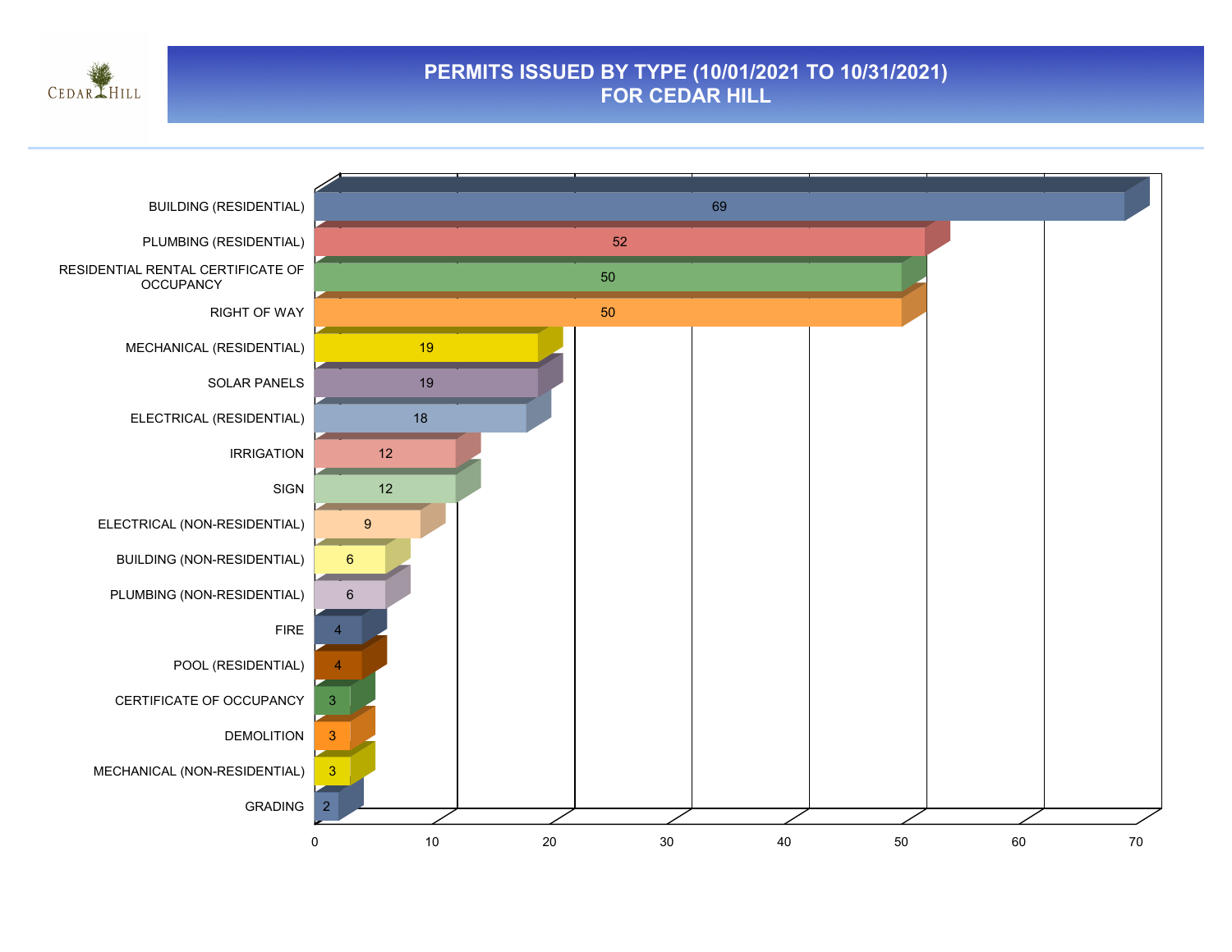CEDAR HILL

# PERMITS ISSUED BY TYPE (10/01/2021 TO 10/31/2021) FOR CEDAR HILL

BUILDING (RESIDENTIAL)
69

PLUMBING (RESIDENTIAL)
52

RESIDENTIAL RENTAL CERTIFICATE OF OCCUPANCY
50

RIGHT OF WAY
50

MECHANICAL (RESIDENTIAL)
19

SOLAR PANELS
19

ELECTRICAL (RESIDENTIAL)
18

IRRIGATION
12

SIGN
12

ELECTRICAL (NON-RESIDENTIAL)
9

BUILDING (NON-RESIDENTIAL)
6

PLUMBING (NON-RESIDENTIAL)
6

FIRE
4

POOL (RESIDENTIAL)
4

CERTIFICATE OF OCCUPANCY
3

DEMOLITION
3

MECHANICAL (NON-RESIDENTIAL)
3

GRADING
2

0 10 20 30 40 50 60 70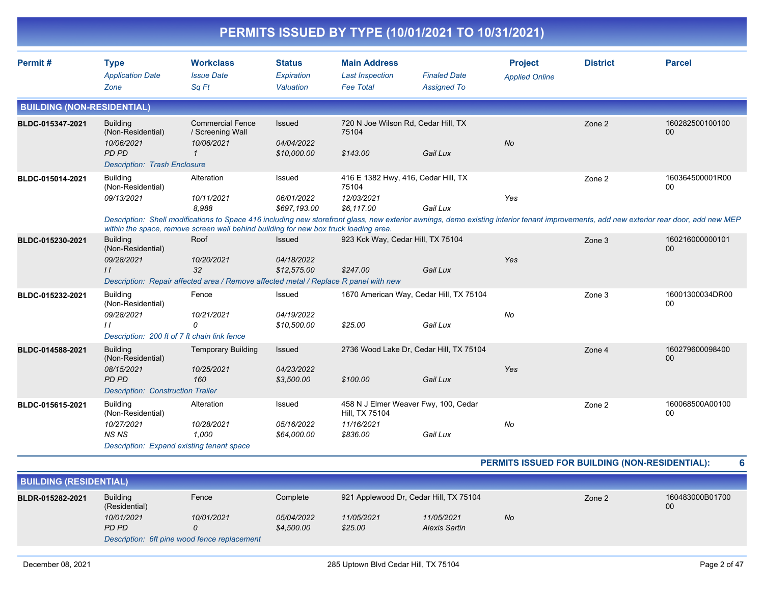# PERMITS ISSUED BY TYPE (10/01/2021 TO 10/31/2021)

| Permit # | Type / Application Date / Zone | Workclass / Issue Date / Sq Ft | Status / Expiration / Valuation | Main Address / Last Inspection / Fee Total | Finaled Date / Assigned To | Project / Applied Online | District | Parcel |
|---|---|---|---|---|---|---|---|---|

## BUILDING (NON-RESIDENTIAL)

| Permit # | Type / Application Date / Zone | Workclass / Issue Date / Sq Ft | Status / Expiration / Valuation | Main Address / Last Inspection / Fee Total | Finaled Date / Assigned To | Project / Applied Online | District | Parcel |
|---|---|---|---|---|---|---|---|---|
| BLDC-015347-2021 | Building (Non-Residential) / 10/06/2021 / PD PD | Commercial Fence / Screening Wall / 10/06/2021 / 1 | Issued / 04/04/2022 / $10,000.00 | 720 N Joe Wilson Rd, Cedar Hill, TX 75104 / / $143.00 | / Gail Lux | No | Zone 2 | 16028250010010000 |
| | Description: Trash Enclosure | | | | | | | |
| BLDC-015014-2021 | Building (Non-Residential) / 09/13/2021 / | Alteration / 10/11/2021 / 8,988 | Issued / 06/01/2022 / $697,193.00 | 416 E 1382 Hwy, 416, Cedar Hill, TX 75104 / 12/03/2021 / $6,117.00 | / Gail Lux | Yes | Zone 2 | 160364500001R0000 |
| | Description: Shell modifications to Space 416 including new storefront glass, new exterior awnings, demo existing interior tenant improvements, add new exterior rear door, add new MEP within the space, remove screen wall behind building for new box truck loading area. | | | | | | | |
| BLDC-015230-2021 | Building (Non-Residential) / 09/28/2021 / I I | Roof / 10/20/2021 / 32 | Issued / 04/18/2022 / $12,575.00 | 923 Kck Way, Cedar Hill, TX 75104 / / $247.00 | / Gail Lux | Yes | Zone 3 | 16021600000010100 |
| | Description: Repair affected area / Remove affected metal / Replace R panel with new | | | | | | | |
| BLDC-015232-2021 | Building (Non-Residential) / 09/28/2021 / I I | Fence / 10/21/2021 / 0 | Issued / 04/19/2022 / $10,500.00 | 1670 American Way, Cedar Hill, TX 75104 / / $25.00 | / Gail Lux | No | Zone 3 | 16001300034DR0000 |
| | Description: 200 ft of 7 ft chain link fence | | | | | | | |
| BLDC-014588-2021 | Building (Non-Residential) / 08/15/2021 / PD PD | Temporary Building / 10/25/2021 / 160 | Issued / 04/23/2022 / $3,500.00 | 2736 Wood Lake Dr, Cedar Hill, TX 75104 / / $100.00 | / Gail Lux | Yes | Zone 4 | 16027960009840000 |
| | Description: Construction Trailer | | | | | | | |
| BLDC-015615-2021 | Building (Non-Residential) / 10/27/2021 / NS NS | Alteration / 10/28/2021 / 1,000 | Issued / 05/16/2022 / $64,000.00 | 458 N J Elmer Weaver Fwy, 100, Cedar Hill, TX 75104 / 11/16/2021 / $836.00 | / Gail Lux | No | Zone 2 | 160068500A0010000 |
| | Description: Expand existing tenant space | | | | | | | |

**PERMITS ISSUED FOR BUILDING (NON-RESIDENTIAL): 6**

## BUILDING (RESIDENTIAL)

| Permit # | Type / Application Date / Zone | Workclass / Issue Date / Sq Ft | Status / Expiration / Valuation | Main Address / Last Inspection / Fee Total | Finaled Date / Assigned To | Project / Applied Online | District | Parcel |
|---|---|---|---|---|---|---|---|---|
| BLDR-015282-2021 | Building (Residential) / 10/01/2021 / PD PD | Fence / 10/01/2021 / 0 | Complete / 05/04/2022 / $4,500.00 | 921 Applewood Dr, Cedar Hill, TX 75104 / 11/05/2021 / $25.00 | 11/05/2021 / Alexis Sartin | No | Zone 2 | 160483000B0170000 |
| | Description: 6ft pine wood fence replacement | | | | | | | |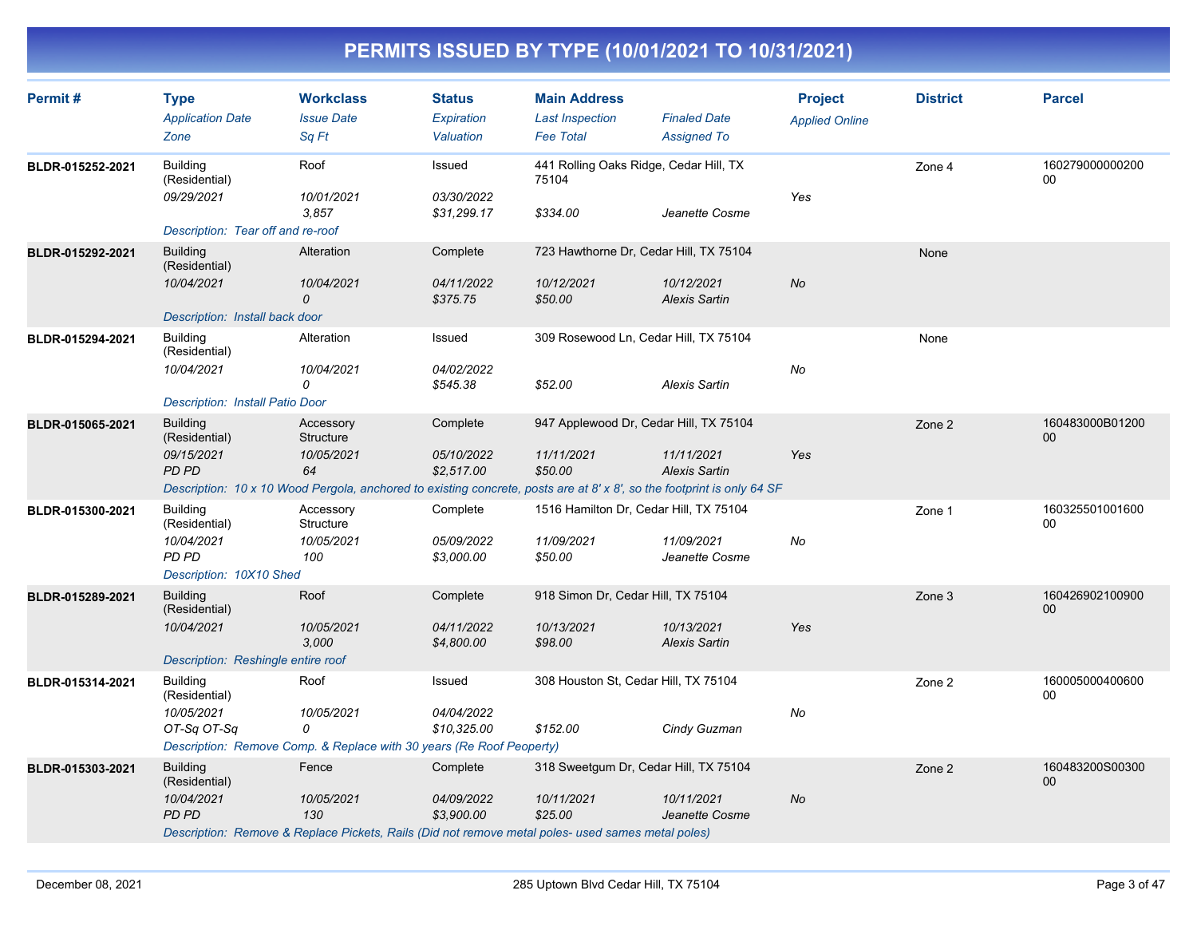# PERMITS ISSUED BY TYPE (10/01/2021 TO 10/31/2021)

| Permit # | Type / Application Date / Zone | Workclass / Issue Date / Sq Ft | Status / Expiration / Valuation | Main Address / Last Inspection / Fee Total | Finaled Date / Assigned To | Project / Applied Online | District | Parcel |
|---|---|---|---|---|---|---|---|---|
| BLDR-015252-2021 | Building (Residential) / 09/29/2021 | Roof / 10/01/2021 / 3,857 | Issued / 03/30/2022 / $31,299.17 | 441 Rolling Oaks Ridge, Cedar Hill, TX 75104 / $334.00 | Jeanette Cosme | Yes | Zone 4 | 16027900000020000 |
| | Description: Tear off and re-roof | | | | | | | |
| BLDR-015292-2021 | Building (Residential) / 10/04/2021 | Alteration / 10/04/2021 / 0 | Complete / 04/11/2022 / $375.75 | 723 Hawthorne Dr, Cedar Hill, TX 75104 / 10/12/2021 / $50.00 | 10/12/2021 / Alexis Sartin | No | None | |
| | Description: Install back door | | | | | | | |
| BLDR-015294-2021 | Building (Residential) / 10/04/2021 | Alteration / 10/04/2021 / 0 | Issued / 04/02/2022 / $545.38 | 309 Rosewood Ln, Cedar Hill, TX 75104 / $52.00 | Alexis Sartin | No | None | |
| | Description: Install Patio Door | | | | | | | |
| BLDR-015065-2021 | Building (Residential) / 09/15/2021 / PD PD | Accessory Structure / 10/05/2021 / 64 | Complete / 05/10/2022 / $2,517.00 | 947 Applewood Dr, Cedar Hill, TX 75104 / 11/11/2021 / $50.00 | 11/11/2021 / Alexis Sartin | Yes | Zone 2 | 160483000B0120000 |
| | Description: 10 x 10 Wood Pergola, anchored to existing concrete, posts are at 8' x 8', so the footprint is only 64 SF | | | | | | | |
| BLDR-015300-2021 | Building (Residential) / 10/04/2021 / PD PD | Accessory Structure / 10/05/2021 / 100 | Complete / 05/09/2022 / $3,000.00 | 1516 Hamilton Dr, Cedar Hill, TX 75104 / 11/09/2021 / $50.00 | 11/09/2021 / Jeanette Cosme | No | Zone 1 | 16032550100160000 |
| | Description: 10X10 Shed | | | | | | | |
| BLDR-015289-2021 | Building (Residential) / 10/04/2021 | Roof / 10/05/2021 / 3,000 | Complete / 04/11/2022 / $4,800.00 | 918 Simon Dr, Cedar Hill, TX 75104 / 10/13/2021 / $98.00 | 10/13/2021 / Alexis Sartin | Yes | Zone 3 | 16042690210090000 |
| | Description: Reshingle entire roof | | | | | | | |
| BLDR-015314-2021 | Building (Residential) / 10/05/2021 / OT-Sq OT-Sq | Roof / 10/05/2021 / 0 | Issued / 04/04/2022 / $10,325.00 | 308 Houston St, Cedar Hill, TX 75104 / $152.00 | Cindy Guzman | No | Zone 2 | 16000500040060000 |
| | Description: Remove Comp. & Replace with 30 years (Re Roof Peoperty) | | | | | | | |
| BLDR-015303-2021 | Building (Residential) / 10/04/2021 / PD PD | Fence / 10/05/2021 / 130 | Complete / 04/09/2022 / $3,900.00 | 318 Sweetgum Dr, Cedar Hill, TX 75104 / 10/11/2021 / $25.00 | 10/11/2021 / Jeanette Cosme | No | Zone 2 | 160483200S0030000 |
| | Description: Remove & Replace Pickets, Rails (Did not remove metal poles- used sames metal poles) | | | | | | | |

December 08, 2021 — 285 Uptown Blvd Cedar Hill, TX 75104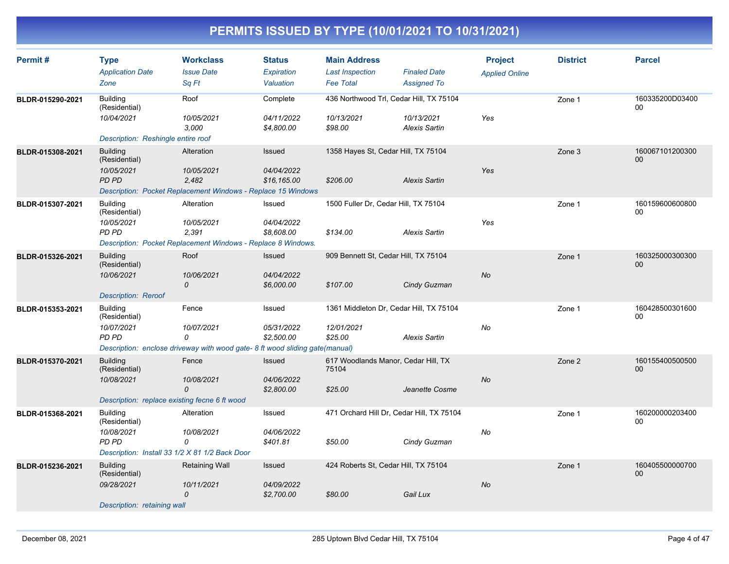# PERMITS ISSUED BY TYPE (10/01/2021 TO 10/31/2021)

| Permit # | Type / Application Date / Zone | Workclass / Issue Date / Sq Ft | Status / Expiration / Valuation | Main Address / Last Inspection / Fee Total | Finaled Date / Assigned To | Project / Applied Online | District | Parcel |
|---|---|---|---|---|---|---|---|---|
| BLDR-015290-2021 | Building (Residential) | Roof | Complete | 436 Northwood Trl, Cedar Hill, TX 75104 | | | Zone 1 | 160335200D0340000 |
| | 10/04/2021 | 10/05/2021 | 04/11/2022 | 10/13/2021 | 10/13/2021 | Yes | | |
| | | 3,000 | $4,800.00 | $98.00 | Alexis Sartin | | | |
| | Description: Reshingle entire roof | | | | | | | |
| BLDR-015308-2021 | Building (Residential) | Alteration | Issued | 1358 Hayes St, Cedar Hill, TX 75104 | | | Zone 3 | 16006710120030000 |
| | 10/05/2021 | 10/05/2021 | 04/04/2022 | | | Yes | | |
| | PD PD | 2,482 | $16,165.00 | $206.00 | Alexis Sartin | | | |
| | Description: Pocket Replacement Windows - Replace 15 Windows | | | | | | | |
| BLDR-015307-2021 | Building (Residential) | Alteration | Issued | 1500 Fuller Dr, Cedar Hill, TX 75104 | | | Zone 1 | 16015960060080000 |
| | 10/05/2021 | 10/05/2021 | 04/04/2022 | | | Yes | | |
| | PD PD | 2,391 | $8,608.00 | $134.00 | Alexis Sartin | | | |
| | Description: Pocket Replacement Windows - Replace 8 Windows. | | | | | | | |
| BLDR-015326-2021 | Building (Residential) | Roof | Issued | 909 Bennett St, Cedar Hill, TX 75104 | | | Zone 1 | 16032500030030000 |
| | 10/06/2021 | 10/06/2021 | 04/04/2022 | | | No | | |
| | | 0 | $6,000.00 | $107.00 | Cindy Guzman | | | |
| | Description: Reroof | | | | | | | |
| BLDR-015353-2021 | Building (Residential) | Fence | Issued | 1361 Middleton Dr, Cedar Hill, TX 75104 | | | Zone 1 | 16042850030160000 |
| | 10/07/2021 | 10/07/2021 | 05/31/2022 | 12/01/2021 | | No | | |
| | PD PD | 0 | $2,500.00 | $25.00 | Alexis Sartin | | | |
| | Description: enclose driveway with wood gate- 8 ft wood sliding gate(manual) | | | | | | | |
| BLDR-015370-2021 | Building (Residential) | Fence | Issued | 617 Woodlands Manor, Cedar Hill, TX 75104 | | | Zone 2 | 16015540050050000 |
| | 10/08/2021 | 10/08/2021 | 04/06/2022 | | | No | | |
| | | 0 | $2,800.00 | $25.00 | Jeanette Cosme | | | |
| | Description: replace existing fecne 6 ft wood | | | | | | | |
| BLDR-015368-2021 | Building (Residential) | Alteration | Issued | 471 Orchard Hill Dr, Cedar Hill, TX 75104 | | | Zone 1 | 16020000020340000 |
| | 10/08/2021 | 10/08/2021 | 04/06/2022 | | | No | | |
| | PD PD | 0 | $401.81 | $50.00 | Cindy Guzman | | | |
| | Description: Install 33 1/2 X 81 1/2 Back Door | | | | | | | |
| BLDR-015236-2021 | Building (Residential) | Retaining Wall | Issued | 424 Roberts St, Cedar Hill, TX 75104 | | | Zone 1 | 16040550000070000 |
| | 09/28/2021 | 10/11/2021 | 04/09/2022 | | | No | | |
| | | 0 | $2,700.00 | $80.00 | Gail Lux | | | |
| | Description: retaining wall | | | | | | | |

December 08, 2021 — 285 Uptown Blvd Cedar Hill, TX 75104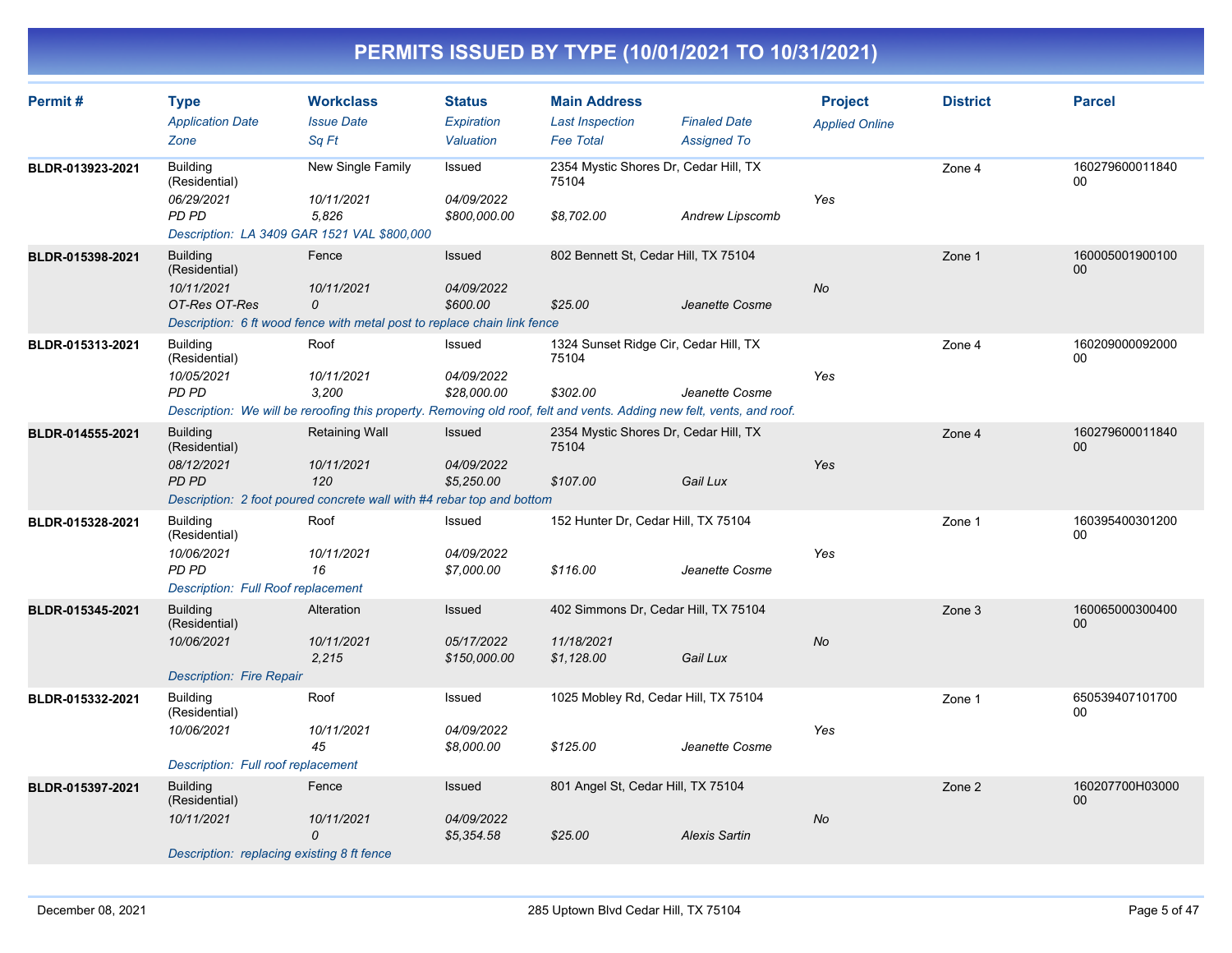# PERMITS ISSUED BY TYPE (10/01/2021 TO 10/31/2021)

| Permit # | Type / Application Date / Zone | Workclass / Issue Date / Sq Ft | Status / Expiration / Valuation | Main Address / Last Inspection / Fee Total | Finaled Date / Assigned To | Project / Applied Online | District | Parcel |
|---|---|---|---|---|---|---|---|---|
| BLDR-013923-2021 | Building (Residential) / 06/29/2021 / PD PD | New Single Family / 10/11/2021 / 5,826 | Issued / 04/09/2022 / $800,000.00 | 2354 Mystic Shores Dr, Cedar Hill, TX 75104 / / $8,702.00 | / Andrew Lipscomb | / Yes | Zone 4 | 16027960001184000 |
| | Description: LA 3409 GAR 1521 VAL $800,000 | | | | | | | |
| BLDR-015398-2021 | Building (Residential) / 10/11/2021 / OT-Res OT-Res | Fence / 10/11/2021 / 0 | Issued / 04/09/2022 / $600.00 | 802 Bennett St, Cedar Hill, TX 75104 / / $25.00 | / Jeanette Cosme | / No | Zone 1 | 16000500190010000 |
| | Description: 6 ft wood fence with metal post to replace chain link fence | | | | | | | |
| BLDR-015313-2021 | Building (Residential) / 10/05/2021 / PD PD | Roof / 10/11/2021 / 3,200 | Issued / 04/09/2022 / $28,000.00 | 1324 Sunset Ridge Cir, Cedar Hill, TX 75104 / / $302.00 | / Jeanette Cosme | / Yes | Zone 4 | 16020900009200000 |
| | Description: We will be reroofing this property. Removing old roof, felt and vents. Adding new felt, vents, and roof. | | | | | | | |
| BLDR-014555-2021 | Building (Residential) / 08/12/2021 / PD PD | Retaining Wall / 10/11/2021 / 120 | Issued / 04/09/2022 / $5,250.00 | 2354 Mystic Shores Dr, Cedar Hill, TX 75104 / / $107.00 | / Gail Lux | / Yes | Zone 4 | 16027960001184000 |
| | Description: 2 foot poured concrete wall with #4 rebar top and bottom | | | | | | | |
| BLDR-015328-2021 | Building (Residential) / 10/06/2021 / PD PD | Roof / 10/11/2021 / 16 | Issued / 04/09/2022 / $7,000.00 | 152 Hunter Dr, Cedar Hill, TX 75104 / / $116.00 | / Jeanette Cosme | / Yes | Zone 1 | 16039540030120000 |
| | Description: Full Roof replacement | | | | | | | |
| BLDR-015345-2021 | Building (Residential) / 10/06/2021 / | Alteration / 10/11/2021 / 2,215 | Issued / 05/17/2022 / $150,000.00 | 402 Simmons Dr, Cedar Hill, TX 75104 / 11/18/2021 / $1,128.00 | / Gail Lux | / No | Zone 3 | 16006500030040000 |
| | Description: Fire Repair | | | | | | | |
| BLDR-015332-2021 | Building (Residential) / 10/06/2021 / | Roof / 10/11/2021 / 45 | Issued / 04/09/2022 / $8,000.00 | 1025 Mobley Rd, Cedar Hill, TX 75104 / / $125.00 | / Jeanette Cosme | / Yes | Zone 1 | 65053940710170000 |
| | Description: Full roof replacement | | | | | | | |
| BLDR-015397-2021 | Building (Residential) / 10/11/2021 / | Fence / 10/11/2021 / 0 | Issued / 04/09/2022 / $5,354.58 | 801 Angel St, Cedar Hill, TX 75104 / / $25.00 | / Alexis Sartin | / No | Zone 2 | 160207700H0300000 |
| | Description: replacing existing 8 ft fence | | | | | | | |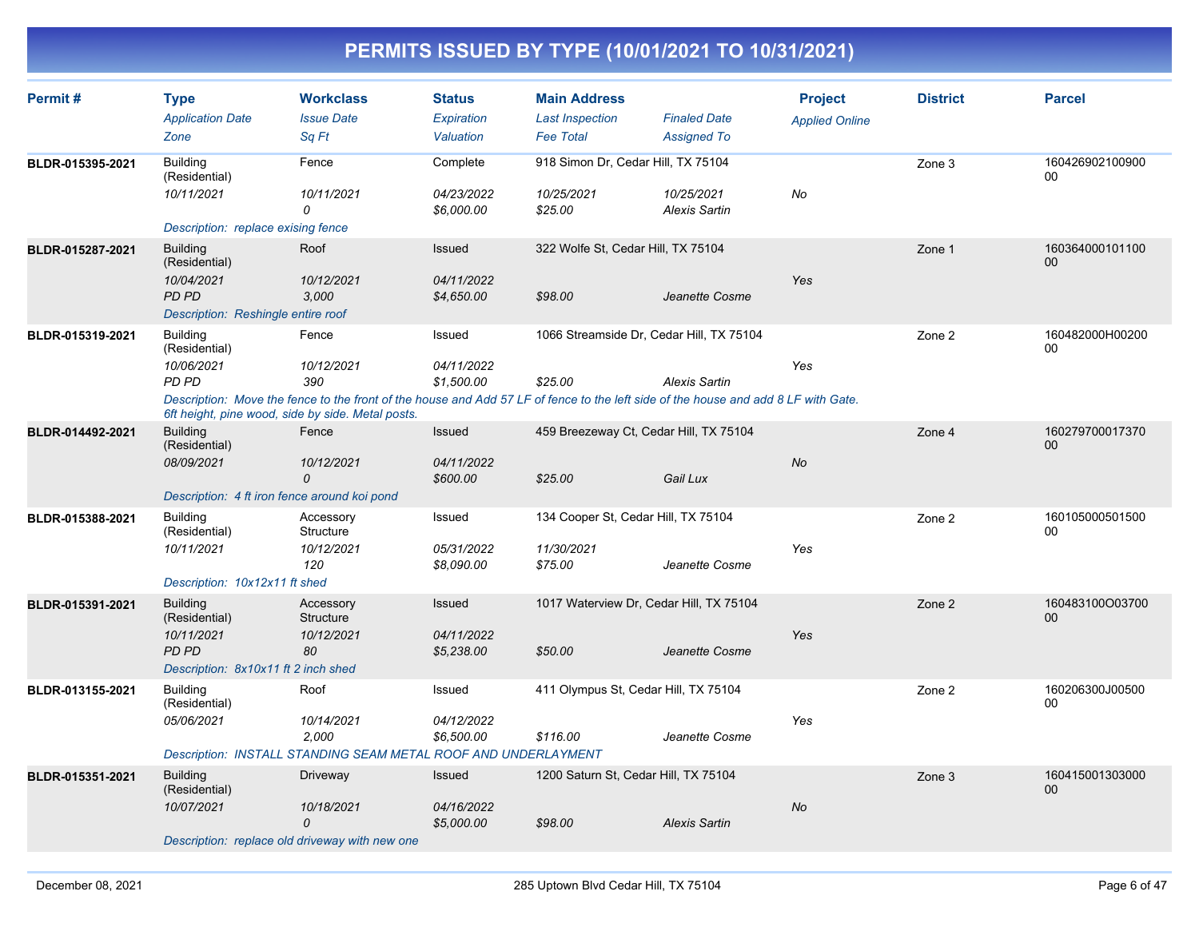# PERMITS ISSUED BY TYPE (10/01/2021 TO 10/31/2021)

| Permit # | Type | Workclass | Status | Main Address | | Project | District | Parcel |
|---|---|---|---|---|---|---|---|---|
| | *Application Date* | *Issue Date* | *Expiration* | *Last Inspection* | *Finaled Date* | *Applied Online* | | |
| | *Zone* | *Sq Ft* | *Valuation* | *Fee Total* | *Assigned To* | | | |
| **BLDR-015395-2021** | Building (Residential) | Fence | Complete | 918 Simon Dr, Cedar Hill, TX 75104 | | | Zone 3 | 16042690210090000 |
| | *10/11/2021* | *10/11/2021* | *04/23/2022* | *10/25/2021* | *10/25/2021* | *No* | | |
| | | *0* | *$6,000.00* | *$25.00* | *Alexis Sartin* | | | |
| | *Description: replace exising fence* | | | | | | | |
| **BLDR-015287-2021** | Building (Residential) | Roof | Issued | 322 Wolfe St, Cedar Hill, TX 75104 | | | Zone 1 | 16036400010110000 |
| | *10/04/2021* | *10/12/2021* | *04/11/2022* | | | *Yes* | | |
| | *PD PD* | *3,000* | *$4,650.00* | *$98.00* | *Jeanette Cosme* | | | |
| | *Description: Reshingle entire roof* | | | | | | | |
| **BLDR-015319-2021** | Building (Residential) | Fence | Issued | 1066 Streamside Dr, Cedar Hill, TX 75104 | | | Zone 2 | 160482000H0020000 |
| | *10/06/2021* | *10/12/2021* | *04/11/2022* | | | *Yes* | | |
| | *PD PD* | *390* | *$1,500.00* | *$25.00* | *Alexis Sartin* | | | |
| | *Description: Move the fence to the front of the house and Add 57 LF of fence to the left side of the house and add 8 LF with Gate. 6ft height, pine wood, side by side. Metal posts.* | | | | | | | |
| **BLDR-014492-2021** | Building (Residential) | Fence | Issued | 459 Breezeway Ct, Cedar Hill, TX 75104 | | | Zone 4 | 16027970001737000 |
| | *08/09/2021* | *10/12/2021* | *04/11/2022* | | | *No* | | |
| | | *0* | *$600.00* | *$25.00* | *Gail Lux* | | | |
| | *Description: 4 ft iron fence around koi pond* | | | | | | | |
| **BLDR-015388-2021** | Building (Residential) | Accessory Structure | Issued | 134 Cooper St, Cedar Hill, TX 75104 | | | Zone 2 | 16010500050150000 |
| | *10/11/2021* | *10/12/2021* | *05/31/2022* | *11/30/2021* | | *Yes* | | |
| | | *120* | *$8,090.00* | *$75.00* | *Jeanette Cosme* | | | |
| | *Description: 10x12x11 ft shed* | | | | | | | |
| **BLDR-015391-2021** | Building (Residential) | Accessory Structure | Issued | 1017 Waterview Dr, Cedar Hill, TX 75104 | | | Zone 2 | 160483100O0370000 |
| | *10/11/2021* | *10/12/2021* | *04/11/2022* | | | *Yes* | | |
| | *PD PD* | *80* | *$5,238.00* | *$50.00* | *Jeanette Cosme* | | | |
| | *Description: 8x10x11 ft 2 inch shed* | | | | | | | |
| **BLDR-013155-2021** | Building (Residential) | Roof | Issued | 411 Olympus St, Cedar Hill, TX 75104 | | | Zone 2 | 160206300J0050000 |
| | *05/06/2021* | *10/14/2021* | *04/12/2022* | | | *Yes* | | |
| | | *2,000* | *$6,500.00* | *$116.00* | *Jeanette Cosme* | | | |
| | *Description: INSTALL STANDING SEAM METAL ROOF AND UNDERLAYMENT* | | | | | | | |
| **BLDR-015351-2021** | Building (Residential) | Driveway | Issued | 1200 Saturn St, Cedar Hill, TX 75104 | | | Zone 3 | 16041500130300000 |
| | *10/07/2021* | *10/18/2021* | *04/16/2022* | | | *No* | | |
| | | *0* | *$5,000.00* | *$98.00* | *Alexis Sartin* | | | |
| | *Description: replace old driveway with new one* | | | | | | | |

December 08, 2021 285 Uptown Blvd Cedar Hill, TX 75104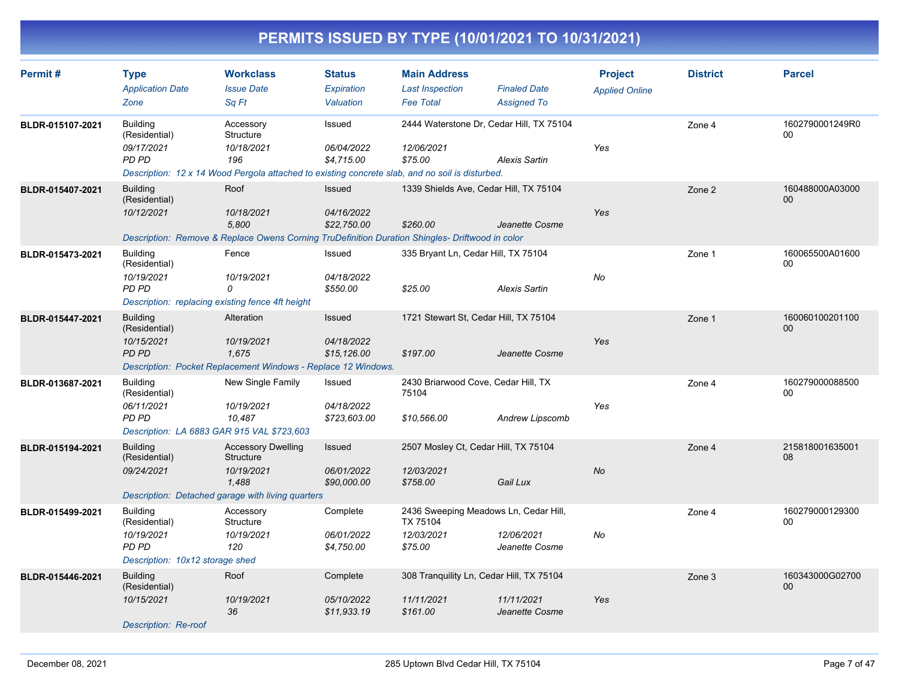# PERMITS ISSUED BY TYPE (10/01/2021 TO 10/31/2021)

| Permit # | Type / Application Date / Zone | Workclass / Issue Date / Sq Ft | Status / Expiration / Valuation | Main Address / Last Inspection / Fee Total | Finaled Date / Assigned To | Project / Applied Online | District | Parcel |
|---|---|---|---|---|---|---|---|---|
| BLDR-015107-2021 | Building (Residential) / 09/17/2021 / PD PD | Accessory Structure / 10/18/2021 / 196 | Issued / 06/04/2022 / $4,715.00 | 2444 Waterstone Dr, Cedar Hill, TX 75104 / 12/06/2021 / $75.00 | Alexis Sartin | Yes | Zone 4 | 1602790001249R000 |
| | Description: 12 x 14 Wood Pergola attached to existing concrete slab, and no soil is disturbed. | | | | | | | |
| BLDR-015407-2021 | Building (Residential) / 10/12/2021 | Roof / 10/18/2021 / 5,800 | Issued / 04/16/2022 / $22,750.00 | 1339 Shields Ave, Cedar Hill, TX 75104 / $260.00 | Jeanette Cosme | Yes | Zone 2 | 160488000A0300000 |
| | Description: Remove & Replace Owens Corning TruDefinition Duration Shingles- Driftwood in color | | | | | | | |
| BLDR-015473-2021 | Building (Residential) / 10/19/2021 / PD PD | Fence / 10/19/2021 / 0 | Issued / 04/18/2022 / $550.00 | 335 Bryant Ln, Cedar Hill, TX 75104 / $25.00 | Alexis Sartin | No | Zone 1 | 160065500A0160000 |
| | Description: replacing existing fence 4ft height | | | | | | | |
| BLDR-015447-2021 | Building (Residential) / 10/15/2021 / PD PD | Alteration / 10/19/2021 / 1,675 | Issued / 04/18/2022 / $15,126.00 | 1721 Stewart St, Cedar Hill, TX 75104 / $197.00 | Jeanette Cosme | Yes | Zone 1 | 16006010020110000 |
| | Description: Pocket Replacement Windows - Replace 12 Windows. | | | | | | | |
| BLDR-013687-2021 | Building (Residential) / 06/11/2021 / PD PD | New Single Family / 10/19/2021 / 10,487 | Issued / 04/18/2022 / $723,603.00 | 2430 Briarwood Cove, Cedar Hill, TX 75104 / $10,566.00 | Andrew Lipscomb | Yes | Zone 4 | 16027900008850000 |
| | Description: LA 6883 GAR 915 VAL $723,603 | | | | | | | |
| BLDR-015194-2021 | Building (Residential) / 09/24/2021 | Accessory Dwelling Structure / 10/19/2021 / 1,488 | Issued / 06/01/2022 / $90,000.00 | 2507 Mosley Ct, Cedar Hill, TX 75104 / 12/03/2021 / $758.00 | Gail Lux | No | Zone 4 | 21581800163500108 |
| | Description: Detached garage with living quarters | | | | | | | |
| BLDR-015499-2021 | Building (Residential) / 10/19/2021 / PD PD | Accessory Structure / 10/19/2021 / 120 | Complete / 06/01/2022 / $4,750.00 | 2436 Sweeping Meadows Ln, Cedar Hill, TX 75104 / 12/03/2021 / $75.00 | 12/06/2021 / Jeanette Cosme | No | Zone 4 | 16027900012930000 |
| | Description: 10x12 storage shed | | | | | | | |
| BLDR-015446-2021 | Building (Residential) / 10/15/2021 | Roof / 10/19/2021 / 36 | Complete / 05/10/2022 / $11,933.19 | 308 Tranquility Ln, Cedar Hill, TX 75104 / 11/11/2021 / $161.00 | 11/11/2021 / Jeanette Cosme | Yes | Zone 3 | 160343000G0270000 |
| | Description: Re-roof | | | | | | | |

December 08, 2021 285 Uptown Blvd Cedar Hill, TX 75104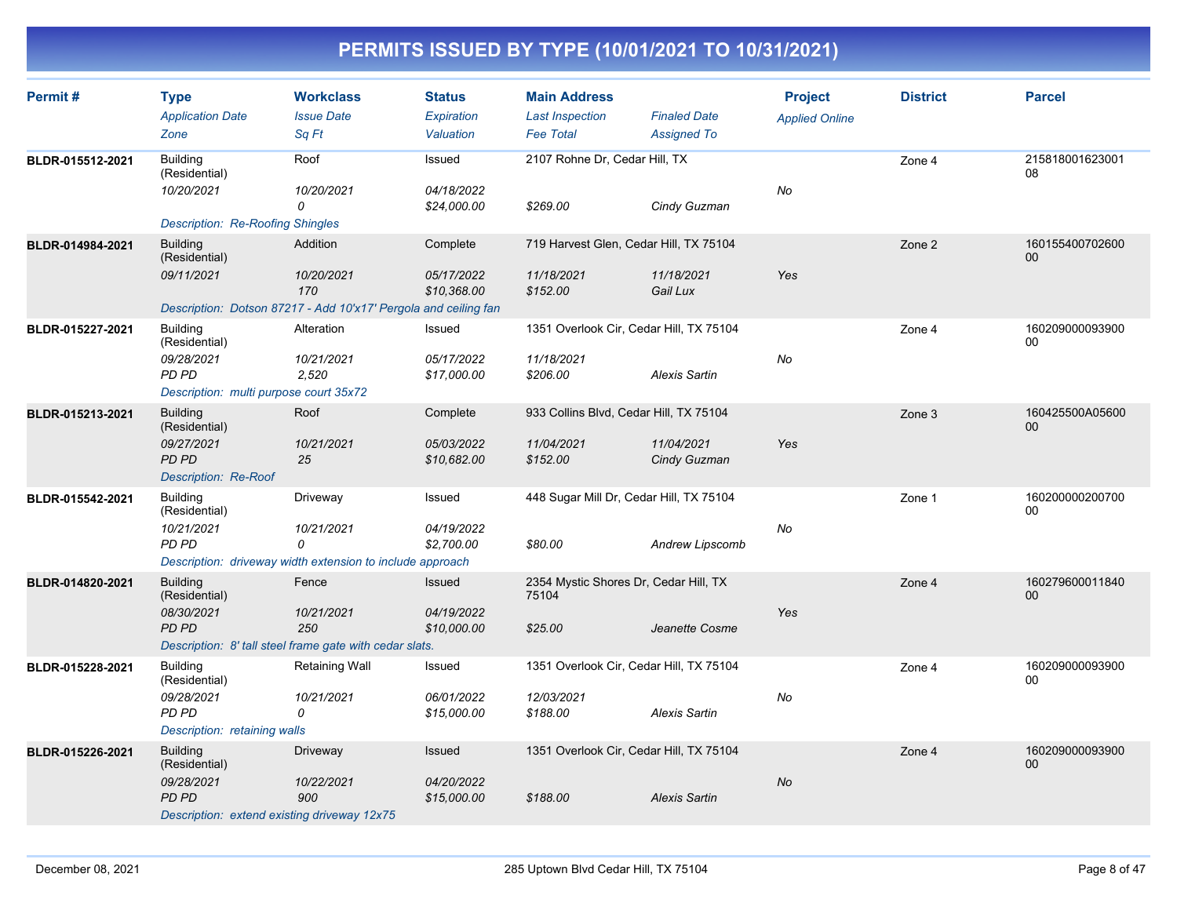# PERMITS ISSUED BY TYPE (10/01/2021 TO 10/31/2021)

| Permit # | Type / Application Date / Zone | Workclass / Issue Date / Sq Ft | Status / Expiration / Valuation | Main Address / Last Inspection / Fee Total | Finaled Date / Assigned To | Project / Applied Online | District | Parcel |
|---|---|---|---|---|---|---|---|---|
| BLDR-015512-2021 | Building (Residential)<br>10/20/2021 | Roof<br>10/20/2021<br>0 | Issued<br>04/18/2022<br>$24,000.00 | 2107 Rohne Dr, Cedar Hill, TX<br><br>$269.00 | <br>Cindy Guzman | No | Zone 4 | 21581800162300108 |
| | Description: Re-Roofing Shingles | | | | | | | |
| BLDR-014984-2021 | Building (Residential)<br>09/11/2021 | Addition<br>10/20/2021<br>170 | Complete<br>05/17/2022<br>$10,368.00 | 719 Harvest Glen, Cedar Hill, TX 75104<br>11/18/2021<br>$152.00 | 11/18/2021<br>Gail Lux | Yes | Zone 2 | 16015540070260000 |
| | Description: Dotson 87217 - Add 10'x17' Pergola and ceiling fan | | | | | | | |
| BLDR-015227-2021 | Building (Residential)<br>09/28/2021<br>PD PD | Alteration<br>10/21/2021<br>2,520 | Issued<br>05/17/2022<br>$17,000.00 | 1351 Overlook Cir, Cedar Hill, TX 75104<br>11/18/2021<br>$206.00 | <br>Alexis Sartin | No | Zone 4 | 16020900009390000 |
| | Description: multi purpose court 35x72 | | | | | | | |
| BLDR-015213-2021 | Building (Residential)<br>09/27/2021<br>PD PD | Roof<br>10/21/2021<br>25 | Complete<br>05/03/2022<br>$10,682.00 | 933 Collins Blvd, Cedar Hill, TX 75104<br>11/04/2021<br>$152.00 | 11/04/2021<br>Cindy Guzman | Yes | Zone 3 | 160425500A0560000 |
| | Description: Re-Roof | | | | | | | |
| BLDR-015542-2021 | Building (Residential)<br>10/21/2021<br>PD PD | Driveway<br>10/21/2021<br>0 | Issued<br>04/19/2022<br>$2,700.00 | 448 Sugar Mill Dr, Cedar Hill, TX 75104<br><br>$80.00 | <br>Andrew Lipscomb | No | Zone 1 | 16020000020070000 |
| | Description: driveway width extension to include approach | | | | | | | |
| BLDR-014820-2021 | Building (Residential)<br>08/30/2021<br>PD PD | Fence<br>10/21/2021<br>250 | Issued<br>04/19/2022<br>$10,000.00 | 2354 Mystic Shores Dr, Cedar Hill, TX 75104<br><br>$25.00 | <br>Jeanette Cosme | Yes | Zone 4 | 16027960001184000 |
| | Description: 8' tall steel frame gate with cedar slats. | | | | | | | |
| BLDR-015228-2021 | Building (Residential)<br>09/28/2021<br>PD PD | Retaining Wall<br>10/21/2021<br>0 | Issued<br>06/01/2022<br>$15,000.00 | 1351 Overlook Cir, Cedar Hill, TX 75104<br>12/03/2021<br>$188.00 | <br>Alexis Sartin | No | Zone 4 | 16020900009390000 |
| | Description: retaining walls | | | | | | | |
| BLDR-015226-2021 | Building (Residential)<br>09/28/2021<br>PD PD | Driveway<br>10/22/2021<br>900 | Issued<br>04/20/2022<br>$15,000.00 | 1351 Overlook Cir, Cedar Hill, TX 75104<br><br>$188.00 | <br>Alexis Sartin | No | Zone 4 | 16020900009390000 |
| | Description: extend existing driveway 12x75 | | | | | | | |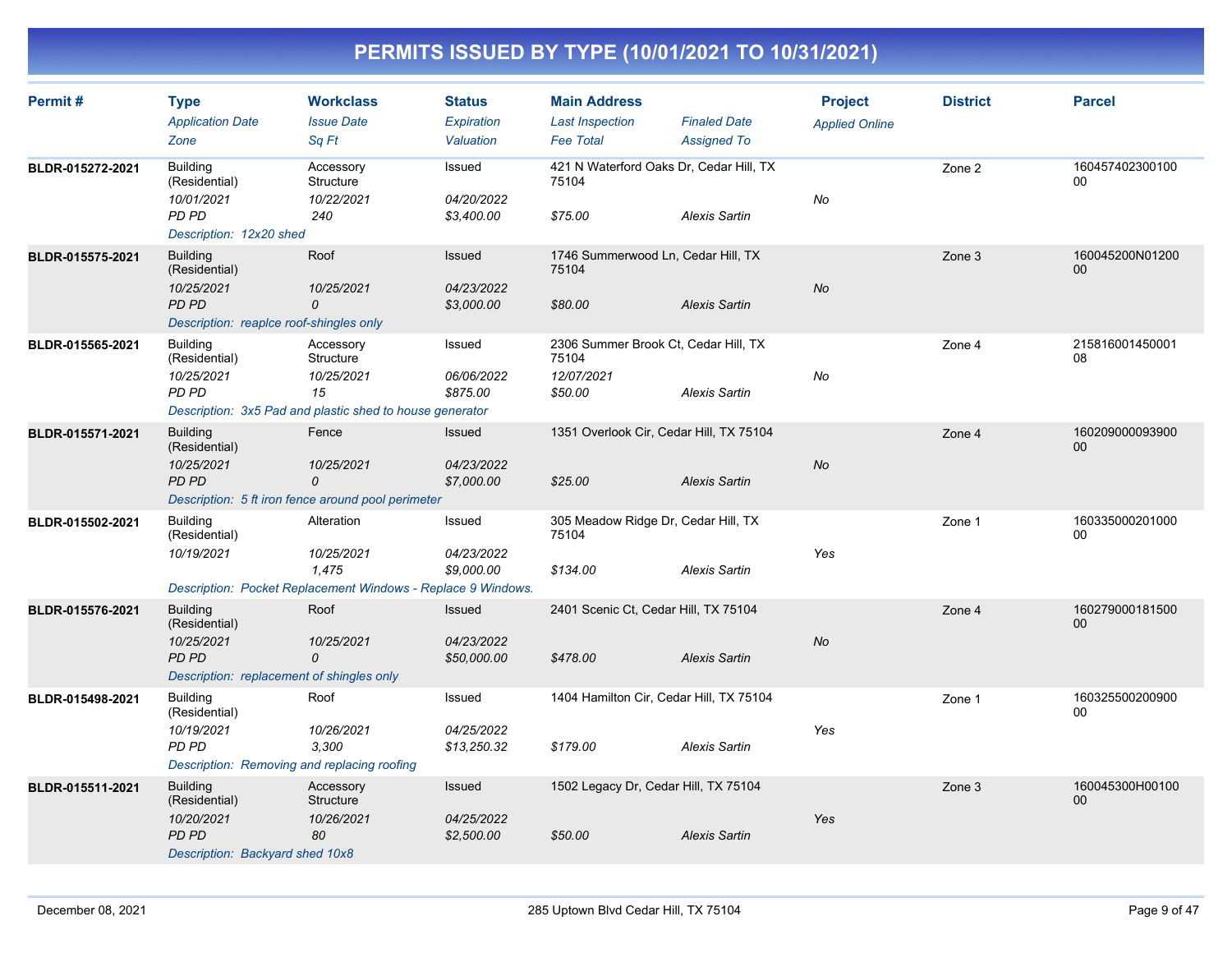# PERMITS ISSUED BY TYPE (10/01/2021 TO 10/31/2021)

| Permit # | Type<br>Application Date<br>Zone | Workclass<br>Issue Date<br>Sq Ft | Status<br>Expiration<br>Valuation | Main Address<br>Last Inspection<br>Fee Total | Finaled Date<br>Assigned To | Project<br>Applied Online | District | Parcel |
|---|---|---|---|---|---|---|---|---|
| BLDR-015272-2021 | Building (Residential)<br>10/01/2021<br>PD PD | Accessory Structure<br>10/22/2021<br>240 | Issued<br>04/20/2022<br>$3,400.00 | 421 N Waterford Oaks Dr, Cedar Hill, TX 75104<br><br>$75.00 | <br>Alexis Sartin | No | Zone 2 | 16045740230010000 |
| | Description: 12x20 shed | | | | | | | |
| BLDR-015575-2021 | Building (Residential)<br>10/25/2021<br>PD PD | Roof<br>10/25/2021<br>0 | Issued<br>04/23/2022<br>$3,000.00 | 1746 Summerwood Ln, Cedar Hill, TX 75104<br><br>$80.00 | <br>Alexis Sartin | No | Zone 3 | 160045200N0120000 |
| | Description: reaplce roof-shingles only | | | | | | | |
| BLDR-015565-2021 | Building (Residential)<br>10/25/2021<br>PD PD | Accessory Structure<br>10/25/2021<br>15 | Issued<br>06/06/2022<br>$875.00 | 2306 Summer Brook Ct, Cedar Hill, TX 75104<br>12/07/2021<br>$50.00 | <br>Alexis Sartin | No | Zone 4 | 21581600145000108 |
| | Description: 3x5 Pad and plastic shed to house generator | | | | | | | |
| BLDR-015571-2021 | Building (Residential)<br>10/25/2021<br>PD PD | Fence<br>10/25/2021<br>0 | Issued<br>04/23/2022<br>$7,000.00 | 1351 Overlook Cir, Cedar Hill, TX 75104<br><br>$25.00 | <br>Alexis Sartin | No | Zone 4 | 16020900009390000 |
| | Description: 5 ft iron fence around pool perimeter | | | | | | | |
| BLDR-015502-2021 | Building (Residential)<br>10/19/2021 | Alteration<br>10/25/2021<br>1,475 | Issued<br>04/23/2022<br>$9,000.00 | 305 Meadow Ridge Dr, Cedar Hill, TX 75104<br><br>$134.00 | <br>Alexis Sartin | Yes | Zone 1 | 16033500020100000 |
| | Description: Pocket Replacement Windows - Replace 9 Windows. | | | | | | | |
| BLDR-015576-2021 | Building (Residential)<br>10/25/2021<br>PD PD | Roof<br>10/25/2021<br>0 | Issued<br>04/23/2022<br>$50,000.00 | 2401 Scenic Ct, Cedar Hill, TX 75104<br><br>$478.00 | <br>Alexis Sartin | No | Zone 4 | 16027900018150000 |
| | Description: replacement of shingles only | | | | | | | |
| BLDR-015498-2021 | Building (Residential)<br>10/19/2021<br>PD PD | Roof<br>10/26/2021<br>3,300 | Issued<br>04/25/2022<br>$13,250.32 | 1404 Hamilton Cir, Cedar Hill, TX 75104<br><br>$179.00 | <br>Alexis Sartin | Yes | Zone 1 | 16032550020090000 |
| | Description: Removing and replacing roofing | | | | | | | |
| BLDR-015511-2021 | Building (Residential)<br>10/20/2021<br>PD PD | Accessory Structure<br>10/26/2021<br>80 | Issued<br>04/25/2022<br>$2,500.00 | 1502 Legacy Dr, Cedar Hill, TX 75104<br><br>$50.00 | <br>Alexis Sartin | Yes | Zone 3 | 160045300H0010000 |
| | Description: Backyard shed 10x8 | | | | | | | |

December 08, 2021 &nbsp;&nbsp; 285 Uptown Blvd Cedar Hill, TX 75104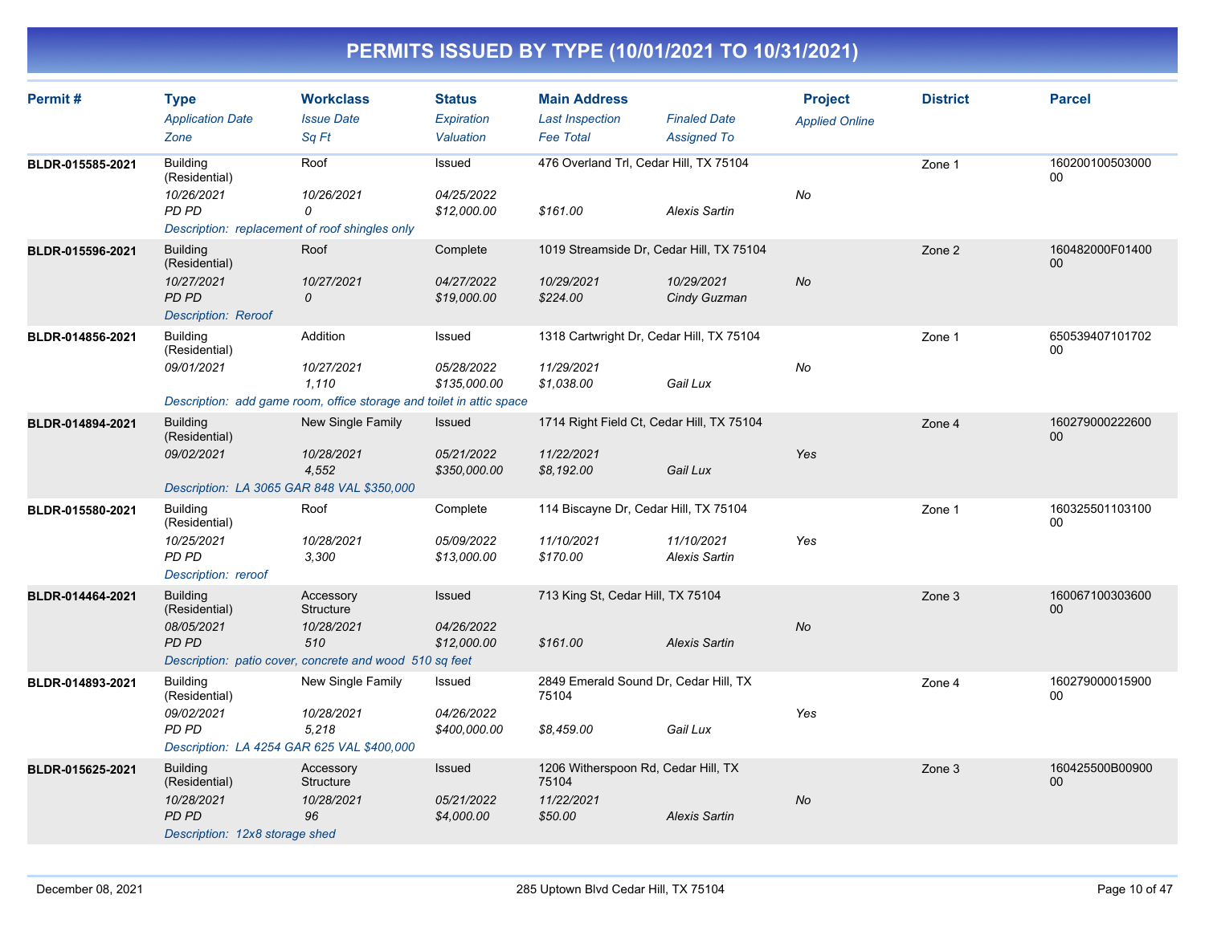# PERMITS ISSUED BY TYPE (10/01/2021 TO 10/31/2021)

| Permit # | Type<br>*Application Date*<br>*Zone* | Workclass<br>*Issue Date*<br>*Sq Ft* | Status<br>*Expiration*<br>*Valuation* | Main Address<br>*Last Inspection*<br>*Fee Total* | *Finaled Date*<br>*Assigned To* | Project<br>*Applied Online* | District | Parcel |
|---|---|---|---|---|---|---|---|---|
| BLDR-015585-2021 | Building (Residential)<br>*10/26/2021*<br>*PD PD* | Roof<br>*10/26/2021*<br>*0* | Issued<br>*04/25/2022*<br>*$12,000.00* | 476 Overland Trl, Cedar Hill, TX 75104<br><br>*$161.00* | <br><br>*Alexis Sartin* | <br>*No* | Zone 1 | 16020010050300000 |
| | *Description: replacement of roof shingles only* | | | | | | | |
| BLDR-015596-2021 | Building (Residential)<br>*10/27/2021*<br>*PD PD* | Roof<br>*10/27/2021*<br>*0* | Complete<br>*04/27/2022*<br>*$19,000.00* | 1019 Streamside Dr, Cedar Hill, TX 75104<br>*10/29/2021*<br>*$224.00* | <br>*10/29/2021*<br>*Cindy Guzman* | <br>*No* | Zone 2 | 160482000F0140000 |
| | *Description: Reroof* | | | | | | | |
| BLDR-014856-2021 | Building (Residential)<br>*09/01/2021* | Addition<br>*10/27/2021*<br>*1,110* | Issued<br>*05/28/2022*<br>*$135,000.00* | 1318 Cartwright Dr, Cedar Hill, TX 75104<br>*11/29/2021*<br>*$1,038.00* | <br><br>*Gail Lux* | <br>*No* | Zone 1 | 65053940710170200 |
| | *Description: add game room, office storage and toilet in attic space* | | | | | | | |
| BLDR-014894-2021 | Building (Residential)<br>*09/02/2021* | New Single Family<br>*10/28/2021*<br>*4,552* | Issued<br>*05/21/2022*<br>*$350,000.00* | 1714 Right Field Ct, Cedar Hill, TX 75104<br>*11/22/2021*<br>*$8,192.00* | <br><br>*Gail Lux* | <br>*Yes* | Zone 4 | 16027900022260000 |
| | *Description: LA 3065 GAR 848 VAL $350,000* | | | | | | | |
| BLDR-015580-2021 | Building (Residential)<br>*10/25/2021*<br>*PD PD* | Roof<br>*10/28/2021*<br>*3,300* | Complete<br>*05/09/2022*<br>*$13,000.00* | 114 Biscayne Dr, Cedar Hill, TX 75104<br>*11/10/2021*<br>*$170.00* | <br>*11/10/2021*<br>*Alexis Sartin* | <br>*Yes* | Zone 1 | 16032550110310000 |
| | *Description: reroof* | | | | | | | |
| BLDR-014464-2021 | Building (Residential)<br>*08/05/2021*<br>*PD PD* | Accessory Structure<br>*10/28/2021*<br>*510* | Issued<br>*04/26/2022*<br>*$12,000.00* | 713 King St, Cedar Hill, TX 75104<br><br>*$161.00* | <br><br>*Alexis Sartin* | <br>*No* | Zone 3 | 16006710030360000 |
| | *Description: patio cover, concrete and wood 510 sq feet* | | | | | | | |
| BLDR-014893-2021 | Building (Residential)<br>*09/02/2021*<br>*PD PD* | New Single Family<br>*10/28/2021*<br>*5,218* | Issued<br>*04/26/2022*<br>*$400,000.00* | 2849 Emerald Sound Dr, Cedar Hill, TX 75104<br><br>*$8,459.00* | <br><br>*Gail Lux* | <br>*Yes* | Zone 4 | 16027900001590000 |
| | *Description: LA 4254 GAR 625 VAL $400,000* | | | | | | | |
| BLDR-015625-2021 | Building (Residential)<br>*10/28/2021*<br>*PD PD* | Accessory Structure<br>*10/28/2021*<br>*96* | Issued<br>*05/21/2022*<br>*$4,000.00* | 1206 Witherspoon Rd, Cedar Hill, TX 75104<br>*11/22/2021*<br>*$50.00* | <br><br>*Alexis Sartin* | <br>*No* | Zone 3 | 160425500B0090000 |
| | *Description: 12x8 storage shed* | | | | | | | |

December 08, 2021 — 285 Uptown Blvd Cedar Hill, TX 75104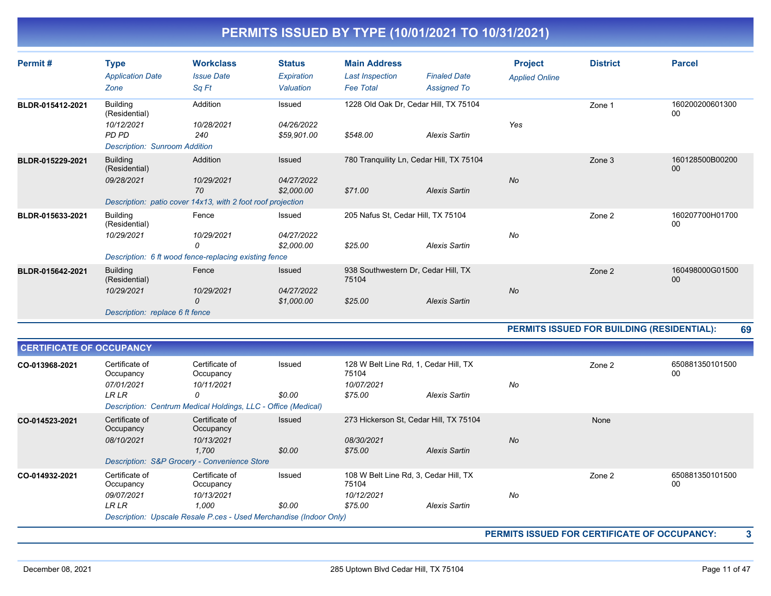# PERMITS ISSUED BY TYPE (10/01/2021 TO 10/31/2021)

| Permit # | Type / Application Date / Zone | Workclass / Issue Date / Sq Ft | Status / Expiration / Valuation | Main Address / Last Inspection / Fee Total | Finaled Date / Assigned To | Project / Applied Online | District | Parcel |
|---|---|---|---|---|---|---|---|---|
| BLDR-015412-2021 | Building (Residential) | Addition | Issued | 1228 Old Oak Dr, Cedar Hill, TX 75104 | | | Zone 1 | 16020020060130000 |
| | 10/12/2021 | 10/28/2021 | 04/26/2022 | | | Yes | | |
| | PD PD | 240 | $59,901.00 | $548.00 | Alexis Sartin | | | |
| | Description: Sunroom Addition | | | | | | | |
| BLDR-015229-2021 | Building (Residential) | Addition | Issued | 780 Tranquility Ln, Cedar Hill, TX 75104 | | | Zone 3 | 160128500B00200 00 |
| | 09/28/2021 | 10/29/2021 | 04/27/2022 | | | No | | |
| | | 70 | $2,000.00 | $71.00 | Alexis Sartin | | | |
| | Description: patio cover 14x13, with 2 foot roof projection | | | | | | | |
| BLDR-015633-2021 | Building (Residential) | Fence | Issued | 205 Nafus St, Cedar Hill, TX 75104 | | | Zone 2 | 160207700H01700 00 |
| | 10/29/2021 | 10/29/2021 | 04/27/2022 | | | No | | |
| | | 0 | $2,000.00 | $25.00 | Alexis Sartin | | | |
| | Description: 6 ft wood fence-replacing existing fence | | | | | | | |
| BLDR-015642-2021 | Building (Residential) | Fence | Issued | 938 Southwestern Dr, Cedar Hill, TX 75104 | | | Zone 2 | 160498000G01500 00 |
| | 10/29/2021 | 10/29/2021 | 04/27/2022 | | | No | | |
| | | 0 | $1,000.00 | $25.00 | Alexis Sartin | | | |
| | Description: replace 6 ft fence | | | | | | | |

**PERMITS ISSUED FOR BUILDING (RESIDENTIAL): 69**

## CERTIFICATE OF OCCUPANCY

| Permit # | Type / Application Date / Zone | Workclass / Issue Date / Sq Ft | Status / Expiration / Valuation | Main Address / Last Inspection / Fee Total | Finaled Date / Assigned To | Project / Applied Online | District | Parcel |
|---|---|---|---|---|---|---|---|---|
| CO-013968-2021 | Certificate of Occupancy | Certificate of Occupancy | Issued | 128 W Belt Line Rd, 1, Cedar Hill, TX 75104 | | | Zone 2 | 65088135010150000 |
| | 07/01/2021 | 10/11/2021 | | 10/07/2021 | | No | | |
| | LR LR | 0 | $0.00 | $75.00 | Alexis Sartin | | | |
| | Description: Centrum Medical Holdings, LLC - Office (Medical) | | | | | | | |
| CO-014523-2021 | Certificate of Occupancy | Certificate of Occupancy | Issued | 273 Hickerson St, Cedar Hill, TX 75104 | | | None | |
| | 08/10/2021 | 10/13/2021 | | 08/30/2021 | | No | | |
| | | 1,700 | $0.00 | $75.00 | Alexis Sartin | | | |
| | Description: S&P Grocery - Convenience Store | | | | | | | |
| CO-014932-2021 | Certificate of Occupancy | Certificate of Occupancy | Issued | 108 W Belt Line Rd, 3, Cedar Hill, TX 75104 | | | Zone 2 | 65088135010150000 |
| | 09/07/2021 | 10/13/2021 | | 10/12/2021 | | No | | |
| | LR LR | 1,000 | $0.00 | $75.00 | Alexis Sartin | | | |
| | Description: Upscale Resale P.ces - Used Merchandise (Indoor Only) | | | | | | | |

**PERMITS ISSUED FOR CERTIFICATE OF OCCUPANCY: 3**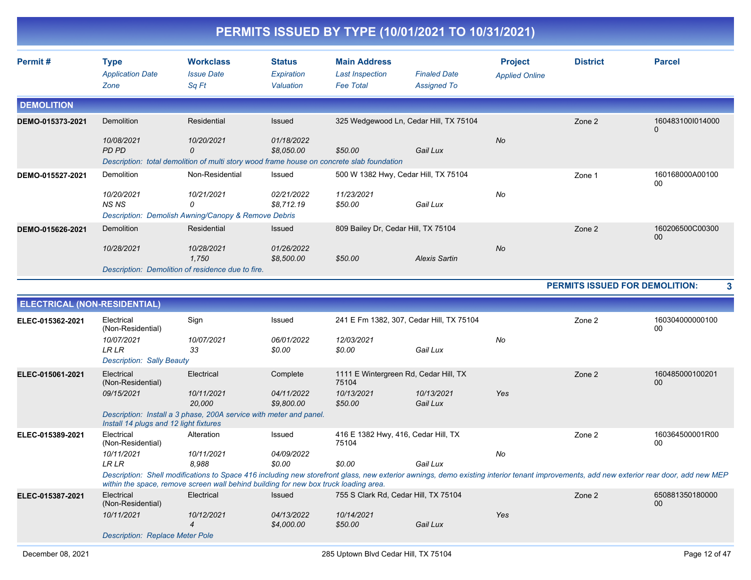# PERMITS ISSUED BY TYPE (10/01/2021 TO 10/31/2021)

| Permit # | Type / Application Date / Zone | Workclass / Issue Date / Sq Ft | Status / Expiration / Valuation | Main Address / Last Inspection / Fee Total | Finaled Date / Assigned To | Project / Applied Online | District | Parcel |
|---|---|---|---|---|---|---|---|---|

## DEMOLITION

| Permit # | Type / Application Date / Zone | Workclass / Issue Date / Sq Ft | Status / Expiration / Valuation | Main Address / Last Inspection / Fee Total | Finaled Date / Assigned To | Project / Applied Online | District | Parcel |
|---|---|---|---|---|---|---|---|---|
| DEMO-015373-2021 | Demolition<br>*10/08/2021*<br>*PD PD* | Residential<br>*10/20/2021*<br>*0* | Issued<br>*01/18/2022*<br>*$8,050.00* | 325 Wedgewood Ln, Cedar Hill, TX 75104<br><br>*$50.00* | <br><br>*Gail Lux* | <br>*No* | Zone 2 | 160483100I0140000 |
| | *Description: total demolition of multi story wood frame house on concrete slab foundation* | | | | | | | |
| DEMO-015527-2021 | Demolition<br>*10/20/2021*<br>*NS NS* | Non-Residential<br>*10/21/2021*<br>*0* | Issued<br>*02/21/2022*<br>*$8,712.19* | 500 W 1382 Hwy, Cedar Hill, TX 75104<br>*11/23/2021*<br>*$50.00* | <br><br>*Gail Lux* | <br>*No* | Zone 1 | 160168000A0010000 |
| | *Description: Demolish Awning/Canopy & Remove Debris* | | | | | | | |
| DEMO-015626-2021 | Demolition<br>*10/28/2021* | Residential<br>*10/28/2021*<br>*1,750* | Issued<br>*01/26/2022*<br>*$8,500.00* | 809 Bailey Dr, Cedar Hill, TX 75104<br><br>*$50.00* | <br><br>*Alexis Sartin* | <br>*No* | Zone 2 | 160206500C0030000 |
| | *Description: Demolition of residence due to fire.* | | | | | | | |

**PERMITS ISSUED FOR DEMOLITION: 3**

## ELECTRICAL (NON-RESIDENTIAL)

| Permit # | Type / Application Date / Zone | Workclass / Issue Date / Sq Ft | Status / Expiration / Valuation | Main Address / Last Inspection / Fee Total | Finaled Date / Assigned To | Project / Applied Online | District | Parcel |
|---|---|---|---|---|---|---|---|---|
| ELEC-015362-2021 | Electrical (Non-Residential)<br>*10/07/2021*<br>*LR LR* | Sign<br>*10/07/2021*<br>*33* | Issued<br>*06/01/2022*<br>*$0.00* | 241 E Fm 1382, 307, Cedar Hill, TX 75104<br>*12/03/2021*<br>*$0.00* | <br><br>*Gail Lux* | <br>*No* | Zone 2 | 16030400000010000 |
| | *Description: Sally Beauty* | | | | | | | |
| ELEC-015061-2021 | Electrical (Non-Residential)<br>*09/15/2021* | Electrical<br>*10/11/2021*<br>*20,000* | Complete<br>*04/11/2022*<br>*$9,800.00* | 1111 E Wintergreen Rd, Cedar Hill, TX 75104<br>*10/13/2021*<br>*$50.00* | *10/13/2021*<br>*Gail Lux* | <br>*Yes* | Zone 2 | 16048500010020100 |
| | *Description: Install a 3 phase, 200A service with meter and panel. Install 14 plugs and 12 light fixtures* | | | | | | | |
| ELEC-015389-2021 | Electrical (Non-Residential)<br>*10/11/2021*<br>*LR LR* | Alteration<br>*10/11/2021*<br>*8,988* | Issued<br>*04/09/2022*<br>*$0.00* | 416 E 1382 Hwy, 416, Cedar Hill, TX 75104<br><br>*$0.00* | <br><br>*Gail Lux* | <br>*No* | Zone 2 | 160364500001R0000 |
| | *Description: Shell modifications to Space 416 including new storefront glass, new exterior awnings, demo existing interior tenant improvements, add new exterior rear door, add new MEP within the space, remove screen wall behind building for new box truck loading area.* | | | | | | | |
| ELEC-015387-2021 | Electrical (Non-Residential)<br>*10/11/2021* | Electrical<br>*10/12/2021*<br>*4* | Issued<br>*04/13/2022*<br>*$4,000.00* | 755 S Clark Rd, Cedar Hill, TX 75104<br>*10/14/2021*<br>*$50.00* | <br><br>*Gail Lux* | <br>*Yes* | Zone 2 | 65088135018000000 |
| | *Description: Replace Meter Pole* | | | | | | | |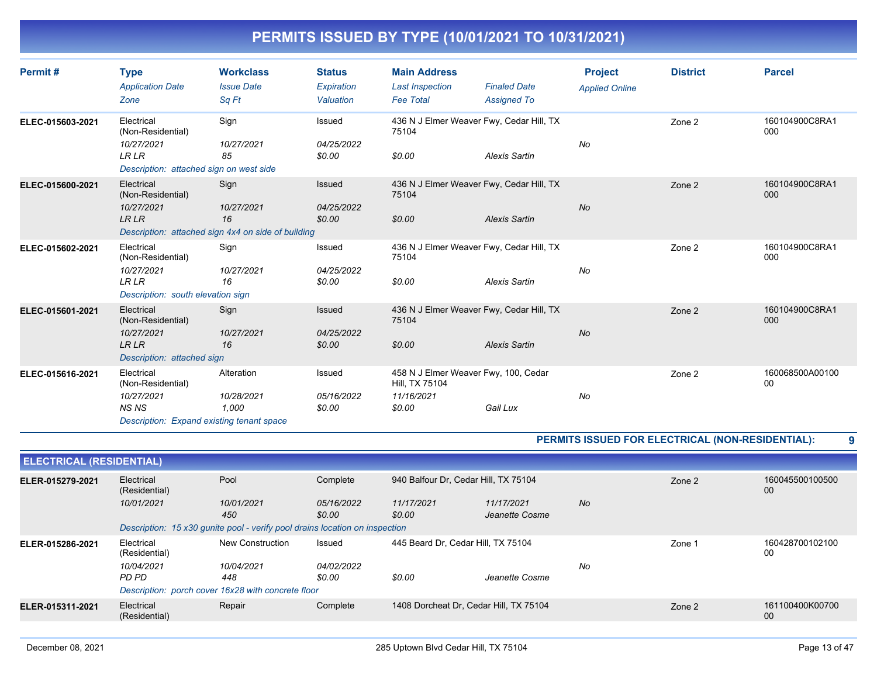# PERMITS ISSUED BY TYPE (10/01/2021 TO 10/31/2021)

| Permit # | Type / Application Date / Zone | Workclass / Issue Date / Sq Ft | Status / Expiration / Valuation | Main Address / Last Inspection / Fee Total | Finaled Date / Assigned To | Project / Applied Online | District | Parcel |
|---|---|---|---|---|---|---|---|---|
| ELEC-015603-2021 | Electrical (Non-Residential) / 10/27/2021 / LR LR | Sign / 10/27/2021 / 85 | Issued / 04/25/2022 / $0.00 | 436 N J Elmer Weaver Fwy, Cedar Hill, TX 75104 / / $0.00 | / Alexis Sartin | / No | Zone 2 | 160104900C8RA1000 |
| | Description: attached sign on west side | | | | | | | |
| ELEC-015600-2021 | Electrical (Non-Residential) / 10/27/2021 / LR LR | Sign / 10/27/2021 / 16 | Issued / 04/25/2022 / $0.00 | 436 N J Elmer Weaver Fwy, Cedar Hill, TX 75104 / / $0.00 | / Alexis Sartin | / No | Zone 2 | 160104900C8RA1000 |
| | Description: attached sign 4x4 on side of building | | | | | | | |
| ELEC-015602-2021 | Electrical (Non-Residential) / 10/27/2021 / LR LR | Sign / 10/27/2021 / 16 | Issued / 04/25/2022 / $0.00 | 436 N J Elmer Weaver Fwy, Cedar Hill, TX 75104 / / $0.00 | / Alexis Sartin | / No | Zone 2 | 160104900C8RA1000 |
| | Description: south elevation sign | | | | | | | |
| ELEC-015601-2021 | Electrical (Non-Residential) / 10/27/2021 / LR LR | Sign / 10/27/2021 / 16 | Issued / 04/25/2022 / $0.00 | 436 N J Elmer Weaver Fwy, Cedar Hill, TX 75104 / / $0.00 | / Alexis Sartin | / No | Zone 2 | 160104900C8RA1000 |
| | Description: attached sign | | | | | | | |
| ELEC-015616-2021 | Electrical (Non-Residential) / 10/27/2021 / NS NS | Alteration / 10/28/2021 / 1,000 | Issued / 05/16/2022 / $0.00 | 458 N J Elmer Weaver Fwy, 100, Cedar Hill, TX 75104 / 11/16/2021 / $0.00 | / Gail Lux | / No | Zone 2 | 160068500A0010000 |
| | Description: Expand existing tenant space | | | | | | | |

**PERMITS ISSUED FOR ELECTRICAL (NON-RESIDENTIAL): 9**

## ELECTRICAL (RESIDENTIAL)

| Permit # | Type / Application Date / Zone | Workclass / Issue Date / Sq Ft | Status / Expiration / Valuation | Main Address / Last Inspection / Fee Total | Finaled Date / Assigned To | Project / Applied Online | District | Parcel |
|---|---|---|---|---|---|---|---|---|
| ELER-015279-2021 | Electrical (Residential) / 10/01/2021 / | Pool / 10/01/2021 / 450 | Complete / 05/16/2022 / $0.00 | 940 Balfour Dr, Cedar Hill, TX 75104 / 11/17/2021 / $0.00 | 11/17/2021 / Jeanette Cosme | / No | Zone 2 | 16004550010050000 |
| | Description: 15 x30 gunite pool - verify pool drains location on inspection | | | | | | | |
| ELER-015286-2021 | Electrical (Residential) / 10/04/2021 / PD PD | New Construction / 10/04/2021 / 448 | Issued / 04/02/2022 / $0.00 | 445 Beard Dr, Cedar Hill, TX 75104 / / $0.00 | / Jeanette Cosme | / No | Zone 1 | 16042870010210000 |
| | Description: porch cover 16x28 with concrete floor | | | | | | | |
| ELER-015311-2021 | Electrical (Residential) | Repair | Complete | 1408 Dorcheat Dr, Cedar Hill, TX 75104 | | | Zone 2 | 161100400K0070000 |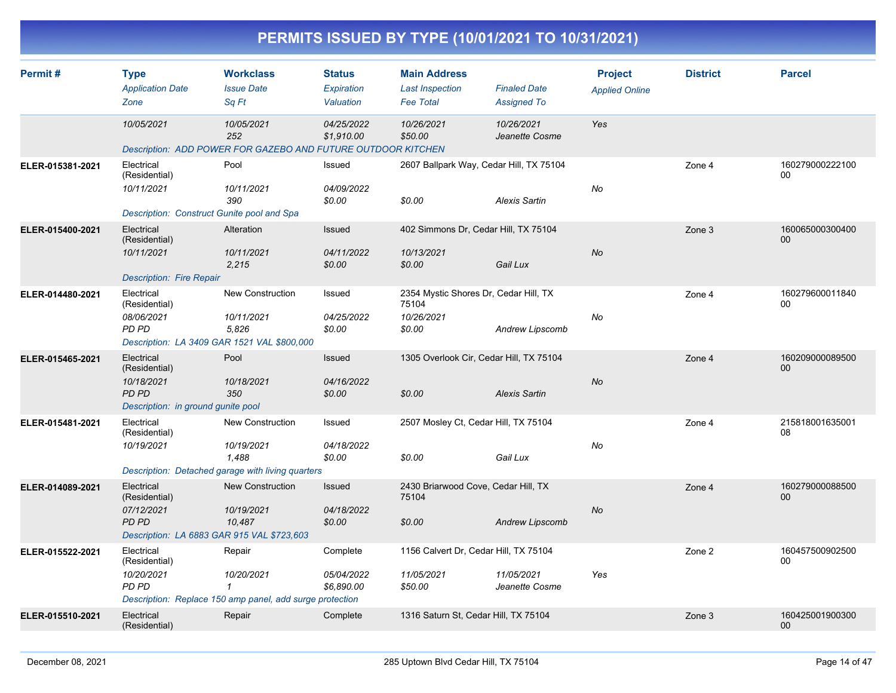# PERMITS ISSUED BY TYPE (10/01/2021 TO 10/31/2021)

| Permit # | Type / Application Date / Zone | Workclass / Issue Date / Sq Ft | Status / Expiration / Valuation | Main Address / Last Inspection / Fee Total | Finaled Date / Assigned To | Project / Applied Online | District | Parcel |
|---|---|---|---|---|---|---|---|---|
| | 10/05/2021 | 10/05/2021<br>252 | 04/25/2022<br>$1,910.00 | 10/26/2021<br>$50.00 | 10/26/2021<br>Jeanette Cosme | Yes | | |
| | Description: ADD POWER FOR GAZEBO AND FUTURE OUTDOOR KITCHEN | | | | | | | |
| ELER-015381-2021 | Electrical (Residential)<br>10/11/2021 | Pool<br>10/11/2021<br>390 | Issued<br>04/09/2022<br>$0.00 | 2607 Ballpark Way, Cedar Hill, TX 75104<br><br>$0.00 | Alexis Sartin | No | Zone 4 | 16027900022210000 |
| | Description: Construct Gunite pool and Spa | | | | | | | |
| ELER-015400-2021 | Electrical (Residential)<br>10/11/2021 | Alteration<br>10/11/2021<br>2,215 | Issued<br>04/11/2022<br>$0.00 | 402 Simmons Dr, Cedar Hill, TX 75104<br>10/13/2021<br>$0.00 | Gail Lux | No | Zone 3 | 16006500030040000 |
| | Description: Fire Repair | | | | | | | |
| ELER-014480-2021 | Electrical (Residential)<br>08/06/2021<br>PD PD | New Construction<br>10/11/2021<br>5,826 | Issued<br>04/25/2022<br>$0.00 | 2354 Mystic Shores Dr, Cedar Hill, TX 75104<br>10/26/2021<br>$0.00 | Andrew Lipscomb | No | Zone 4 | 16027960001184000 |
| | Description: LA 3409 GAR 1521 VAL $800,000 | | | | | | | |
| ELER-015465-2021 | Electrical (Residential)<br>10/18/2021<br>PD PD | Pool<br>10/18/2021<br>350 | Issued<br>04/16/2022<br>$0.00 | 1305 Overlook Cir, Cedar Hill, TX 75104<br><br>$0.00 | Alexis Sartin | No | Zone 4 | 16020900008950000 |
| | Description: in ground gunite pool | | | | | | | |
| ELER-015481-2021 | Electrical (Residential)<br>10/19/2021 | New Construction<br>10/19/2021<br>1,488 | Issued<br>04/18/2022<br>$0.00 | 2507 Mosley Ct, Cedar Hill, TX 75104<br><br>$0.00 | Gail Lux | No | Zone 4 | 21581800163500108 |
| | Description: Detached garage with living quarters | | | | | | | |
| ELER-014089-2021 | Electrical (Residential)<br>07/12/2021<br>PD PD | New Construction<br>10/19/2021<br>10,487 | Issued<br>04/18/2022<br>$0.00 | 2430 Briarwood Cove, Cedar Hill, TX 75104<br><br>$0.00 | Andrew Lipscomb | No | Zone 4 | 16027900008850000 |
| | Description: LA 6883 GAR 915 VAL $723,603 | | | | | | | |
| ELER-015522-2021 | Electrical (Residential)<br>10/20/2021<br>PD PD | Repair<br>10/20/2021<br>1 | Complete<br>05/04/2022<br>$6,890.00 | 1156 Calvert Dr, Cedar Hill, TX 75104<br>11/05/2021<br>$50.00 | 11/05/2021<br>Jeanette Cosme | Yes | Zone 2 | 16045750090250000 |
| | Description: Replace 150 amp panel, add surge protection | | | | | | | |
| ELER-015510-2021 | Electrical (Residential) | Repair | Complete | 1316 Saturn St, Cedar Hill, TX 75104 | | | Zone 3 | 16042500190030000 |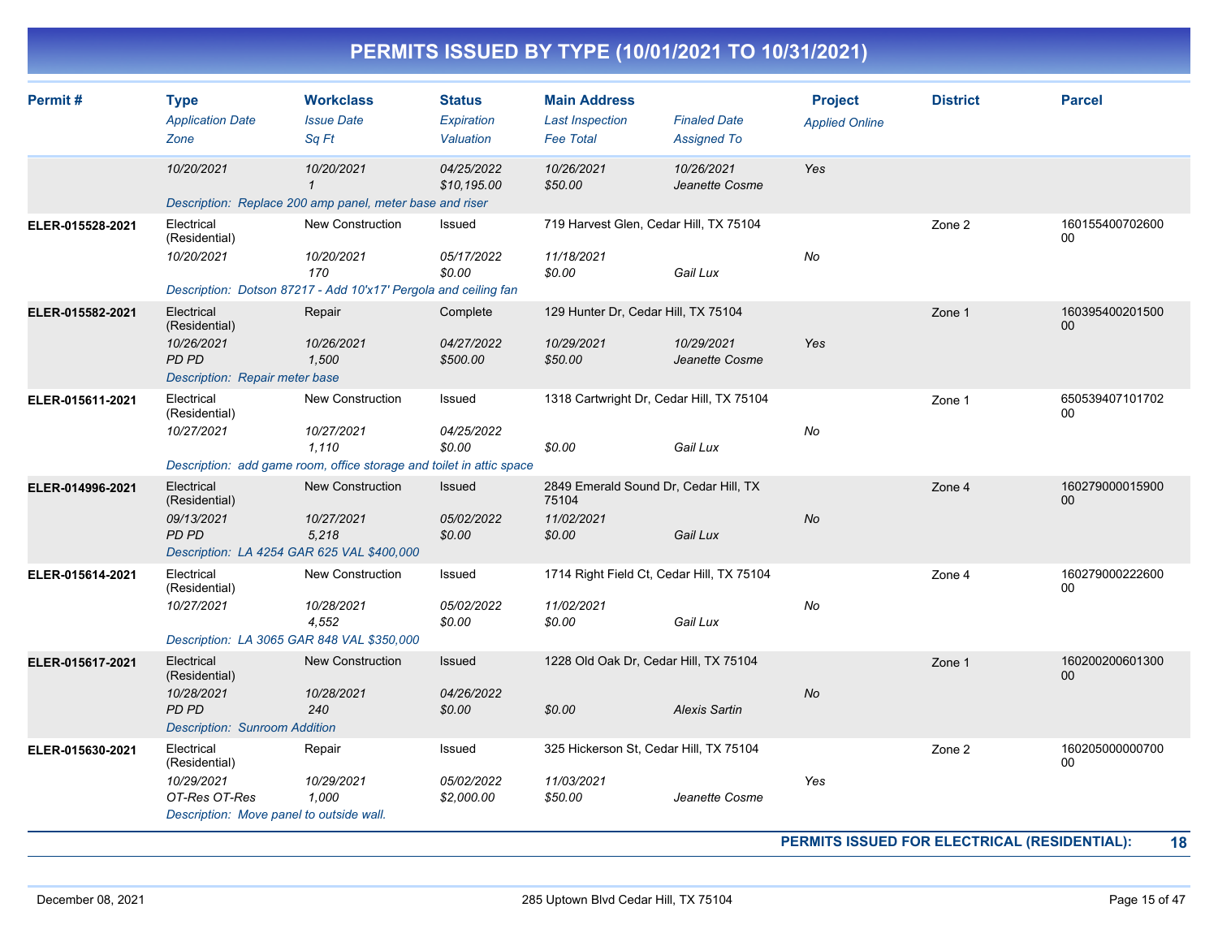# PERMITS ISSUED BY TYPE (10/01/2021 TO 10/31/2021)

| Permit # | Type / Application Date / Zone | Workclass / Issue Date / Sq Ft | Status / Expiration / Valuation | Main Address / Last Inspection / Fee Total | Finaled Date / Assigned To | Project / Applied Online | District | Parcel |
|---|---|---|---|---|---|---|---|---|
| | 10/20/2021 | 10/20/2021<br>1 | 04/25/2022<br>$10,195.00 | 10/26/2021<br>$50.00 | 10/26/2021<br>Jeanette Cosme | Yes | | |
| | Description: Replace 200 amp panel, meter base and riser | | | | | | | |
| ELER-015528-2021 | Electrical (Residential)<br>10/20/2021 | New Construction<br>10/20/2021<br>170 | Issued<br>05/17/2022<br>$0.00 | 719 Harvest Glen, Cedar Hill, TX 75104<br>11/18/2021<br>$0.00 | Gail Lux | No | Zone 2 | 16015540070260000 |
| | Description: Dotson 87217 - Add 10'x17' Pergola and ceiling fan | | | | | | | |
| ELER-015582-2021 | Electrical (Residential)<br>10/26/2021<br>PD PD | Repair<br>10/26/2021<br>1,500 | Complete<br>04/27/2022<br>$500.00 | 129 Hunter Dr, Cedar Hill, TX 75104<br>10/29/2021<br>$50.00 | 10/29/2021<br>Jeanette Cosme | Yes | Zone 1 | 16039540020150000 |
| | Description: Repair meter base | | | | | | | |
| ELER-015611-2021 | Electrical (Residential)<br>10/27/2021 | New Construction<br>10/27/2021<br>1,110 | Issued<br>04/25/2022<br>$0.00 | 1318 Cartwright Dr, Cedar Hill, TX 75104<br><br>$0.00 | Gail Lux | No | Zone 1 | 65053940710170200 |
| | Description: add game room, office storage and toilet in attic space | | | | | | | |
| ELER-014996-2021 | Electrical (Residential)<br>09/13/2021<br>PD PD | New Construction<br>10/27/2021<br>5,218 | Issued<br>05/02/2022<br>$0.00 | 2849 Emerald Sound Dr, Cedar Hill, TX 75104<br>11/02/2021<br>$0.00 | Gail Lux | No | Zone 4 | 16027900001590000 |
| | Description: LA 4254 GAR 625 VAL $400,000 | | | | | | | |
| ELER-015614-2021 | Electrical (Residential)<br>10/27/2021 | New Construction<br>10/28/2021<br>4,552 | Issued<br>05/02/2022<br>$0.00 | 1714 Right Field Ct, Cedar Hill, TX 75104<br>11/02/2021<br>$0.00 | Gail Lux | No | Zone 4 | 16027900022260000 |
| | Description: LA 3065 GAR 848 VAL $350,000 | | | | | | | |
| ELER-015617-2021 | Electrical (Residential)<br>10/28/2021<br>PD PD | New Construction<br>10/28/2021<br>240 | Issued<br>04/26/2022<br>$0.00 | 1228 Old Oak Dr, Cedar Hill, TX 75104<br><br>$0.00 | Alexis Sartin | No | Zone 1 | 16020020060130000 |
| | Description: Sunroom Addition | | | | | | | |
| ELER-015630-2021 | Electrical (Residential)<br>10/29/2021<br>OT-Res OT-Res | Repair<br>10/29/2021<br>1,000 | Issued<br>05/02/2022<br>$2,000.00 | 325 Hickerson St, Cedar Hill, TX 75104<br>11/03/2021<br>$50.00 | Jeanette Cosme | Yes | Zone 2 | 16020500000070000 |
| | Description: Move panel to outside wall. | | | | | | | |

**PERMITS ISSUED FOR ELECTRICAL (RESIDENTIAL): 18**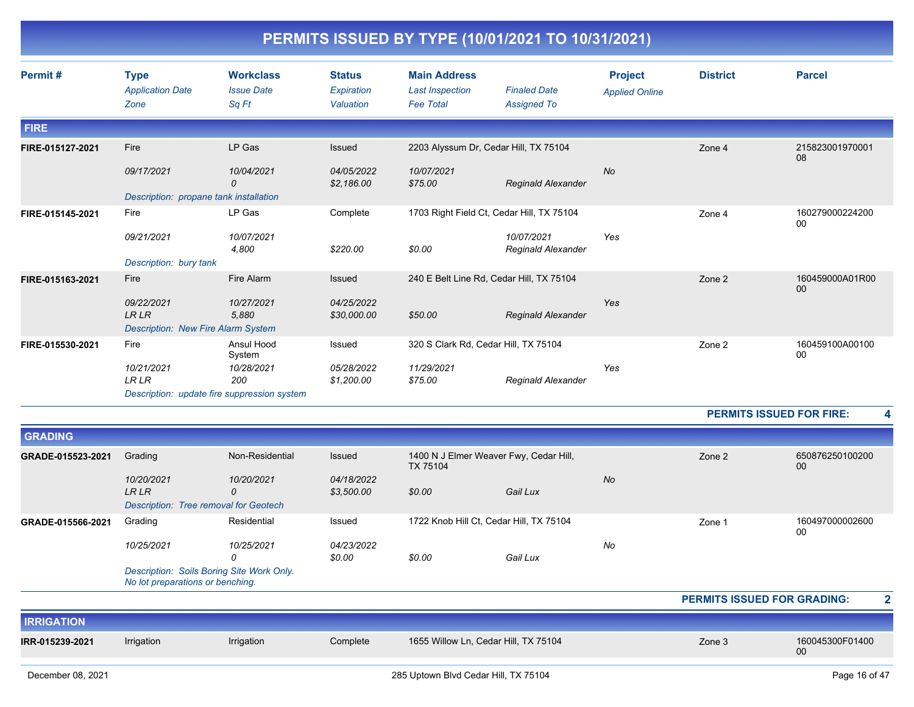# PERMITS ISSUED BY TYPE (10/01/2021 TO 10/31/2021)

| Permit # | Type / Application Date / Zone | Workclass / Issue Date / Sq Ft | Status / Expiration / Valuation | Main Address / Last Inspection / Fee Total | Finaled Date / Assigned To | Project / Applied Online | District | Parcel |
|---|---|---|---|---|---|---|---|---|

## FIRE

| Permit # | Type | Workclass | Status | Main Address | | Project | District | Parcel |
|---|---|---|---|---|---|---|---|---|
| FIRE-015127-2021 | Fire | LP Gas | Issued | 2203 Alyssum Dr, Cedar Hill, TX 75104 | | | Zone 4 | 21582300197000108 |
| | 09/17/2021 | 10/04/2021 | 04/05/2022 | 10/07/2021 | | No | | |
| | | 0 | $2,186.00 | $75.00 | Reginald Alexander | | | |
| | Description: propane tank installation | | | | | | | |
| FIRE-015145-2021 | Fire | LP Gas | Complete | 1703 Right Field Ct, Cedar Hill, TX 75104 | | | Zone 4 | 16027900022420000 |
| | 09/21/2021 | 10/07/2021 | | | 10/07/2021 | Yes | | |
| | | 4,800 | $220.00 | $0.00 | Reginald Alexander | | | |
| | Description: bury tank | | | | | | | |
| FIRE-015163-2021 | Fire | Fire Alarm | Issued | 240 E Belt Line Rd, Cedar Hill, TX 75104 | | | Zone 2 | 160459000A01R0000 |
| | 09/22/2021 | 10/27/2021 | 04/25/2022 | | | Yes | | |
| | LR LR | 5,880 | $30,000.00 | $50.00 | Reginald Alexander | | | |
| | Description: New Fire Alarm System | | | | | | | |
| FIRE-015530-2021 | Fire | Ansul Hood System | Issued | 320 S Clark Rd, Cedar Hill, TX 75104 | | | Zone 2 | 160459100A0010000 |
| | 10/21/2021 | 10/28/2021 | 05/28/2022 | 11/29/2021 | | Yes | | |
| | LR LR | 200 | $1,200.00 | $75.00 | Reginald Alexander | | | |
| | Description: update fire suppression system | | | | | | | |

**PERMITS ISSUED FOR FIRE: 4**

## GRADING

| Permit # | Type | Workclass | Status | Main Address | | Project | District | Parcel |
|---|---|---|---|---|---|---|---|---|
| GRADE-015523-2021 | Grading | Non-Residential | Issued | 1400 N J Elmer Weaver Fwy, Cedar Hill, TX 75104 | | | Zone 2 | 65087625010020000 |
| | 10/20/2021 | 10/20/2021 | 04/18/2022 | | | No | | |
| | LR LR | 0 | $3,500.00 | $0.00 | Gail Lux | | | |
| | Description: Tree removal for Geotech | | | | | | | |
| GRADE-015566-2021 | Grading | Residential | Issued | 1722 Knob Hill Ct, Cedar Hill, TX 75104 | | | Zone 1 | 16049700000260000 |
| | 10/25/2021 | 10/25/2021 | 04/23/2022 | | | No | | |
| | | 0 | $0.00 | $0.00 | Gail Lux | | | |
| | Description: Soils Boring Site Work Only. No lot preparations or benching. | | | | | | | |

**PERMITS ISSUED FOR GRADING: 2**

## IRRIGATION

| Permit # | Type | Workclass | Status | Main Address | | Project | District | Parcel |
|---|---|---|---|---|---|---|---|---|
| IRR-015239-2021 | Irrigation | Irrigation | Complete | 1655 Willow Ln, Cedar Hill, TX 75104 | | | Zone 3 | 160045300F0140000 |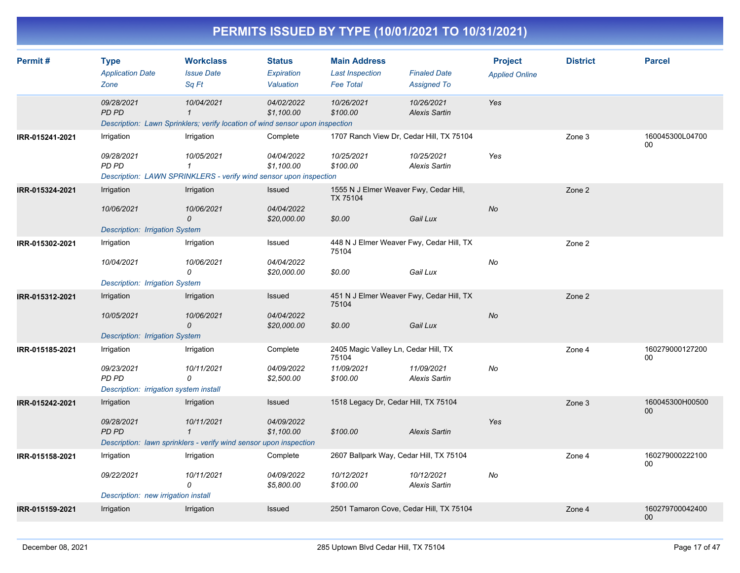# PERMITS ISSUED BY TYPE (10/01/2021 TO 10/31/2021)

| Permit # | Type / Application Date / Zone | Workclass / Issue Date / Sq Ft | Status / Expiration / Valuation | Main Address / Last Inspection / Fee Total | Finaled Date / Assigned To | Project / Applied Online | District | Parcel |
|---|---|---|---|---|---|---|---|---|
| | 09/28/2021<br>PD PD | 10/04/2021<br>1 | 04/02/2022<br>$1,100.00 | 10/26/2021<br>$100.00 | 10/26/2021<br>Alexis Sartin | Yes | | |
| | Description: Lawn Sprinklers; verify location of wind sensor upon inspection | | | | | | | |
| IRR-015241-2021 | Irrigation<br>09/28/2021<br>PD PD | Irrigation<br>10/05/2021<br>1 | Complete<br>04/04/2022<br>$1,100.00 | 1707 Ranch View Dr, Cedar Hill, TX 75104<br>10/25/2021<br>$100.00 | 10/25/2021<br>Alexis Sartin | Yes | Zone 3 | 160045300L0470000 |
| | Description: LAWN SPRINKLERS - verify wind sensor upon inspection | | | | | | | |
| IRR-015324-2021 | Irrigation<br>10/06/2021 | Irrigation<br>10/06/2021<br>0 | Issued<br>04/04/2022<br>$20,000.00 | 1555 N J Elmer Weaver Fwy, Cedar Hill, TX 75104<br><br>$0.00 | Gail Lux | No | Zone 2 | |
| | Description: Irrigation System | | | | | | | |
| IRR-015302-2021 | Irrigation<br>10/04/2021 | Irrigation<br>10/06/2021<br>0 | Issued<br>04/04/2022<br>$20,000.00 | 448 N J Elmer Weaver Fwy, Cedar Hill, TX 75104<br><br>$0.00 | Gail Lux | No | Zone 2 | |
| | Description: Irrigation System | | | | | | | |
| IRR-015312-2021 | Irrigation<br>10/05/2021 | Irrigation<br>10/06/2021<br>0 | Issued<br>04/04/2022<br>$20,000.00 | 451 N J Elmer Weaver Fwy, Cedar Hill, TX 75104<br><br>$0.00 | Gail Lux | No | Zone 2 | |
| | Description: Irrigation System | | | | | | | |
| IRR-015185-2021 | Irrigation<br>09/23/2021<br>PD PD | Irrigation<br>10/11/2021<br>0 | Complete<br>04/09/2022<br>$2,500.00 | 2405 Magic Valley Ln, Cedar Hill, TX 75104<br>11/09/2021<br>$100.00 | 11/09/2021<br>Alexis Sartin | No | Zone 4 | 16027900012720000 |
| | Description: irrigation system install | | | | | | | |
| IRR-015242-2021 | Irrigation<br>09/28/2021<br>PD PD | Irrigation<br>10/11/2021<br>1 | Issued<br>04/09/2022<br>$1,100.00 | 1518 Legacy Dr, Cedar Hill, TX 75104<br><br>$100.00 | Alexis Sartin | Yes | Zone 3 | 160045300H0050000 |
| | Description: lawn sprinklers - verify wind sensor upon inspection | | | | | | | |
| IRR-015158-2021 | Irrigation<br>09/22/2021 | Irrigation<br>10/11/2021<br>0 | Complete<br>04/09/2022<br>$5,800.00 | 2607 Ballpark Way, Cedar Hill, TX 75104<br>10/12/2021<br>$100.00 | 10/12/2021<br>Alexis Sartin | No | Zone 4 | 16027900022210000 |
| | Description: new irrigation install | | | | | | | |
| IRR-015159-2021 | Irrigation | Irrigation | Issued | 2501 Tamaron Cove, Cedar Hill, TX 75104 | | | Zone 4 | 16027970004240000 |

December 08, 2021 — 285 Uptown Blvd Cedar Hill, TX 75104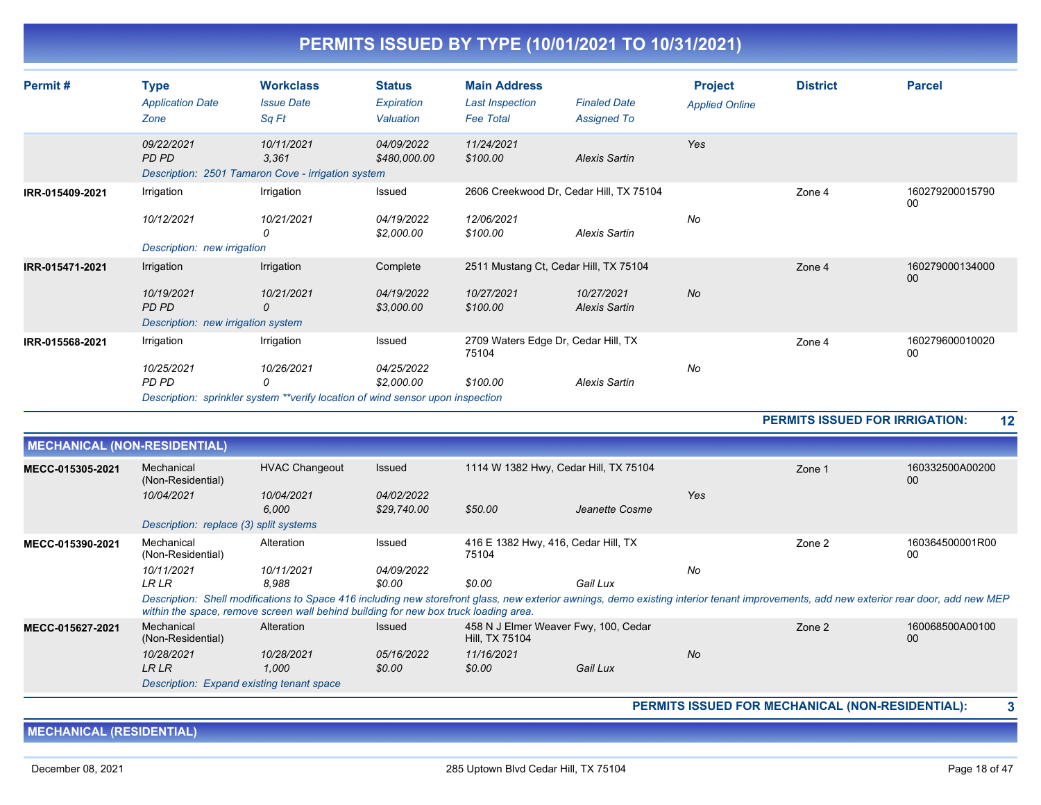# PERMITS ISSUED BY TYPE (10/01/2021 TO 10/31/2021)

| Permit # | Type / Application Date / Zone | Workclass / Issue Date / Sq Ft | Status / Expiration / Valuation | Main Address / Last Inspection / Fee Total | Finaled Date / Assigned To | Project / Applied Online | District | Parcel |
|---|---|---|---|---|---|---|---|---|
| | 09/22/2021<br>PD PD | 10/11/2021<br>3,361 | 04/09/2022<br>$480,000.00 | 11/24/2021<br>$100.00 | Alexis Sartin | Yes | | |
| | Description: 2501 Tamaron Cove - irrigation system | | | | | | | |
| IRR-015409-2021 | Irrigation<br>10/12/2021 | Irrigation<br>10/21/2021<br>0 | Issued<br>04/19/2022<br>$2,000.00 | 2606 Creekwood Dr, Cedar Hill, TX 75104<br>12/06/2021<br>$100.00 | Alexis Sartin | No | Zone 4 | 16027920001579000 |
| | Description: new irrigation | | | | | | | |
| IRR-015471-2021 | Irrigation<br>10/19/2021<br>PD PD | Irrigation<br>10/21/2021<br>0 | Complete<br>04/19/2022<br>$3,000.00 | 2511 Mustang Ct, Cedar Hill, TX 75104<br>10/27/2021<br>$100.00 | 10/27/2021<br>Alexis Sartin | No | Zone 4 | 16027900013400000 |
| | Description: new irrigation system | | | | | | | |
| IRR-015568-2021 | Irrigation<br>10/25/2021<br>PD PD | Irrigation<br>10/26/2021<br>0 | Issued<br>04/25/2022<br>$2,000.00 | 2709 Waters Edge Dr, Cedar Hill, TX 75104<br><br>$100.00 | Alexis Sartin | No | Zone 4 | 16027960001002000 |
| | Description: sprinkler system **verify location of wind sensor upon inspection | | | | | | | |

**PERMITS ISSUED FOR IRRIGATION: 12**

## MECHANICAL (NON-RESIDENTIAL)

| Permit # | Type / Application Date / Zone | Workclass / Issue Date / Sq Ft | Status / Expiration / Valuation | Main Address / Last Inspection / Fee Total | Finaled Date / Assigned To | Project / Applied Online | District | Parcel |
|---|---|---|---|---|---|---|---|---|
| MECC-015305-2021 | Mechanical (Non-Residential)<br>10/04/2021 | HVAC Changeout<br>10/04/2021<br>6,000 | Issued<br>04/02/2022<br>$29,740.00 | 1114 W 1382 Hwy, Cedar Hill, TX 75104<br><br>$50.00 | Jeanette Cosme | Yes | Zone 1 | 160332500A0020000 |
| | Description: replace (3) split systems | | | | | | | |
| MECC-015390-2021 | Mechanical (Non-Residential)<br>10/11/2021<br>LR LR | Alteration<br>10/11/2021<br>8,988 | Issued<br>04/09/2022<br>$0.00 | 416 E 1382 Hwy, 416, Cedar Hill, TX 75104<br><br>$0.00 | Gail Lux | No | Zone 2 | 160364500001R0000 |
| | Description: Shell modifications to Space 416 including new storefront glass, new exterior awnings, demo existing interior tenant improvements, add new exterior rear door, add new MEP within the space, remove screen wall behind building for new box truck loading area. | | | | | | | |
| MECC-015627-2021 | Mechanical (Non-Residential)<br>10/28/2021<br>LR LR | Alteration<br>10/28/2021<br>1,000 | Issued<br>05/16/2022<br>$0.00 | 458 N J Elmer Weaver Fwy, 100, Cedar Hill, TX 75104<br>11/16/2021<br>$0.00 | Gail Lux | No | Zone 2 | 160068500A0010000 |
| | Description: Expand existing tenant space | | | | | | | |

**PERMITS ISSUED FOR MECHANICAL (NON-RESIDENTIAL): 3**

## MECHANICAL (RESIDENTIAL)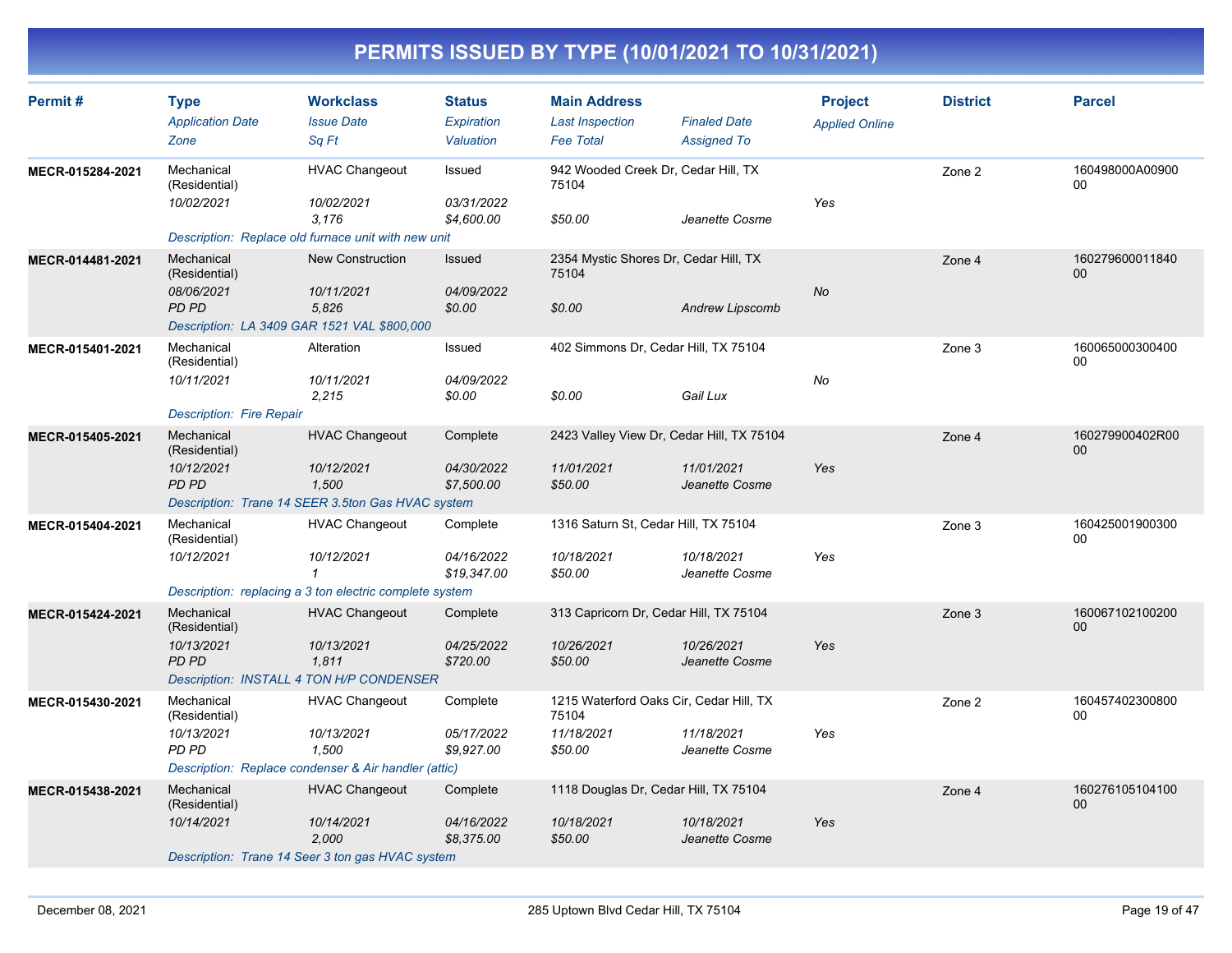# PERMITS ISSUED BY TYPE (10/01/2021 TO 10/31/2021)

| Permit # | Type / Application Date / Zone | Workclass / Issue Date / Sq Ft | Status / Expiration / Valuation | Main Address / Last Inspection / Fee Total | Finaled Date / Assigned To | Project / Applied Online | District | Parcel |
|---|---|---|---|---|---|---|---|---|
| MECR-015284-2021 | Mechanical (Residential) 10/02/2021 | HVAC Changeout 10/02/2021 3,176 | Issued 03/31/2022 $4,600.00 | 942 Wooded Creek Dr, Cedar Hill, TX 75104 $50.00 | Jeanette Cosme | Yes | Zone 2 | 160498000A0090000 |
| | Description: Replace old furnace unit with new unit | | | | | | | |
| MECR-014481-2021 | Mechanical (Residential) 08/06/2021 PD PD | New Construction 10/11/2021 5,826 | Issued 04/09/2022 $0.00 | 2354 Mystic Shores Dr, Cedar Hill, TX 75104 $0.00 | Andrew Lipscomb | No | Zone 4 | 16027960001184000 |
| | Description: LA 3409 GAR 1521 VAL $800,000 | | | | | | | |
| MECR-015401-2021 | Mechanical (Residential) 10/11/2021 | Alteration 10/11/2021 2,215 | Issued 04/09/2022 $0.00 | 402 Simmons Dr, Cedar Hill, TX 75104 $0.00 | Gail Lux | No | Zone 3 | 16006500030040000 |
| | Description: Fire Repair | | | | | | | |
| MECR-015405-2021 | Mechanical (Residential) 10/12/2021 PD PD | HVAC Changeout 10/12/2021 1,500 | Complete 04/30/2022 $7,500.00 | 2423 Valley View Dr, Cedar Hill, TX 75104 11/01/2021 $50.00 | 11/01/2021 Jeanette Cosme | Yes | Zone 4 | 160279900402R0000 |
| | Description: Trane 14 SEER 3.5ton Gas HVAC system | | | | | | | |
| MECR-015404-2021 | Mechanical (Residential) 10/12/2021 | HVAC Changeout 10/12/2021 1 | Complete 04/16/2022 $19,347.00 | 1316 Saturn St, Cedar Hill, TX 75104 10/18/2021 $50.00 | 10/18/2021 Jeanette Cosme | Yes | Zone 3 | 16042500190030000 |
| | Description: replacing a 3 ton electric complete system | | | | | | | |
| MECR-015424-2021 | Mechanical (Residential) 10/13/2021 PD PD | HVAC Changeout 10/13/2021 1,811 | Complete 04/25/2022 $720.00 | 313 Capricorn Dr, Cedar Hill, TX 75104 10/26/2021 $50.00 | 10/26/2021 Jeanette Cosme | Yes | Zone 3 | 16006710210020000 |
| | Description: INSTALL 4 TON H/P CONDENSER | | | | | | | |
| MECR-015430-2021 | Mechanical (Residential) 10/13/2021 PD PD | HVAC Changeout 10/13/2021 1,500 | Complete 05/17/2022 $9,927.00 | 1215 Waterford Oaks Cir, Cedar Hill, TX 75104 11/18/2021 $50.00 | 11/18/2021 Jeanette Cosme | Yes | Zone 2 | 16045740230080000 |
| | Description: Replace condenser & Air handler (attic) | | | | | | | |
| MECR-015438-2021 | Mechanical (Residential) 10/14/2021 | HVAC Changeout 10/14/2021 2,000 | Complete 04/16/2022 $8,375.00 | 1118 Douglas Dr, Cedar Hill, TX 75104 10/18/2021 $50.00 | 10/18/2021 Jeanette Cosme | Yes | Zone 4 | 16027610510410000 |
| | Description: Trane 14 Seer 3 ton gas HVAC system | | | | | | | |

December 08, 2021 285 Uptown Blvd Cedar Hill, TX 75104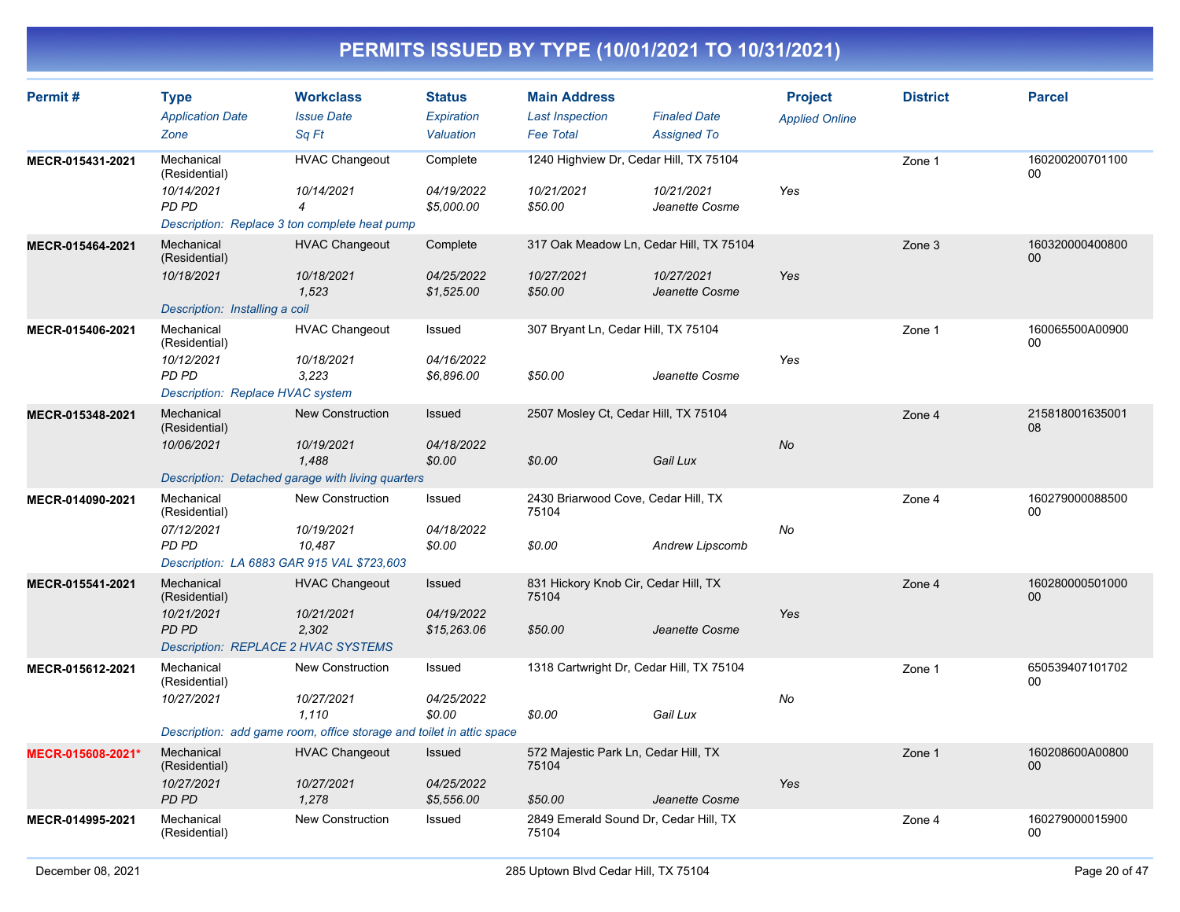# PERMITS ISSUED BY TYPE (10/01/2021 TO 10/31/2021)

| Permit # | Type<br>*Application Date*<br>*Zone* | Workclass<br>*Issue Date*<br>*Sq Ft* | Status<br>*Expiration*<br>*Valuation* | Main Address<br>*Last Inspection*<br>*Fee Total* | *Finaled Date*<br>*Assigned To* | Project<br>*Applied Online* | District | Parcel |
|---|---|---|---|---|---|---|---|---|
| MECR-015431-2021 | Mechanical (Residential)<br>*10/14/2021*<br>*PD PD* | HVAC Changeout<br>*10/14/2021*<br>*4* | Complete<br>*04/19/2022*<br>*$5,000.00* | 1240 Highview Dr, Cedar Hill, TX 75104<br>*10/21/2021*<br>*$50.00* | *10/21/2021*<br>*Jeanette Cosme* | *Yes* | Zone 1 | 16020020070110000 |
| | *Description: Replace 3 ton complete heat pump* | | | | | | | |
| MECR-015464-2021 | Mechanical (Residential)<br>*10/18/2021* | HVAC Changeout<br>*10/18/2021*<br>*1,523* | Complete<br>*04/25/2022*<br>*$1,525.00* | 317 Oak Meadow Ln, Cedar Hill, TX 75104<br>*10/27/2021*<br>*$50.00* | *10/27/2021*<br>*Jeanette Cosme* | *Yes* | Zone 3 | 16032000040080000 |
| | *Description: Installing a coil* | | | | | | | |
| MECR-015406-2021 | Mechanical (Residential)<br>*10/12/2021*<br>*PD PD* | HVAC Changeout<br>*10/18/2021*<br>*3,223* | Issued<br>*04/16/2022*<br>*$6,896.00* | 307 Bryant Ln, Cedar Hill, TX 75104<br><br>*$50.00* | <br>*Jeanette Cosme* | *Yes* | Zone 1 | 160065500A0090000 |
| | *Description: Replace HVAC system* | | | | | | | |
| MECR-015348-2021 | Mechanical (Residential)<br>*10/06/2021* | New Construction<br>*10/19/2021*<br>*1,488* | Issued<br>*04/18/2022*<br>*$0.00* | 2507 Mosley Ct, Cedar Hill, TX 75104<br><br>*$0.00* | <br>*Gail Lux* | *No* | Zone 4 | 21581800163500108 |
| | *Description: Detached garage with living quarters* | | | | | | | |
| MECR-014090-2021 | Mechanical (Residential)<br>*07/12/2021*<br>*PD PD* | New Construction<br>*10/19/2021*<br>*10,487* | Issued<br>*04/18/2022*<br>*$0.00* | 2430 Briarwood Cove, Cedar Hill, TX 75104<br><br>*$0.00* | <br>*Andrew Lipscomb* | *No* | Zone 4 | 16027900008850000 |
| | *Description: LA 6883 GAR 915 VAL $723,603* | | | | | | | |
| MECR-015541-2021 | Mechanical (Residential)<br>*10/21/2021*<br>*PD PD* | HVAC Changeout<br>*10/21/2021*<br>*2,302* | Issued<br>*04/19/2022*<br>*$15,263.06* | 831 Hickory Knob Cir, Cedar Hill, TX 75104<br><br>*$50.00* | <br>*Jeanette Cosme* | *Yes* | Zone 4 | 16028000050100000 |
| | *Description: REPLACE 2 HVAC SYSTEMS* | | | | | | | |
| MECR-015612-2021 | Mechanical (Residential)<br>*10/27/2021* | New Construction<br>*10/27/2021*<br>*1,110* | Issued<br>*04/25/2022*<br>*$0.00* | 1318 Cartwright Dr, Cedar Hill, TX 75104<br><br>*$0.00* | <br>*Gail Lux* | *No* | Zone 1 | 65053940710170200 |
| | *Description: add game room, office storage and toilet in attic space* | | | | | | | |
| MECR-015608-2021* | Mechanical (Residential)<br>*10/27/2021*<br>*PD PD* | HVAC Changeout<br>*10/27/2021*<br>*1,278* | Issued<br>*04/25/2022*<br>*$5,556.00* | 572 Majestic Park Ln, Cedar Hill, TX 75104<br><br>*$50.00* | <br>*Jeanette Cosme* | *Yes* | Zone 1 | 160208600A0080000 |
| MECR-014995-2021 | Mechanical (Residential) | New Construction | Issued | 2849 Emerald Sound Dr, Cedar Hill, TX 75104 | | | Zone 4 | 16027900001590000 |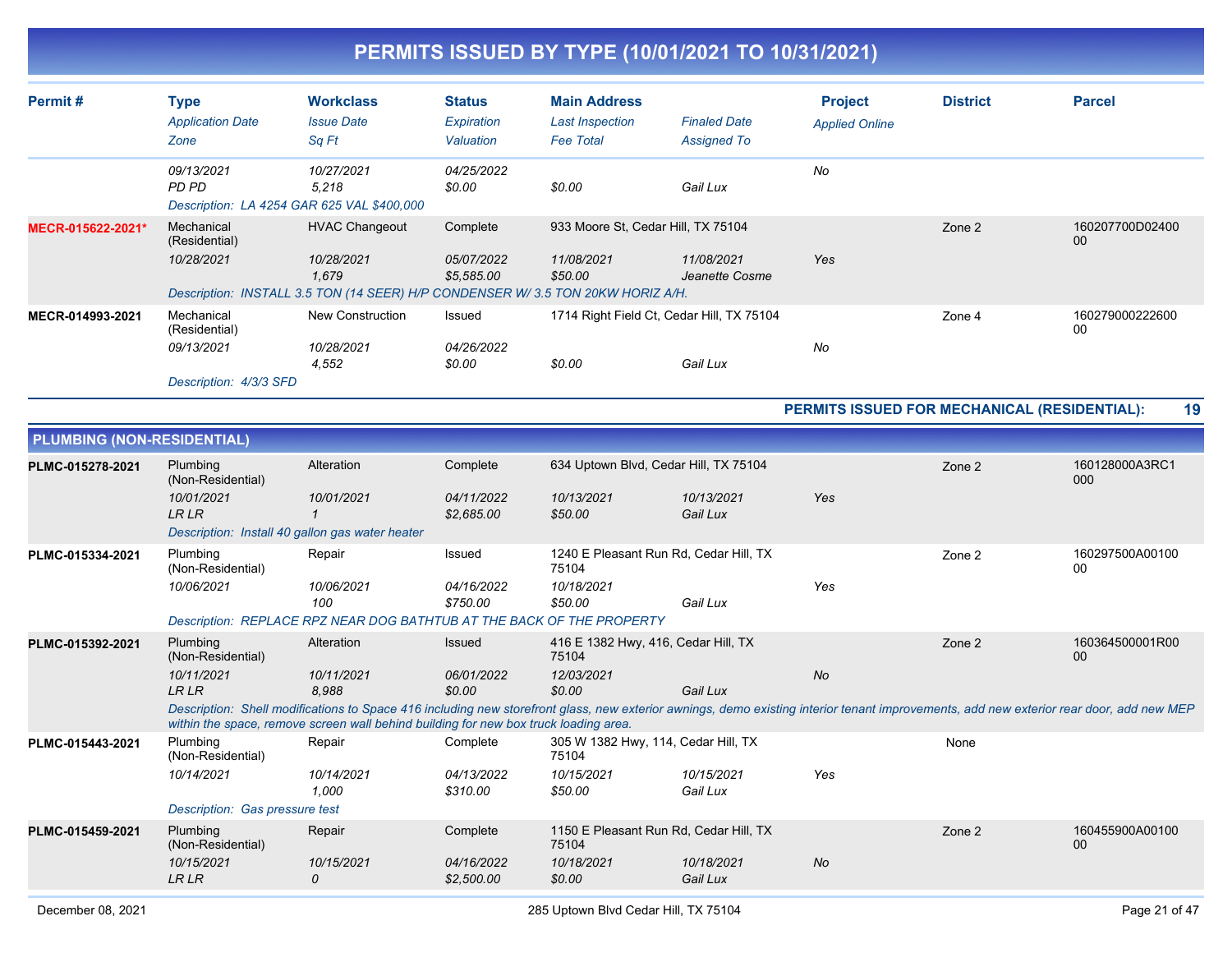# PERMITS ISSUED BY TYPE (10/01/2021 TO 10/31/2021)

| Permit # | Type / Application Date / Zone | Workclass / Issue Date / Sq Ft | Status / Expiration / Valuation | Main Address / Last Inspection / Fee Total | Finaled Date / Assigned To | Project / Applied Online | District | Parcel |
|---|---|---|---|---|---|---|---|---|
| | 09/13/2021 | 10/27/2021 | 04/25/2022 | | | No | | |
| | PD PD | 5,218 | $0.00 | $0.00 | Gail Lux | | | |
| | Description: LA 4254 GAR 625 VAL $400,000 | | | | | | | |
| MECR-015622-2021* | Mechanical (Residential) | HVAC Changeout | Complete | 933 Moore St, Cedar Hill, TX 75104 | | | Zone 2 | 160207700D0240000 |
| | 10/28/2021 | 10/28/2021 | 05/07/2022 | 11/08/2021 | 11/08/2021 | Yes | | |
| | | 1,679 | $5,585.00 | $50.00 | Jeanette Cosme | | | |
| | Description: INSTALL 3.5 TON (14 SEER) H/P CONDENSER W/ 3.5 TON 20KW HORIZ A/H. | | | | | | | |
| MECR-014993-2021 | Mechanical (Residential) | New Construction | Issued | 1714 Right Field Ct, Cedar Hill, TX 75104 | | | Zone 4 | 16027900022260000 |
| | 09/13/2021 | 10/28/2021 | 04/26/2022 | | | No | | |
| | | 4,552 | $0.00 | $0.00 | Gail Lux | | | |
| | Description: 4/3/3 SFD | | | | | | | |

**PERMITS ISSUED FOR MECHANICAL (RESIDENTIAL): 19**

## PLUMBING (NON-RESIDENTIAL)

| Permit # | Type / Application Date / Zone | Workclass / Issue Date / Sq Ft | Status / Expiration / Valuation | Main Address / Last Inspection / Fee Total | Finaled Date / Assigned To | Project / Applied Online | District | Parcel |
|---|---|---|---|---|---|---|---|---|
| PLMC-015278-2021 | Plumbing (Non-Residential) | Alteration | Complete | 634 Uptown Blvd, Cedar Hill, TX 75104 | | | Zone 2 | 160128000A3RC1000 |
| | 10/01/2021 | 10/01/2021 | 04/11/2022 | 10/13/2021 | 10/13/2021 | Yes | | |
| | LR LR | 1 | $2,685.00 | $50.00 | Gail Lux | | | |
| | Description: Install 40 gallon gas water heater | | | | | | | |
| PLMC-015334-2021 | Plumbing (Non-Residential) | Repair | Issued | 1240 E Pleasant Run Rd, Cedar Hill, TX 75104 | | | Zone 2 | 160297500A0010000 |
| | 10/06/2021 | 10/06/2021 | 04/16/2022 | 10/18/2021 | | Yes | | |
| | | 100 | $750.00 | $50.00 | Gail Lux | | | |
| | Description: REPLACE RPZ NEAR DOG BATHTUB AT THE BACK OF THE PROPERTY | | | | | | | |
| PLMC-015392-2021 | Plumbing (Non-Residential) | Alteration | Issued | 416 E 1382 Hwy, 416, Cedar Hill, TX 75104 | | | Zone 2 | 160364500001R0000 |
| | 10/11/2021 | 10/11/2021 | 06/01/2022 | 12/03/2021 | | No | | |
| | LR LR | 8,988 | $0.00 | $0.00 | Gail Lux | | | |
| | Description: Shell modifications to Space 416 including new storefront glass, new exterior awnings, demo existing interior tenant improvements, add new exterior rear door, add new MEP within the space, remove screen wall behind building for new box truck loading area. | | | | | | | |
| PLMC-015443-2021 | Plumbing (Non-Residential) | Repair | Complete | 305 W 1382 Hwy, 114, Cedar Hill, TX 75104 | | | None | |
| | 10/14/2021 | 10/14/2021 | 04/13/2022 | 10/15/2021 | 10/15/2021 | Yes | | |
| | | 1,000 | $310.00 | $50.00 | Gail Lux | | | |
| | Description: Gas pressure test | | | | | | | |
| PLMC-015459-2021 | Plumbing (Non-Residential) | Repair | Complete | 1150 E Pleasant Run Rd, Cedar Hill, TX 75104 | | | Zone 2 | 160455900A0010000 |
| | 10/15/2021 | 10/15/2021 | 04/16/2022 | 10/18/2021 | 10/18/2021 | No | | |
| | LR LR | 0 | $2,500.00 | $0.00 | Gail Lux | | | |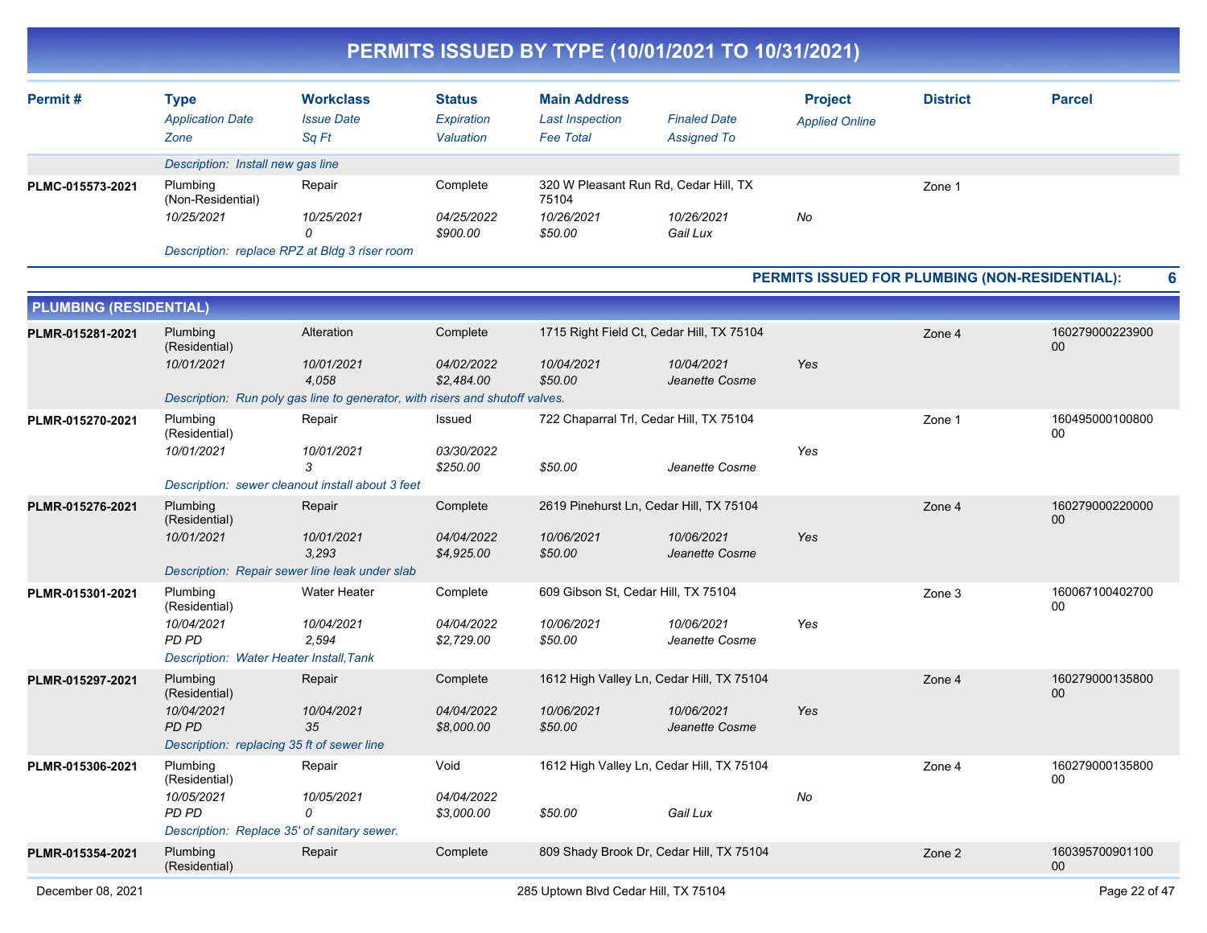# PERMITS ISSUED BY TYPE (10/01/2021 TO 10/31/2021)

| Permit # | Type / Application Date / Zone | Workclass / Issue Date / Sq Ft | Status / Expiration / Valuation | Main Address / Last Inspection / Fee Total | Finaled Date / Assigned To | Project / Applied Online | District | Parcel |
|---|---|---|---|---|---|---|---|---|
| | Description: Install new gas line | | | | | | | |
| PLMC-015573-2021 | Plumbing (Non-Residential) | Repair | Complete | 320 W Pleasant Run Rd, Cedar Hill, TX 75104 | | | Zone 1 | |
| | 10/25/2021 | 10/25/2021 | 04/25/2022 | 10/26/2021 | 10/26/2021 | No | | |
| | | 0 | $900.00 | $50.00 | Gail Lux | | | |
| | Description: replace RPZ at Bldg 3 riser room | | | | | | | |

**PERMITS ISSUED FOR PLUMBING (NON-RESIDENTIAL): 6**

## PLUMBING (RESIDENTIAL)

| Permit # | Type / Application Date / Zone | Workclass / Issue Date / Sq Ft | Status / Expiration / Valuation | Main Address / Last Inspection / Fee Total | Finaled Date / Assigned To | Project / Applied Online | District | Parcel |
|---|---|---|---|---|---|---|---|---|
| PLMR-015281-2021 | Plumbing (Residential) | Alteration | Complete | 1715 Right Field Ct, Cedar Hill, TX 75104 | | | Zone 4 | 16027900022390000 |
| | 10/01/2021 | 10/01/2021 | 04/02/2022 | 10/04/2021 | 10/04/2021 | Yes | | |
| | | 4,058 | $2,484.00 | $50.00 | Jeanette Cosme | | | |
| | Description: Run poly gas line to generator, with risers and shutoff valves. | | | | | | | |
| PLMR-015270-2021 | Plumbing (Residential) | Repair | Issued | 722 Chaparral Trl, Cedar Hill, TX 75104 | | | Zone 1 | 16049500010080000 |
| | 10/01/2021 | 10/01/2021 | 03/30/2022 | | | Yes | | |
| | | 3 | $250.00 | $50.00 | Jeanette Cosme | | | |
| | Description: sewer cleanout install about 3 feet | | | | | | | |
| PLMR-015276-2021 | Plumbing (Residential) | Repair | Complete | 2619 Pinehurst Ln, Cedar Hill, TX 75104 | | | Zone 4 | 16027900022000000 |
| | 10/01/2021 | 10/01/2021 | 04/04/2022 | 10/06/2021 | 10/06/2021 | Yes | | |
| | | 3,293 | $4,925.00 | $50.00 | Jeanette Cosme | | | |
| | Description: Repair sewer line leak under slab | | | | | | | |
| PLMR-015301-2021 | Plumbing (Residential) | Water Heater | Complete | 609 Gibson St, Cedar Hill, TX 75104 | | | Zone 3 | 16006710040270000 |
| | 10/04/2021 | 10/04/2021 | 04/04/2022 | 10/06/2021 | 10/06/2021 | Yes | | |
| | PD PD | 2,594 | $2,729.00 | $50.00 | Jeanette Cosme | | | |
| | Description: Water Heater Install,Tank | | | | | | | |
| PLMR-015297-2021 | Plumbing (Residential) | Repair | Complete | 1612 High Valley Ln, Cedar Hill, TX 75104 | | | Zone 4 | 16027900013580000 |
| | 10/04/2021 | 10/04/2021 | 04/04/2022 | 10/06/2021 | 10/06/2021 | Yes | | |
| | PD PD | 35 | $8,000.00 | $50.00 | Jeanette Cosme | | | |
| | Description: replacing 35 ft of sewer line | | | | | | | |
| PLMR-015306-2021 | Plumbing (Residential) | Repair | Void | 1612 High Valley Ln, Cedar Hill, TX 75104 | | | Zone 4 | 16027900013580000 |
| | 10/05/2021 | 10/05/2021 | 04/04/2022 | | | No | | |
| | PD PD | 0 | $3,000.00 | $50.00 | Gail Lux | | | |
| | Description: Replace 35' of sanitary sewer. | | | | | | | |
| PLMR-015354-2021 | Plumbing (Residential) | Repair | Complete | 809 Shady Brook Dr, Cedar Hill, TX 75104 | | | Zone 2 | 16039570090110000 |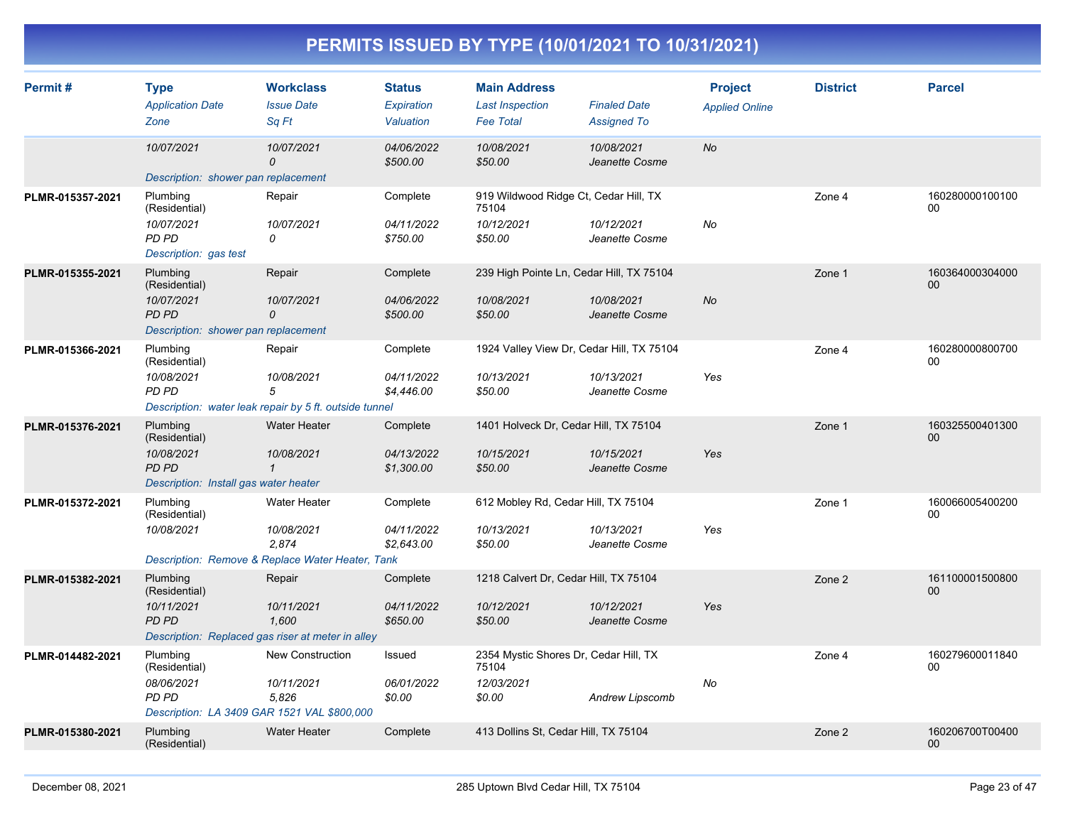# PERMITS ISSUED BY TYPE (10/01/2021 TO 10/31/2021)

| Permit # | Type<br>*Application Date*<br>*Zone* | Workclass<br>*Issue Date*<br>*Sq Ft* | Status<br>*Expiration*<br>*Valuation* | Main Address<br>*Last Inspection*<br>*Fee Total* | *Finaled Date*<br>*Assigned To* | Project<br>*Applied Online* | District | Parcel |
|---|---|---|---|---|---|---|---|---|
| | *10/07/2021* | *10/07/2021*<br>*0* | *04/06/2022*<br>*$500.00* | *10/08/2021*<br>*$50.00* | *10/08/2021*<br>*Jeanette Cosme* | *No* | | |
| | *Description: shower pan replacement* | | | | | | | |
| **PLMR-015357-2021** | Plumbing (Residential)<br>*10/07/2021*<br>*PD PD* | Repair<br>*10/07/2021*<br>*0* | Complete<br>*04/11/2022*<br>*$750.00* | 919 Wildwood Ridge Ct, Cedar Hill, TX 75104<br>*10/12/2021*<br>*$50.00* | *10/12/2021*<br>*Jeanette Cosme* | *No* | Zone 4 | 16028000010010000 |
| | *Description: gas test* | | | | | | | |
| **PLMR-015355-2021** | Plumbing (Residential)<br>*10/07/2021*<br>*PD PD* | Repair<br>*10/07/2021*<br>*0* | Complete<br>*04/06/2022*<br>*$500.00* | 239 High Pointe Ln, Cedar Hill, TX 75104<br>*10/08/2021*<br>*$50.00* | *10/08/2021*<br>*Jeanette Cosme* | *No* | Zone 1 | 16036400030400000 |
| | *Description: shower pan replacement* | | | | | | | |
| **PLMR-015366-2021** | Plumbing (Residential)<br>*10/08/2021*<br>*PD PD* | Repair<br>*10/08/2021*<br>*5* | Complete<br>*04/11/2022*<br>*$4,446.00* | 1924 Valley View Dr, Cedar Hill, TX 75104<br>*10/13/2021*<br>*$50.00* | *10/13/2021*<br>*Jeanette Cosme* | *Yes* | Zone 4 | 16028000080070000 |
| | *Description: water leak repair by 5 ft. outside tunnel* | | | | | | | |
| **PLMR-015376-2021** | Plumbing (Residential)<br>*10/08/2021*<br>*PD PD* | Water Heater<br>*10/08/2021*<br>*1* | Complete<br>*04/13/2022*<br>*$1,300.00* | 1401 Holveck Dr, Cedar Hill, TX 75104<br>*10/15/2021*<br>*$50.00* | *10/15/2021*<br>*Jeanette Cosme* | *Yes* | Zone 1 | 16032550040130000 |
| | *Description: Install gas water heater* | | | | | | | |
| **PLMR-015372-2021** | Plumbing (Residential)<br>*10/08/2021* | Water Heater<br>*10/08/2021*<br>*2,874* | Complete<br>*04/11/2022*<br>*$2,643.00* | 612 Mobley Rd, Cedar Hill, TX 75104<br>*10/13/2021*<br>*$50.00* | *10/13/2021*<br>*Jeanette Cosme* | *Yes* | Zone 1 | 16006600540020000 |
| | *Description: Remove & Replace Water Heater, Tank* | | | | | | | |
| **PLMR-015382-2021** | Plumbing (Residential)<br>*10/11/2021*<br>*PD PD* | Repair<br>*10/11/2021*<br>*1,600* | Complete<br>*04/11/2022*<br>*$650.00* | 1218 Calvert Dr, Cedar Hill, TX 75104<br>*10/12/2021*<br>*$50.00* | *10/12/2021*<br>*Jeanette Cosme* | *Yes* | Zone 2 | 16110000150080000 |
| | *Description: Replaced gas riser at meter in alley* | | | | | | | |
| **PLMR-014482-2021** | Plumbing (Residential)<br>*08/06/2021*<br>*PD PD* | New Construction<br>*10/11/2021*<br>*5,826* | Issued<br>*06/01/2022*<br>*$0.00* | 2354 Mystic Shores Dr, Cedar Hill, TX 75104<br>*12/03/2021*<br>*$0.00* | *Andrew Lipscomb* | *No* | Zone 4 | 16027960001184000 |
| | *Description: LA 3409 GAR 1521 VAL $800,000* | | | | | | | |
| **PLMR-015380-2021** | Plumbing (Residential) | Water Heater | Complete | 413 Dollins St, Cedar Hill, TX 75104 | | | Zone 2 | 160206700T0040000 |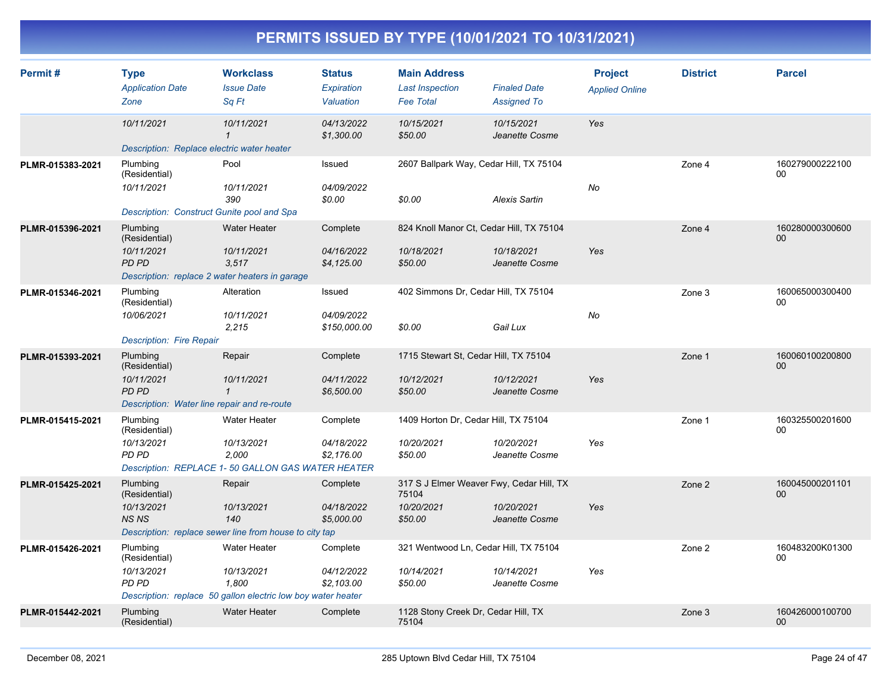# PERMITS ISSUED BY TYPE (10/01/2021 TO 10/31/2021)

| Permit # | Type / Application Date / Zone | Workclass / Issue Date / Sq Ft | Status / Expiration / Valuation | Main Address / Last Inspection / Fee Total | Finaled Date / Assigned To | Project / Applied Online | District | Parcel |
|---|---|---|---|---|---|---|---|---|
| | 10/11/2021 | 10/11/2021<br>1 | 04/13/2022<br>$1,300.00 | 10/15/2021<br>$50.00 | 10/15/2021<br>Jeanette Cosme | Yes | | |
| | Description: Replace electric water heater | | | | | | | |
| PLMR-015383-2021 | Plumbing (Residential)<br>10/11/2021 | Pool<br>10/11/2021<br>390 | Issued<br>04/09/2022<br>$0.00 | 2607 Ballpark Way, Cedar Hill, TX 75104<br><br>$0.00 | <br>Alexis Sartin | No | Zone 4 | 16027900022210000 |
| | Description: Construct Gunite pool and Spa | | | | | | | |
| PLMR-015396-2021 | Plumbing (Residential)<br>10/11/2021<br>PD PD | Water Heater<br>10/11/2021<br>3,517 | Complete<br>04/16/2022<br>$4,125.00 | 824 Knoll Manor Ct, Cedar Hill, TX 75104<br>10/18/2021<br>$50.00 | 10/18/2021<br>Jeanette Cosme | Yes | Zone 4 | 16028000030060000 |
| | Description: replace 2 water heaters in garage | | | | | | | |
| PLMR-015346-2021 | Plumbing (Residential)<br>10/06/2021 | Alteration<br>10/11/2021<br>2,215 | Issued<br>04/09/2022<br>$150,000.00 | 402 Simmons Dr, Cedar Hill, TX 75104<br><br>$0.00 | <br>Gail Lux | No | Zone 3 | 16006500030040000 |
| | Description: Fire Repair | | | | | | | |
| PLMR-015393-2021 | Plumbing (Residential)<br>10/11/2021<br>PD PD | Repair<br>10/11/2021<br>1 | Complete<br>04/11/2022<br>$6,500.00 | 1715 Stewart St, Cedar Hill, TX 75104<br>10/12/2021<br>$50.00 | 10/12/2021<br>Jeanette Cosme | Yes | Zone 1 | 16006010020080000 |
| | Description: Water line repair and re-route | | | | | | | |
| PLMR-015415-2021 | Plumbing (Residential)<br>10/13/2021<br>PD PD | Water Heater<br>10/13/2021<br>2,000 | Complete<br>04/18/2022<br>$2,176.00 | 1409 Horton Dr, Cedar Hill, TX 75104<br>10/20/2021<br>$50.00 | 10/20/2021<br>Jeanette Cosme | Yes | Zone 1 | 16032550020160000 |
| | Description: REPLACE 1- 50 GALLON GAS WATER HEATER | | | | | | | |
| PLMR-015425-2021 | Plumbing (Residential)<br>10/13/2021<br>NS NS | Repair<br>10/13/2021<br>140 | Complete<br>04/18/2022<br>$5,000.00 | 317 S J Elmer Weaver Fwy, Cedar Hill, TX 75104<br>10/20/2021<br>$50.00 | 10/20/2021<br>Jeanette Cosme | Yes | Zone 2 | 16004500020110100 |
| | Description: replace sewer line from house to city tap | | | | | | | |
| PLMR-015426-2021 | Plumbing (Residential)<br>10/13/2021<br>PD PD | Water Heater<br>10/13/2021<br>1,800 | Complete<br>04/12/2022<br>$2,103.00 | 321 Wentwood Ln, Cedar Hill, TX 75104<br>10/14/2021<br>$50.00 | 10/14/2021<br>Jeanette Cosme | Yes | Zone 2 | 160483200K0130000 |
| | Description: replace 50 gallon electric low boy water heater | | | | | | | |
| PLMR-015442-2021 | Plumbing (Residential) | Water Heater | Complete | 1128 Stony Creek Dr, Cedar Hill, TX 75104 | | | Zone 3 | 16042600010070000 |

December 08, 2021 — 285 Uptown Blvd Cedar Hill, TX 75104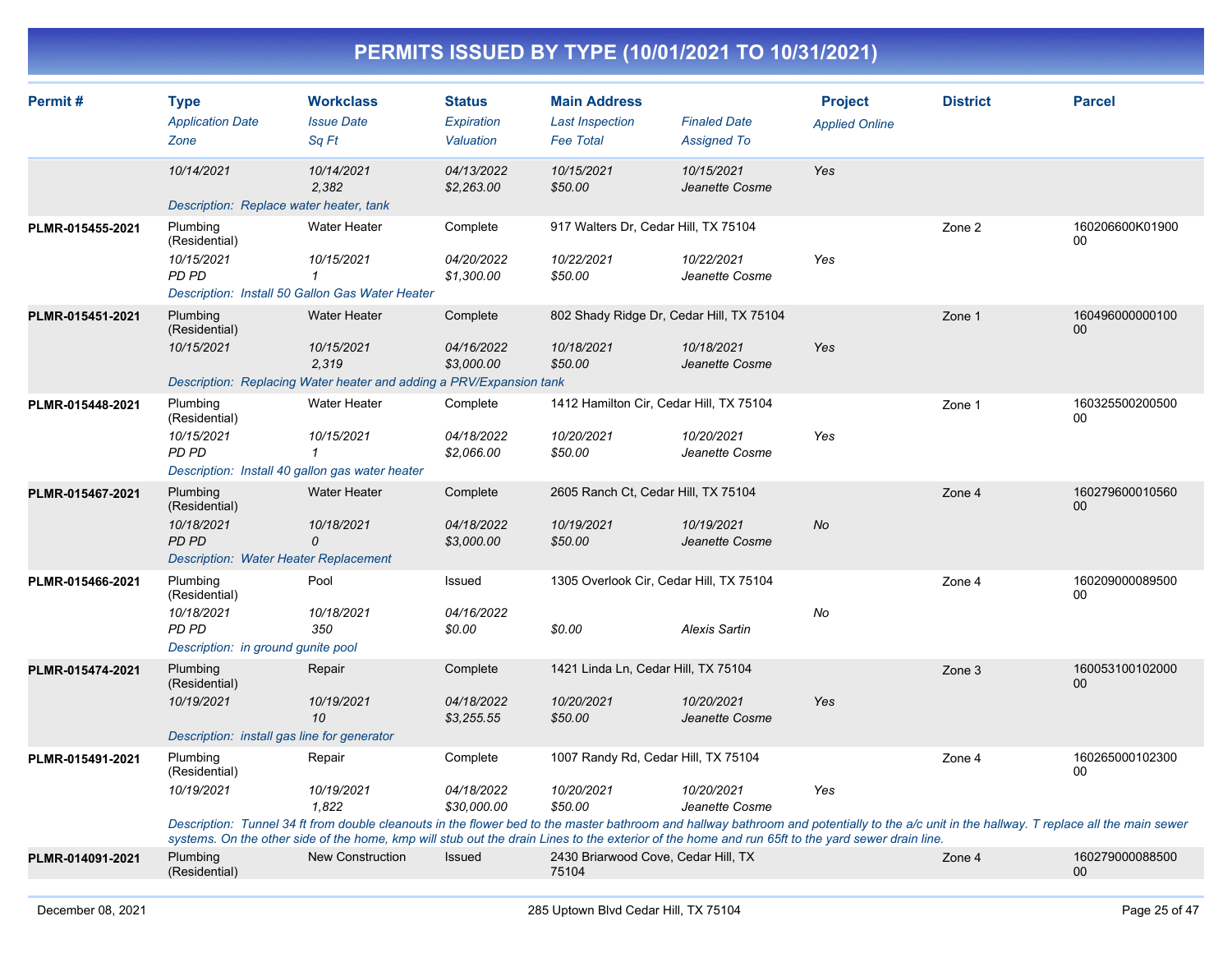# PERMITS ISSUED BY TYPE (10/01/2021 TO 10/31/2021)

| Permit # | Type<br>*Application Date*<br>*Zone* | Workclass<br>*Issue Date*<br>*Sq Ft* | Status<br>*Expiration*<br>*Valuation* | Main Address<br>*Last Inspection*<br>*Fee Total* | *Finaled Date*<br>*Assigned To* | Project<br>*Applied Online* | District | Parcel |
|---|---|---|---|---|---|---|---|---|
| | *10/14/2021* | *10/14/2021*<br>*2,382* | *04/13/2022*<br>*$2,263.00* | *10/15/2021*<br>*$50.00* | *10/15/2021*<br>*Jeanette Cosme* | *Yes* | | |
| | *Description: Replace water heater, tank* | | | | | | | |
| **PLMR-015455-2021** | Plumbing (Residential)<br>*10/15/2021*<br>*PD PD* | Water Heater<br>*10/15/2021*<br>*1* | Complete<br>*04/20/2022*<br>*$1,300.00* | 917 Walters Dr, Cedar Hill, TX 75104<br>*10/22/2021*<br>*$50.00* | *10/22/2021*<br>*Jeanette Cosme* | *Yes* | Zone 2 | 160206600K0190000 |
| | *Description: Install 50 Gallon Gas Water Heater* | | | | | | | |
| **PLMR-015451-2021** | Plumbing (Residential)<br>*10/15/2021* | Water Heater<br>*10/15/2021*<br>*2,319* | Complete<br>*04/16/2022*<br>*$3,000.00* | 802 Shady Ridge Dr, Cedar Hill, TX 75104<br>*10/18/2021*<br>*$50.00* | *10/18/2021*<br>*Jeanette Cosme* | *Yes* | Zone 1 | 16049600000010000 |
| | *Description: Replacing Water heater and adding a PRV/Expansion tank* | | | | | | | |
| **PLMR-015448-2021** | Plumbing (Residential)<br>*10/15/2021*<br>*PD PD* | Water Heater<br>*10/15/2021*<br>*1* | Complete<br>*04/18/2022*<br>*$2,066.00* | 1412 Hamilton Cir, Cedar Hill, TX 75104<br>*10/20/2021*<br>*$50.00* | *10/20/2021*<br>*Jeanette Cosme* | *Yes* | Zone 1 | 16032550020050000 |
| | *Description: Install 40 gallon gas water heater* | | | | | | | |
| **PLMR-015467-2021** | Plumbing (Residential)<br>*10/18/2021*<br>*PD PD* | Water Heater<br>*10/18/2021*<br>*0* | Complete<br>*04/18/2022*<br>*$3,000.00* | 2605 Ranch Ct, Cedar Hill, TX 75104<br>*10/19/2021*<br>*$50.00* | *10/19/2021*<br>*Jeanette Cosme* | *No* | Zone 4 | 16027960001056000 |
| | *Description: Water Heater Replacement* | | | | | | | |
| **PLMR-015466-2021** | Plumbing (Residential)<br>*10/18/2021*<br>*PD PD* | Pool<br>*10/18/2021*<br>*350* | Issued<br>*04/16/2022*<br>*$0.00* | 1305 Overlook Cir, Cedar Hill, TX 75104<br><br>*$0.00* | <br>*Alexis Sartin* | *No* | Zone 4 | 16020900008950000 |
| | *Description: in ground gunite pool* | | | | | | | |
| **PLMR-015474-2021** | Plumbing (Residential)<br>*10/19/2021* | Repair<br>*10/19/2021*<br>*10* | Complete<br>*04/18/2022*<br>*$3,255.55* | 1421 Linda Ln, Cedar Hill, TX 75104<br>*10/20/2021*<br>*$50.00* | *10/20/2021*<br>*Jeanette Cosme* | *Yes* | Zone 3 | 16005310010200000 |
| | *Description: install gas line for generator* | | | | | | | |
| **PLMR-015491-2021** | Plumbing (Residential)<br>*10/19/2021* | Repair<br>*10/19/2021*<br>*1,822* | Complete<br>*04/18/2022*<br>*$30,000.00* | 1007 Randy Rd, Cedar Hill, TX 75104<br>*10/20/2021*<br>*$50.00* | *10/20/2021*<br>*Jeanette Cosme* | *Yes* | Zone 4 | 16026500010230000 |
| | *Description: Tunnel 34 ft from double cleanouts in the flower bed to the master bathroom and hallway bathroom and potentially to the a/c unit in the hallway. T replace all the main sewer systems. On the other side of the home, kmp will stub out the drain Lines to the exterior of the home and run 65ft to the yard sewer drain line.* | | | | | | | |
| **PLMR-014091-2021** | Plumbing (Residential) | New Construction | Issued | 2430 Briarwood Cove, Cedar Hill, TX 75104 | | | Zone 4 | 16027900008850000 |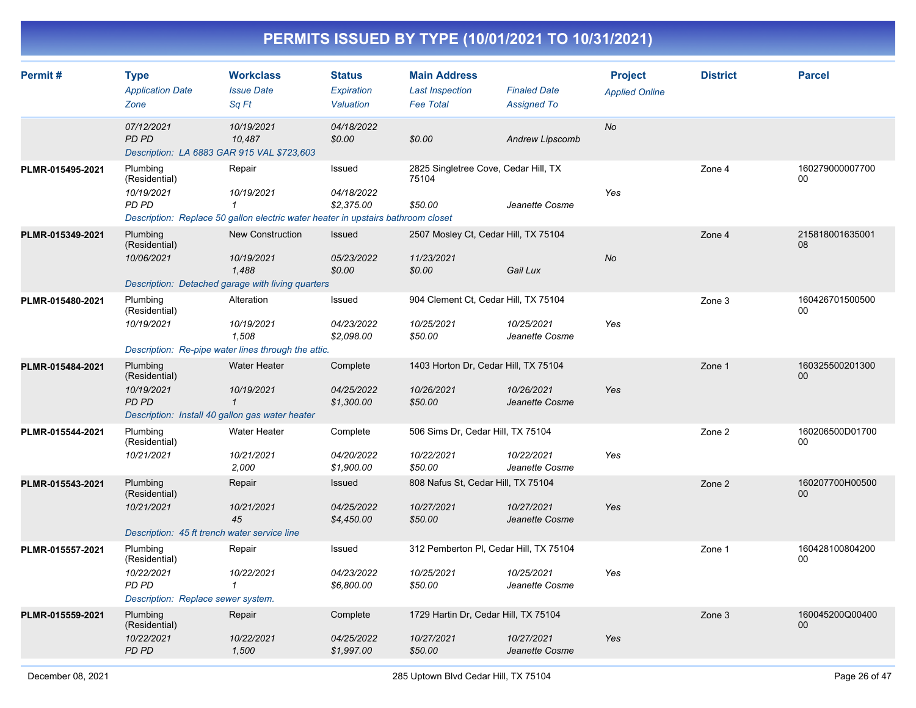# PERMITS ISSUED BY TYPE (10/01/2021 TO 10/31/2021)

| Permit # | Type / Application Date / Zone | Workclass / Issue Date / Sq Ft | Status / Expiration / Valuation | Main Address / Last Inspection / Fee Total | Finaled Date / Assigned To | Project / Applied Online | District | Parcel |
|---|---|---|---|---|---|---|---|---|
| | 07/12/2021<br>PD PD | 10/19/2021<br>10,487 | 04/18/2022<br>$0.00 | <br>$0.00 | <br>Andrew Lipscomb | No | | |
| | Description: LA 6883 GAR 915 VAL $723,603 | | | | | | | |
| PLMR-015495-2021 | Plumbing (Residential)<br>10/19/2021<br>PD PD | Repair<br>10/19/2021<br>1 | Issued<br>04/18/2022<br>$2,375.00 | 2825 Singletree Cove, Cedar Hill, TX 75104<br><br>$50.00 | <br><br>Jeanette Cosme | <br>Yes | Zone 4 | 16027900000770000 |
| | Description: Replace 50 gallon electric water heater in upstairs bathroom closet | | | | | | | |
| PLMR-015349-2021 | Plumbing (Residential)<br>10/06/2021 | New Construction<br>10/19/2021<br>1,488 | Issued<br>05/23/2022<br>$0.00 | 2507 Mosley Ct, Cedar Hill, TX 75104<br>11/23/2021<br>$0.00 | <br><br>Gail Lux | <br>No | Zone 4 | 21581800163500108 |
| | Description: Detached garage with living quarters | | | | | | | |
| PLMR-015480-2021 | Plumbing (Residential)<br>10/19/2021 | Alteration<br>10/19/2021<br>1,508 | Issued<br>04/23/2022<br>$2,098.00 | 904 Clement Ct, Cedar Hill, TX 75104<br>10/25/2021<br>$50.00 | <br>10/25/2021<br>Jeanette Cosme | <br>Yes | Zone 3 | 16042670150050000 |
| | Description: Re-pipe water lines through the attic. | | | | | | | |
| PLMR-015484-2021 | Plumbing (Residential)<br>10/19/2021<br>PD PD | Water Heater<br>10/19/2021<br>1 | Complete<br>04/25/2022<br>$1,300.00 | 1403 Horton Dr, Cedar Hill, TX 75104<br>10/26/2021<br>$50.00 | <br>10/26/2021<br>Jeanette Cosme | <br>Yes | Zone 1 | 16032550020130000 |
| | Description: Install 40 gallon gas water heater | | | | | | | |
| PLMR-015544-2021 | Plumbing (Residential)<br>10/21/2021 | Water Heater<br>10/21/2021<br>2,000 | Complete<br>04/20/2022<br>$1,900.00 | 506 Sims Dr, Cedar Hill, TX 75104<br>10/22/2021<br>$50.00 | <br>10/22/2021<br>Jeanette Cosme | <br>Yes | Zone 2 | 160206500D0170000 |
| PLMR-015543-2021 | Plumbing (Residential)<br>10/21/2021 | Repair<br>10/21/2021<br>45 | Issued<br>04/25/2022<br>$4,450.00 | 808 Nafus St, Cedar Hill, TX 75104<br>10/27/2021<br>$50.00 | <br>10/27/2021<br>Jeanette Cosme | <br>Yes | Zone 2 | 160207700H0050000 |
| | Description: 45 ft trench water service line | | | | | | | |
| PLMR-015557-2021 | Plumbing (Residential)<br>10/22/2021<br>PD PD | Repair<br>10/22/2021<br>1 | Issued<br>04/23/2022<br>$6,800.00 | 312 Pemberton Pl, Cedar Hill, TX 75104<br>10/25/2021<br>$50.00 | <br>10/25/2021<br>Jeanette Cosme | <br>Yes | Zone 1 | 16042810080420000 |
| | Description: Replace sewer system. | | | | | | | |
| PLMR-015559-2021 | Plumbing (Residential)<br>10/22/2021<br>PD PD | Repair<br>10/22/2021<br>1,500 | Complete<br>04/25/2022<br>$1,997.00 | 1729 Hartin Dr, Cedar Hill, TX 75104<br>10/27/2021<br>$50.00 | <br>10/27/2021<br>Jeanette Cosme | <br>Yes | Zone 3 | 160045200Q0040000 |

December 08, 2021 — 285 Uptown Blvd Cedar Hill, TX 75104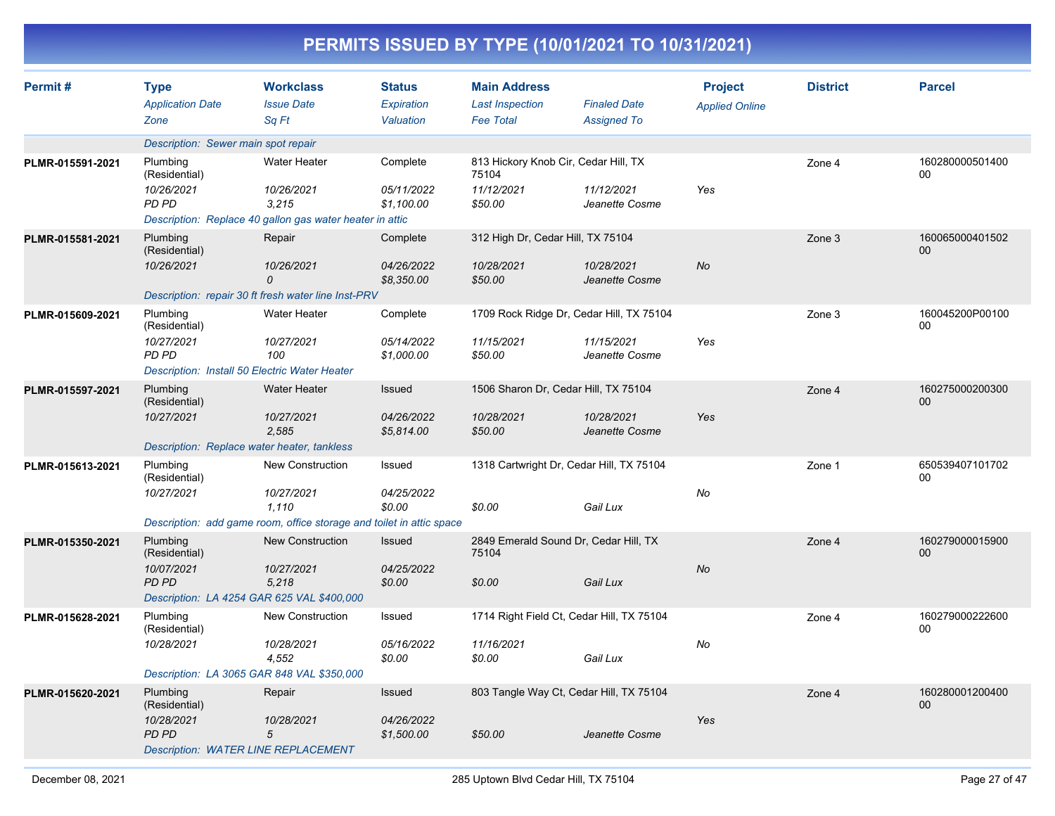# PERMITS ISSUED BY TYPE (10/01/2021 TO 10/31/2021)

| Permit # | Type<br>*Application Date*<br>*Zone* | Workclass<br>*Issue Date*<br>*Sq Ft* | Status<br>*Expiration*<br>*Valuation* | Main Address<br>*Last Inspection*<br>*Fee Total* | *Finaled Date*<br>*Assigned To* | Project<br>*Applied Online* | District | Parcel |
|---|---|---|---|---|---|---|---|---|
| | *Description: Sewer main spot repair* | | | | | | | |
| PLMR-015591-2021 | Plumbing (Residential)<br>*10/26/2021*<br>*PD PD* | Water Heater<br>*10/26/2021*<br>*3,215* | Complete<br>*05/11/2022*<br>*$1,100.00* | 813 Hickory Knob Cir, Cedar Hill, TX 75104<br>*11/12/2021*<br>*$50.00* | *11/12/2021*<br>*Jeanette Cosme* | *Yes* | Zone 4 | 16028000050140000 |
| | *Description: Replace 40 gallon gas water heater in attic* | | | | | | | |
| PLMR-015581-2021 | Plumbing (Residential)<br>*10/26/2021* | Repair<br>*10/26/2021*<br>*0* | Complete<br>*04/26/2022*<br>*$8,350.00* | 312 High Dr, Cedar Hill, TX 75104<br>*10/28/2021*<br>*$50.00* | *10/28/2021*<br>*Jeanette Cosme* | *No* | Zone 3 | 16006500040150200 |
| | *Description: repair 30 ft fresh water line Inst-PRV* | | | | | | | |
| PLMR-015609-2021 | Plumbing (Residential)<br>*10/27/2021*<br>*PD PD* | Water Heater<br>*10/27/2021*<br>*100* | Complete<br>*05/14/2022*<br>*$1,000.00* | 1709 Rock Ridge Dr, Cedar Hill, TX 75104<br>*11/15/2021*<br>*$50.00* | *11/15/2021*<br>*Jeanette Cosme* | *Yes* | Zone 3 | 160045200P0010000 |
| | *Description: Install 50 Electric Water Heater* | | | | | | | |
| PLMR-015597-2021 | Plumbing (Residential)<br>*10/27/2021* | Water Heater<br>*10/27/2021*<br>*2,585* | Issued<br>*04/26/2022*<br>*$5,814.00* | 1506 Sharon Dr, Cedar Hill, TX 75104<br>*10/28/2021*<br>*$50.00* | *10/28/2021*<br>*Jeanette Cosme* | *Yes* | Zone 4 | 16027500020030000 |
| | *Description: Replace water heater, tankless* | | | | | | | |
| PLMR-015613-2021 | Plumbing (Residential)<br>*10/27/2021* | New Construction<br>*10/27/2021*<br>*1,110* | Issued<br>*04/25/2022*<br>*$0.00* | 1318 Cartwright Dr, Cedar Hill, TX 75104<br><br>*$0.00* | <br>*Gail Lux* | *No* | Zone 1 | 65053940710170200 |
| | *Description: add game room, office storage and toilet in attic space* | | | | | | | |
| PLMR-015350-2021 | Plumbing (Residential)<br>*10/07/2021*<br>*PD PD* | New Construction<br>*10/27/2021*<br>*5,218* | Issued<br>*04/25/2022*<br>*$0.00* | 2849 Emerald Sound Dr, Cedar Hill, TX 75104<br><br>*$0.00* | <br>*Gail Lux* | *No* | Zone 4 | 16027900001590000 |
| | *Description: LA 4254 GAR 625 VAL $400,000* | | | | | | | |
| PLMR-015628-2021 | Plumbing (Residential)<br>*10/28/2021* | New Construction<br>*10/28/2021*<br>*4,552* | Issued<br>*05/16/2022*<br>*$0.00* | 1714 Right Field Ct, Cedar Hill, TX 75104<br>*11/16/2021*<br>*$0.00* | <br>*Gail Lux* | *No* | Zone 4 | 16027900022260000 |
| | *Description: LA 3065 GAR 848 VAL $350,000* | | | | | | | |
| PLMR-015620-2021 | Plumbing (Residential)<br>*10/28/2021*<br>*PD PD* | Repair<br>*10/28/2021*<br>*5* | Issued<br>*04/26/2022*<br>*$1,500.00* | 803 Tangle Way Ct, Cedar Hill, TX 75104<br><br>*$50.00* | <br>*Jeanette Cosme* | *Yes* | Zone 4 | 16028000120040000 |
| | *Description: WATER LINE REPLACEMENT* | | | | | | | |

December 08, 2021 — 285 Uptown Blvd Cedar Hill, TX 75104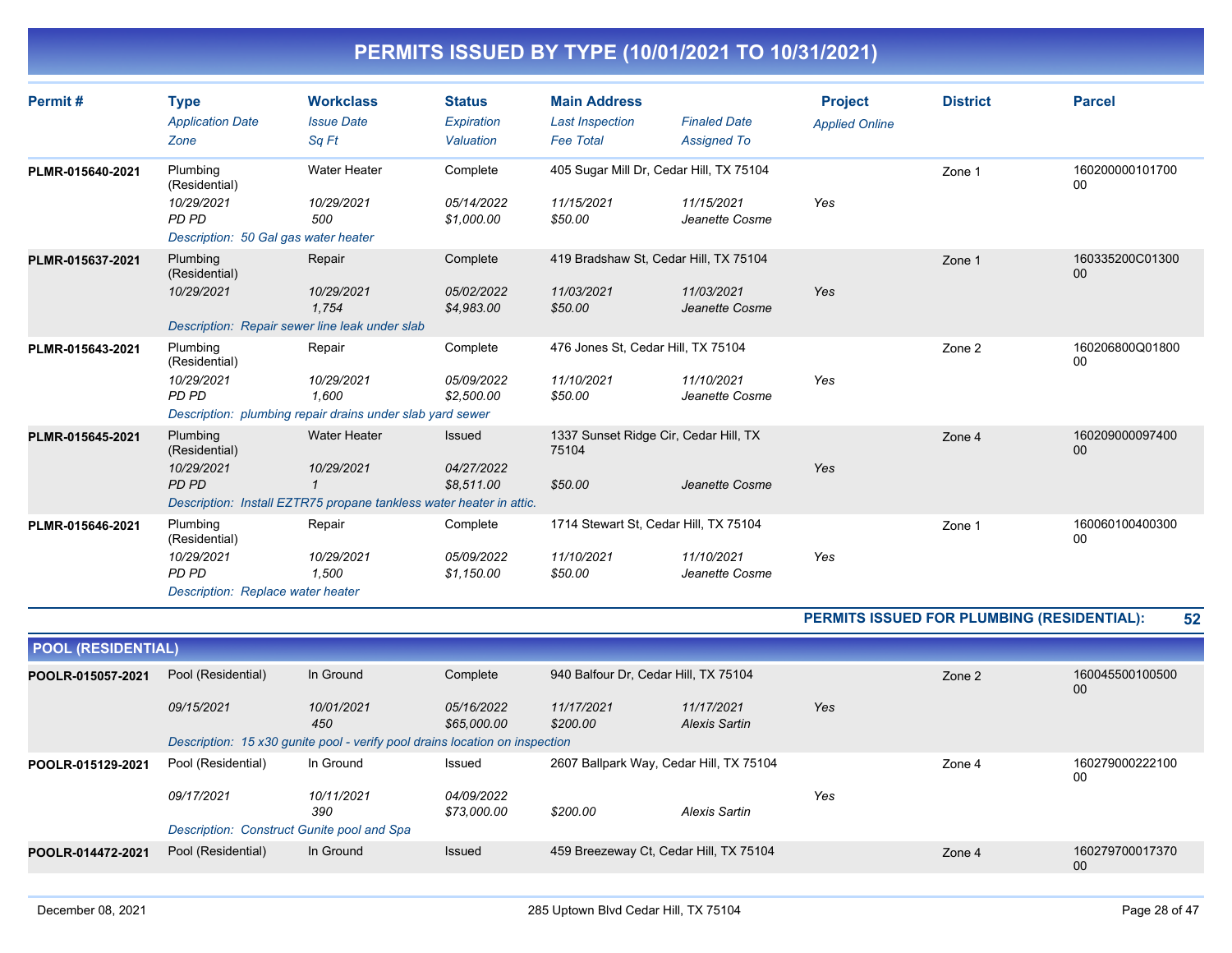# PERMITS ISSUED BY TYPE (10/01/2021 TO 10/31/2021)

| Permit # | Type | Workclass | Status | Main Address | | Project | District | Parcel |
|---|---|---|---|---|---|---|---|---|
| | *Application Date* | *Issue Date* | *Expiration* | *Last Inspection* | *Finaled Date* | *Applied Online* | | |
| | *Zone* | *Sq Ft* | *Valuation* | *Fee Total* | *Assigned To* | | | |
| **PLMR-015640-2021** | Plumbing (Residential) | Water Heater | Complete | 405 Sugar Mill Dr, Cedar Hill, TX 75104 | | | Zone 1 | 16020000010170000 |
| | *10/29/2021* | *10/29/2021* | *05/14/2022* | *11/15/2021* | *11/15/2021* | *Yes* | | |
| | *PD PD* | *500* | *$1,000.00* | *$50.00* | *Jeanette Cosme* | | | |
| | *Description: 50 Gal gas water heater* | | | | | | | |
| **PLMR-015637-2021** | Plumbing (Residential) | Repair | Complete | 419 Bradshaw St, Cedar Hill, TX 75104 | | | Zone 1 | 160335200C0130000 |
| | *10/29/2021* | *10/29/2021* | *05/02/2022* | *11/03/2021* | *11/03/2021* | *Yes* | | |
| | | *1,754* | *$4,983.00* | *$50.00* | *Jeanette Cosme* | | | |
| | *Description: Repair sewer line leak under slab* | | | | | | | |
| **PLMR-015643-2021** | Plumbing (Residential) | Repair | Complete | 476 Jones St, Cedar Hill, TX 75104 | | | Zone 2 | 160206800Q0180000 |
| | *10/29/2021* | *10/29/2021* | *05/09/2022* | *11/10/2021* | *11/10/2021* | *Yes* | | |
| | *PD PD* | *1,600* | *$2,500.00* | *$50.00* | *Jeanette Cosme* | | | |
| | *Description: plumbing repair drains under slab yard sewer* | | | | | | | |
| **PLMR-015645-2021** | Plumbing (Residential) | Water Heater | Issued | 1337 Sunset Ridge Cir, Cedar Hill, TX 75104 | | | Zone 4 | 16020900009740000 |
| | *10/29/2021* | *10/29/2021* | *04/27/2022* | | | *Yes* | | |
| | *PD PD* | *1* | *$8,511.00* | *$50.00* | *Jeanette Cosme* | | | |
| | *Description: Install EZTR75 propane tankless water heater in attic.* | | | | | | | |
| **PLMR-015646-2021** | Plumbing (Residential) | Repair | Complete | 1714 Stewart St, Cedar Hill, TX 75104 | | | Zone 1 | 16006010040030000 |
| | *10/29/2021* | *10/29/2021* | *05/09/2022* | *11/10/2021* | *11/10/2021* | *Yes* | | |
| | *PD PD* | *1,500* | *$1,150.00* | *$50.00* | *Jeanette Cosme* | | | |
| | *Description: Replace water heater* | | | | | | | |

**PERMITS ISSUED FOR PLUMBING (RESIDENTIAL): 52**

## POOL (RESIDENTIAL)

| Permit # | Type | Workclass | Status | Main Address | | Project | District | Parcel |
|---|---|---|---|---|---|---|---|---|
| **POOLR-015057-2021** | Pool (Residential) | In Ground | Complete | 940 Balfour Dr, Cedar Hill, TX 75104 | | | Zone 2 | 16004550010050000 |
| | *09/15/2021* | *10/01/2021* | *05/16/2022* | *11/17/2021* | *11/17/2021* | *Yes* | | |
| | | *450* | *$65,000.00* | *$200.00* | *Alexis Sartin* | | | |
| | *Description: 15 x30 gunite pool - verify pool drains location on inspection* | | | | | | | |
| **POOLR-015129-2021** | Pool (Residential) | In Ground | Issued | 2607 Ballpark Way, Cedar Hill, TX 75104 | | | Zone 4 | 16027900022210000 |
| | *09/17/2021* | *10/11/2021* | *04/09/2022* | | | *Yes* | | |
| | | *390* | *$73,000.00* | *$200.00* | *Alexis Sartin* | | | |
| | *Description: Construct Gunite pool and Spa* | | | | | | | |
| **POOLR-014472-2021** | Pool (Residential) | In Ground | Issued | 459 Breezeway Ct, Cedar Hill, TX 75104 | | | Zone 4 | 16027970001737000 |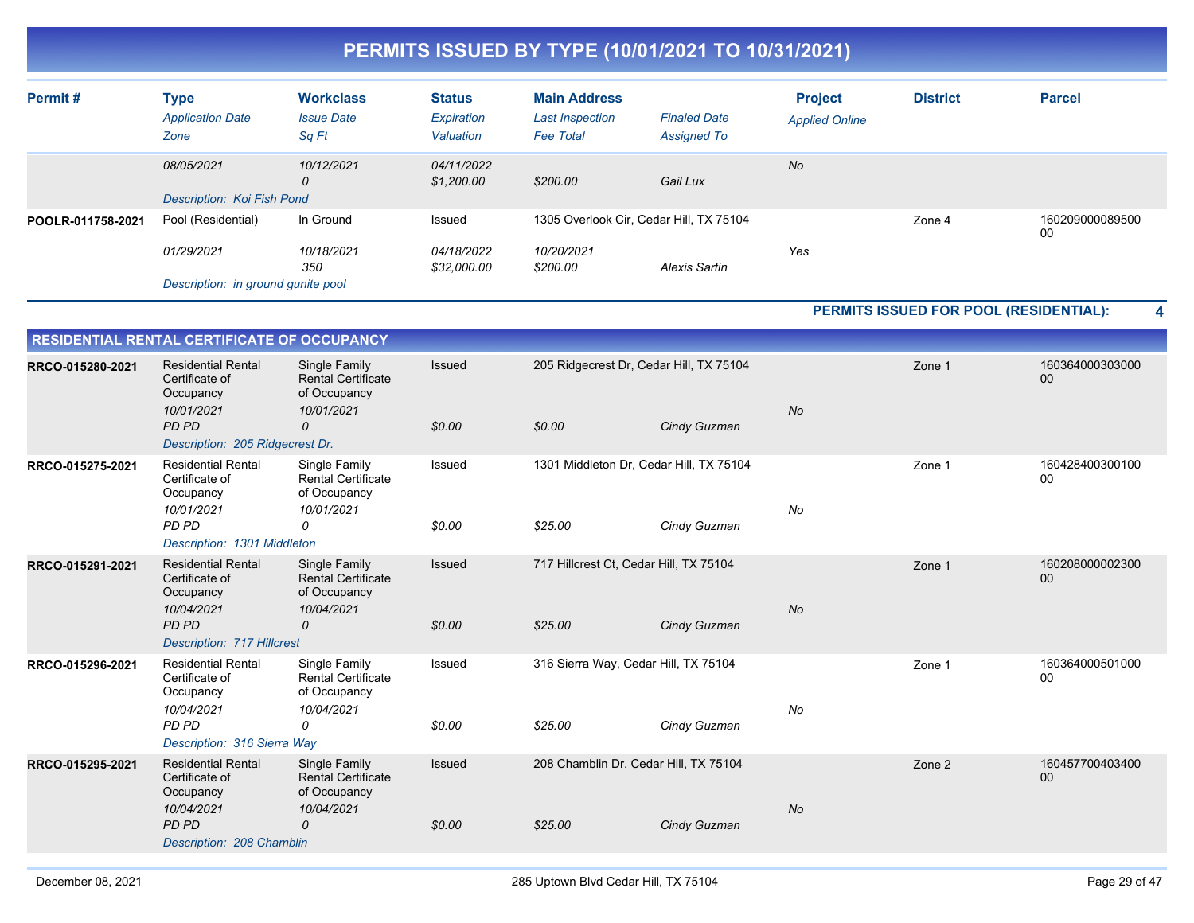# PERMITS ISSUED BY TYPE (10/01/2021 TO 10/31/2021)

| Permit # | Type / Application Date / Zone | Workclass / Issue Date / Sq Ft | Status / Expiration / Valuation | Main Address / Last Inspection / Fee Total | Finaled Date / Assigned To | Project / Applied Online | District | Parcel |
|---|---|---|---|---|---|---|---|---|
| | 08/05/2021 | 10/12/2021<br>0 | 04/11/2022<br>$1,200.00 | $200.00 | Gail Lux | No | | |
| | Description: Koi Fish Pond | | | | | | | |
| POOLR-011758-2021 | Pool (Residential)<br>01/29/2021 | In Ground<br>10/18/2021<br>350 | Issued<br>04/18/2022<br>$32,000.00 | 1305 Overlook Cir, Cedar Hill, TX 75104<br>10/20/2021<br>$200.00 | Alexis Sartin | Yes | Zone 4 | 16020900008950000 |
| | Description: in ground gunite pool | | | | | | | |

**PERMITS ISSUED FOR POOL (RESIDENTIAL): 4**

## RESIDENTIAL RENTAL CERTIFICATE OF OCCUPANCY

| Permit # | Type / Application Date / Zone | Workclass / Issue Date / Sq Ft | Status / Expiration / Valuation | Main Address / Last Inspection / Fee Total | Finaled Date / Assigned To | Project / Applied Online | District | Parcel |
|---|---|---|---|---|---|---|---|---|
| RRCO-015280-2021 | Residential Rental Certificate of Occupancy<br>10/01/2021<br>PD PD | Single Family Rental Certificate of Occupancy<br>10/01/2021<br>0 | Issued<br><br>$0.00 | 205 Ridgecrest Dr, Cedar Hill, TX 75104<br><br>$0.00 | Cindy Guzman | No | Zone 1 | 16036400030300000 |
| | Description: 205 Ridgecrest Dr. | | | | | | | |
| RRCO-015275-2021 | Residential Rental Certificate of Occupancy<br>10/01/2021<br>PD PD | Single Family Rental Certificate of Occupancy<br>10/01/2021<br>0 | Issued<br><br>$0.00 | 1301 Middleton Dr, Cedar Hill, TX 75104<br><br>$25.00 | Cindy Guzman | No | Zone 1 | 16042840030010000 |
| | Description: 1301 Middleton | | | | | | | |
| RRCO-015291-2021 | Residential Rental Certificate of Occupancy<br>10/04/2021<br>PD PD | Single Family Rental Certificate of Occupancy<br>10/04/2021<br>0 | Issued<br><br>$0.00 | 717 Hillcrest Ct, Cedar Hill, TX 75104<br><br>$25.00 | Cindy Guzman | No | Zone 1 | 16020800000230000 |
| | Description: 717 Hillcrest | | | | | | | |
| RRCO-015296-2021 | Residential Rental Certificate of Occupancy<br>10/04/2021<br>PD PD | Single Family Rental Certificate of Occupancy<br>10/04/2021<br>0 | Issued<br><br>$0.00 | 316 Sierra Way, Cedar Hill, TX 75104<br><br>$25.00 | Cindy Guzman | No | Zone 1 | 16036400050100000 |
| | Description: 316 Sierra Way | | | | | | | |
| RRCO-015295-2021 | Residential Rental Certificate of Occupancy<br>10/04/2021<br>PD PD | Single Family Rental Certificate of Occupancy<br>10/04/2021<br>0 | Issued<br><br>$0.00 | 208 Chamblin Dr, Cedar Hill, TX 75104<br><br>$25.00 | Cindy Guzman | No | Zone 2 | 16045770040340000 |
| | Description: 208 Chamblin | | | | | | | |

December 08, 2021 — 285 Uptown Blvd Cedar Hill, TX 75104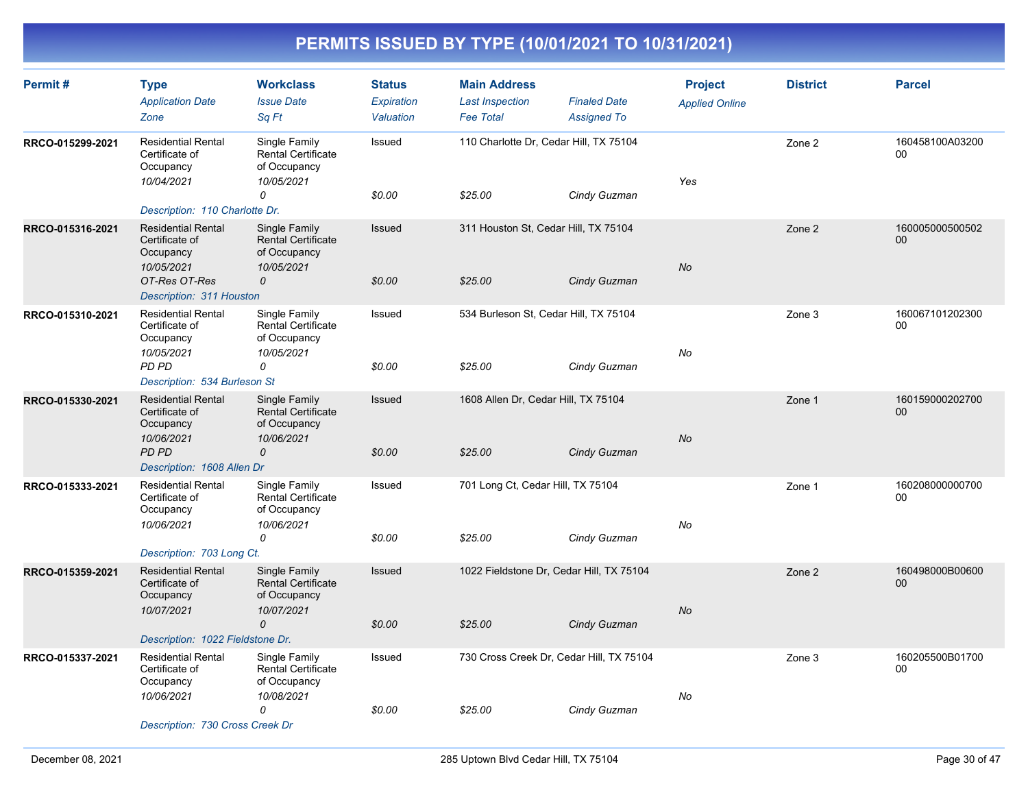# PERMITS ISSUED BY TYPE (10/01/2021 TO 10/31/2021)

| Permit # | Type / Application Date / Zone | Workclass / Issue Date / Sq Ft | Status / Expiration / Valuation | Main Address / Last Inspection / Fee Total | Finaled Date / Assigned To | Project / Applied Online | District | Parcel |
|---|---|---|---|---|---|---|---|---|
| RRCO-015299-2021 | Residential Rental Certificate of Occupancy<br>*10/04/2021* | Single Family Rental Certificate of Occupancy<br>*10/05/2021*<br>*0* | Issued<br><br>*$0.00* | 110 Charlotte Dr, Cedar Hill, TX 75104<br><br>*$25.00* | *Cindy Guzman* | *Yes* | Zone 2 | 160458100A03200 00 |
| | *Description: 110 Charlotte Dr.* | | | | | | | |
| RRCO-015316-2021 | Residential Rental Certificate of Occupancy<br>*10/05/2021*<br>*OT-Res OT-Res* | Single Family Rental Certificate of Occupancy<br>*10/05/2021*<br>*0* | Issued<br><br>*$0.00* | 311 Houston St, Cedar Hill, TX 75104<br><br>*$25.00* | *Cindy Guzman* | *No* | Zone 2 | 160005000500502 00 |
| | *Description: 311 Houston* | | | | | | | |
| RRCO-015310-2021 | Residential Rental Certificate of Occupancy<br>*10/05/2021*<br>*PD PD* | Single Family Rental Certificate of Occupancy<br>*10/05/2021*<br>*0* | Issued<br><br>*$0.00* | 534 Burleson St, Cedar Hill, TX 75104<br><br>*$25.00* | *Cindy Guzman* | *No* | Zone 3 | 160067101202300 00 |
| | *Description: 534 Burleson St* | | | | | | | |
| RRCO-015330-2021 | Residential Rental Certificate of Occupancy<br>*10/06/2021*<br>*PD PD* | Single Family Rental Certificate of Occupancy<br>*10/06/2021*<br>*0* | Issued<br><br>*$0.00* | 1608 Allen Dr, Cedar Hill, TX 75104<br><br>*$25.00* | *Cindy Guzman* | *No* | Zone 1 | 160159000202700 00 |
| | *Description: 1608 Allen Dr* | | | | | | | |
| RRCO-015333-2021 | Residential Rental Certificate of Occupancy<br>*10/06/2021* | Single Family Rental Certificate of Occupancy<br>*10/06/2021*<br>*0* | Issued<br><br>*$0.00* | 701 Long Ct, Cedar Hill, TX 75104<br><br>*$25.00* | *Cindy Guzman* | *No* | Zone 1 | 160208000000700 00 |
| | *Description: 703 Long Ct.* | | | | | | | |
| RRCO-015359-2021 | Residential Rental Certificate of Occupancy<br>*10/07/2021* | Single Family Rental Certificate of Occupancy<br>*10/07/2021*<br>*0* | Issued<br><br>*$0.00* | 1022 Fieldstone Dr, Cedar Hill, TX 75104<br><br>*$25.00* | *Cindy Guzman* | *No* | Zone 2 | 160498000B00600 00 |
| | *Description: 1022 Fieldstone Dr.* | | | | | | | |
| RRCO-015337-2021 | Residential Rental Certificate of Occupancy<br>*10/06/2021* | Single Family Rental Certificate of Occupancy<br>*10/08/2021*<br>*0* | Issued<br><br>*$0.00* | 730 Cross Creek Dr, Cedar Hill, TX 75104<br><br>*$25.00* | *Cindy Guzman* | *No* | Zone 3 | 160205500B01700 00 |
| | *Description: 730 Cross Creek Dr* | | | | | | | |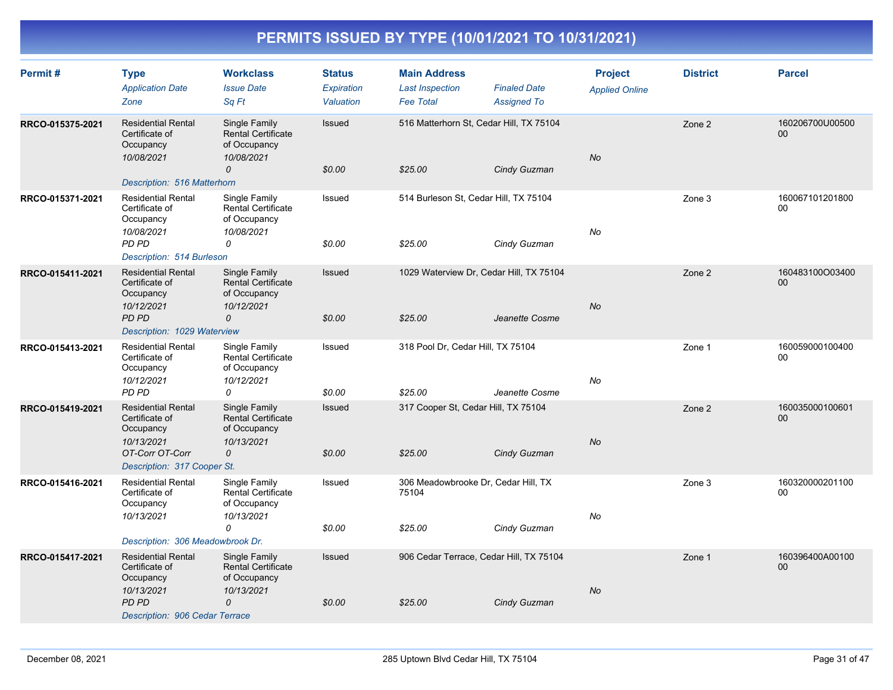# PERMITS ISSUED BY TYPE (10/01/2021 TO 10/31/2021)

| Permit # | Type<br>*Application Date*<br>*Zone* | Workclass<br>*Issue Date*<br>*Sq Ft* | Status<br>*Expiration*<br>*Valuation* | Main Address<br>*Last Inspection*<br>*Fee Total* | *Finaled Date*<br>*Assigned To* | Project<br>*Applied Online* | District | Parcel |
|---|---|---|---|---|---|---|---|---|
| RRCO-015375-2021 | Residential Rental Certificate of Occupancy<br>*10/08/2021* | Single Family Rental Certificate of Occupancy<br>*10/08/2021*<br>*0* | Issued<br><br>*$0.00* | 516 Matterhorn St, Cedar Hill, TX 75104<br><br>*$25.00* | *Cindy Guzman* | *No* | Zone 2 | 160206700U0050000 |
| | *Description: 516 Matterhorn* | | | | | | | |
| RRCO-015371-2021 | Residential Rental Certificate of Occupancy<br>*10/08/2021*<br>*PD PD* | Single Family Rental Certificate of Occupancy<br>*10/08/2021*<br>*0* | Issued<br><br>*$0.00* | 514 Burleson St, Cedar Hill, TX 75104<br><br>*$25.00* | *Cindy Guzman* | *No* | Zone 3 | 16006710120180000 |
| | *Description: 514 Burleson* | | | | | | | |
| RRCO-015411-2021 | Residential Rental Certificate of Occupancy<br>*10/12/2021*<br>*PD PD* | Single Family Rental Certificate of Occupancy<br>*10/12/2021*<br>*0* | Issued<br><br>*$0.00* | 1029 Waterview Dr, Cedar Hill, TX 75104<br><br>*$25.00* | *Jeanette Cosme* | *No* | Zone 2 | 160483100O0340000 |
| | *Description: 1029 Waterview* | | | | | | | |
| RRCO-015413-2021 | Residential Rental Certificate of Occupancy<br>*10/12/2021*<br>*PD PD* | Single Family Rental Certificate of Occupancy<br>*10/12/2021*<br>*0* | Issued<br><br>*$0.00* | 318 Pool Dr, Cedar Hill, TX 75104<br><br>*$25.00* | *Jeanette Cosme* | *No* | Zone 1 | 16005900010040000 |
| RRCO-015419-2021 | Residential Rental Certificate of Occupancy<br>*10/13/2021*<br>*OT-Corr OT-Corr* | Single Family Rental Certificate of Occupancy<br>*10/13/2021*<br>*0* | Issued<br><br>*$0.00* | 317 Cooper St, Cedar Hill, TX 75104<br><br>*$25.00* | *Cindy Guzman* | *No* | Zone 2 | 16003500010060100 |
| | *Description: 317 Cooper St.* | | | | | | | |
| RRCO-015416-2021 | Residential Rental Certificate of Occupancy<br>*10/13/2021* | Single Family Rental Certificate of Occupancy<br>*10/13/2021*<br>*0* | Issued<br><br>*$0.00* | 306 Meadowbrooke Dr, Cedar Hill, TX 75104<br><br>*$25.00* | *Cindy Guzman* | *No* | Zone 3 | 16032000020110000 |
| | *Description: 306 Meadowbrook Dr.* | | | | | | | |
| RRCO-015417-2021 | Residential Rental Certificate of Occupancy<br>*10/13/2021*<br>*PD PD* | Single Family Rental Certificate of Occupancy<br>*10/13/2021*<br>*0* | Issued<br><br>*$0.00* | 906 Cedar Terrace, Cedar Hill, TX 75104<br><br>*$25.00* | *Cindy Guzman* | *No* | Zone 1 | 160396400A0010000 |
| | *Description: 906 Cedar Terrace* | | | | | | | |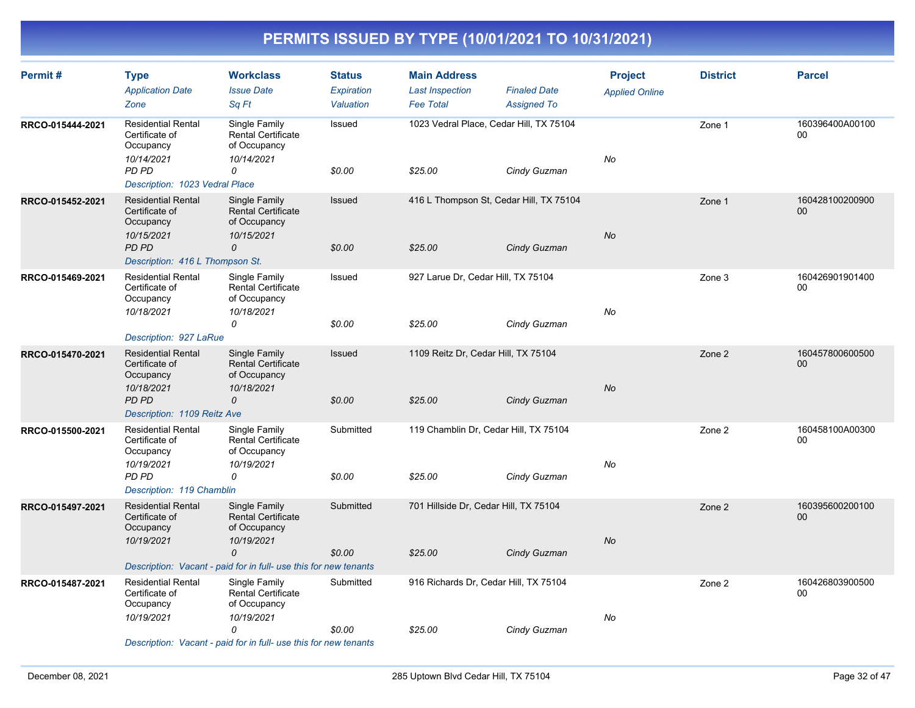# PERMITS ISSUED BY TYPE (10/01/2021 TO 10/31/2021)

| Permit # | Type / Application Date / Zone | Workclass / Issue Date / Sq Ft | Status / Expiration / Valuation | Main Address / Last Inspection / Fee Total | Finaled Date / Assigned To | Project / Applied Online | District | Parcel |
|---|---|---|---|---|---|---|---|---|
| RRCO-015444-2021 | Residential Rental Certificate of Occupancy<br>10/14/2021<br>PD PD | Single Family Rental Certificate of Occupancy<br>10/14/2021<br>0 | Issued<br><br>$0.00 | 1023 Vedral Place, Cedar Hill, TX 75104<br><br>$25.00 | <br>Cindy Guzman | <br>No | Zone 1 | 160396400A0010000 |
| | Description: 1023 Vedral Place | | | | | | | |
| RRCO-015452-2021 | Residential Rental Certificate of Occupancy<br>10/15/2021<br>PD PD | Single Family Rental Certificate of Occupancy<br>10/15/2021<br>0 | Issued<br><br>$0.00 | 416 L Thompson St, Cedar Hill, TX 75104<br><br>$25.00 | <br>Cindy Guzman | <br>No | Zone 1 | 16042810020090000 |
| | Description: 416 L Thompson St. | | | | | | | |
| RRCO-015469-2021 | Residential Rental Certificate of Occupancy<br>10/18/2021 | Single Family Rental Certificate of Occupancy<br>10/18/2021<br>0 | Issued<br><br>$0.00 | 927 Larue Dr, Cedar Hill, TX 75104<br><br>$25.00 | <br>Cindy Guzman | <br>No | Zone 3 | 16042690190140000 |
| | Description: 927 LaRue | | | | | | | |
| RRCO-015470-2021 | Residential Rental Certificate of Occupancy<br>10/18/2021<br>PD PD | Single Family Rental Certificate of Occupancy<br>10/18/2021<br>0 | Issued<br><br>$0.00 | 1109 Reitz Dr, Cedar Hill, TX 75104<br><br>$25.00 | <br>Cindy Guzman | <br>No | Zone 2 | 16045780060050000 |
| | Description: 1109 Reitz Ave | | | | | | | |
| RRCO-015500-2021 | Residential Rental Certificate of Occupancy<br>10/19/2021<br>PD PD | Single Family Rental Certificate of Occupancy<br>10/19/2021<br>0 | Submitted<br><br>$0.00 | 119 Chamblin Dr, Cedar Hill, TX 75104<br><br>$25.00 | <br>Cindy Guzman | <br>No | Zone 2 | 160458100A0030000 |
| | Description: 119 Chamblin | | | | | | | |
| RRCO-015497-2021 | Residential Rental Certificate of Occupancy<br>10/19/2021 | Single Family Rental Certificate of Occupancy<br>10/19/2021<br>0 | Submitted<br><br>$0.00 | 701 Hillside Dr, Cedar Hill, TX 75104<br><br>$25.00 | <br>Cindy Guzman | <br>No | Zone 2 | 16039560020010000 |
| | Description: Vacant - paid for in full- use this for new tenants | | | | | | | |
| RRCO-015487-2021 | Residential Rental Certificate of Occupancy<br>10/19/2021 | Single Family Rental Certificate of Occupancy<br>10/19/2021<br>0 | Submitted<br><br>$0.00 | 916 Richards Dr, Cedar Hill, TX 75104<br><br>$25.00 | <br>Cindy Guzman | <br>No | Zone 2 | 16042680390050000 |
| | Description: Vacant - paid for in full- use this for new tenants | | | | | | | |

December 08, 2021 — 285 Uptown Blvd Cedar Hill, TX 75104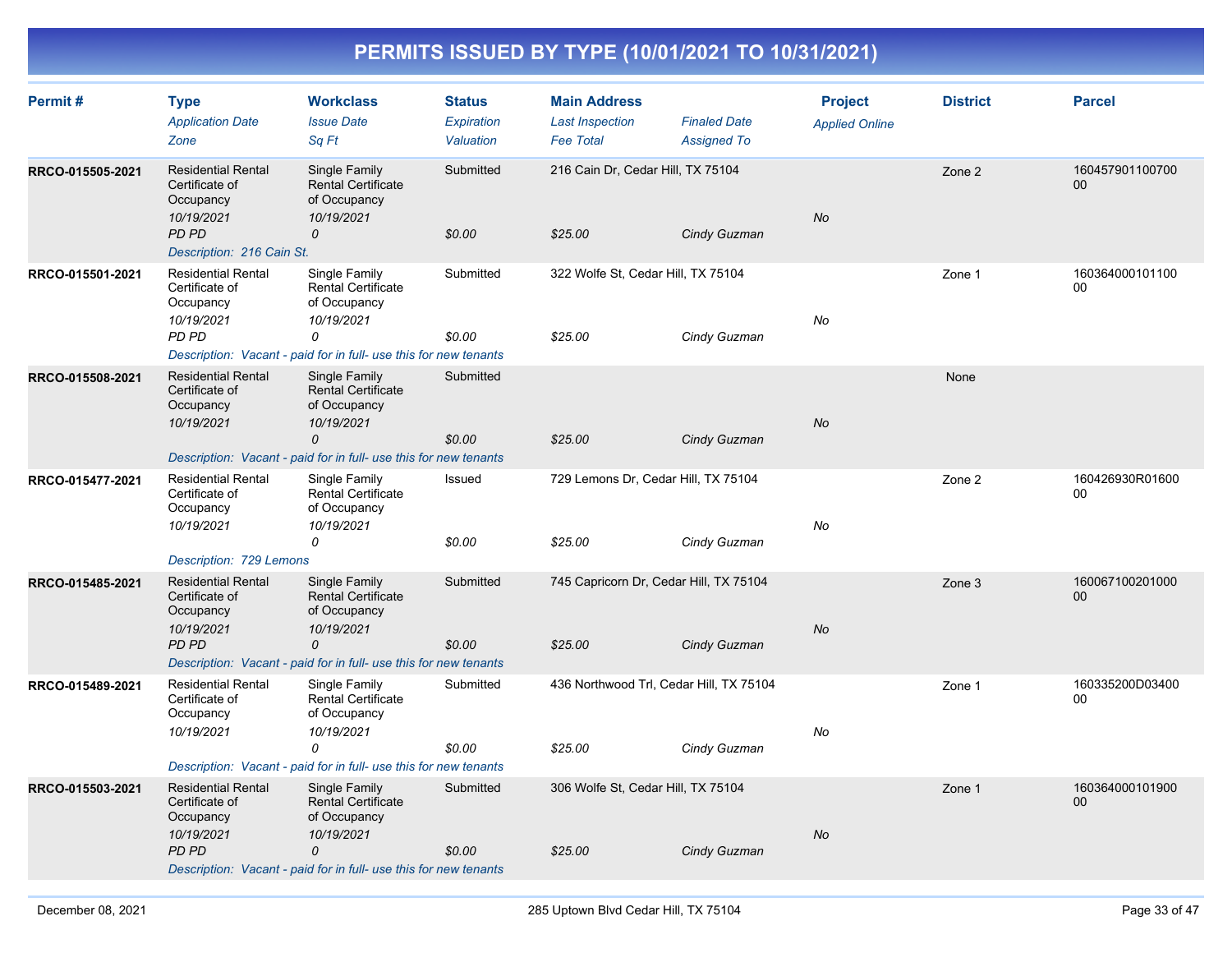# PERMITS ISSUED BY TYPE (10/01/2021 TO 10/31/2021)

| Permit # | Type<br>*Application Date*<br>*Zone* | Workclass<br>*Issue Date*<br>*Sq Ft* | Status<br>*Expiration*<br>*Valuation* | Main Address<br>*Last Inspection*<br>*Fee Total* | *Finaled Date*<br>*Assigned To* | Project<br>*Applied Online* | District | Parcel |
|---|---|---|---|---|---|---|---|---|
| RRCO-015505-2021 | Residential Rental Certificate of Occupancy<br>*10/19/2021*<br>*PD PD* | Single Family Rental Certificate of Occupancy<br>*10/19/2021*<br>*0* | Submitted<br><br>*$0.00* | 216 Cain Dr, Cedar Hill, TX 75104<br><br>*$25.00* | <br>*Cindy Guzman* | *No* | Zone 2 | 16045790110070000 |
| *Description: 216 Cain St.* | | | | | | | | |
| RRCO-015501-2021 | Residential Rental Certificate of Occupancy<br>*10/19/2021*<br>*PD PD* | Single Family Rental Certificate of Occupancy<br>*10/19/2021*<br>*0* | Submitted<br><br>*$0.00* | 322 Wolfe St, Cedar Hill, TX 75104<br><br>*$25.00* | <br>*Cindy Guzman* | *No* | Zone 1 | 16036400010110000 |
| *Description: Vacant - paid for in full- use this for new tenants* | | | | | | | | |
| RRCO-015508-2021 | Residential Rental Certificate of Occupancy<br>*10/19/2021* | Single Family Rental Certificate of Occupancy<br>*10/19/2021*<br>*0* | Submitted<br><br>*$0.00* | <br><br>*$25.00* | <br>*Cindy Guzman* | *No* | None | |
| *Description: Vacant - paid for in full- use this for new tenants* | | | | | | | | |
| RRCO-015477-2021 | Residential Rental Certificate of Occupancy<br>*10/19/2021* | Single Family Rental Certificate of Occupancy<br>*10/19/2021*<br>*0* | Issued<br><br>*$0.00* | 729 Lemons Dr, Cedar Hill, TX 75104<br><br>*$25.00* | <br>*Cindy Guzman* | *No* | Zone 2 | 160426930R0160000 |
| *Description: 729 Lemons* | | | | | | | | |
| RRCO-015485-2021 | Residential Rental Certificate of Occupancy<br>*10/19/2021*<br>*PD PD* | Single Family Rental Certificate of Occupancy<br>*10/19/2021*<br>*0* | Submitted<br><br>*$0.00* | 745 Capricorn Dr, Cedar Hill, TX 75104<br><br>*$25.00* | <br>*Cindy Guzman* | *No* | Zone 3 | 16006710020100000 |
| *Description: Vacant - paid for in full- use this for new tenants* | | | | | | | | |
| RRCO-015489-2021 | Residential Rental Certificate of Occupancy<br>*10/19/2021* | Single Family Rental Certificate of Occupancy<br>*10/19/2021*<br>*0* | Submitted<br><br>*$0.00* | 436 Northwood Trl, Cedar Hill, TX 75104<br><br>*$25.00* | <br>*Cindy Guzman* | *No* | Zone 1 | 160335200D0340000 |
| *Description: Vacant - paid for in full- use this for new tenants* | | | | | | | | |
| RRCO-015503-2021 | Residential Rental Certificate of Occupancy<br>*10/19/2021*<br>*PD PD* | Single Family Rental Certificate of Occupancy<br>*10/19/2021*<br>*0* | Submitted<br><br>*$0.00* | 306 Wolfe St, Cedar Hill, TX 75104<br><br>*$25.00* | <br>*Cindy Guzman* | *No* | Zone 1 | 16036400010190000 |
| *Description: Vacant - paid for in full- use this for new tenants* | | | | | | | | |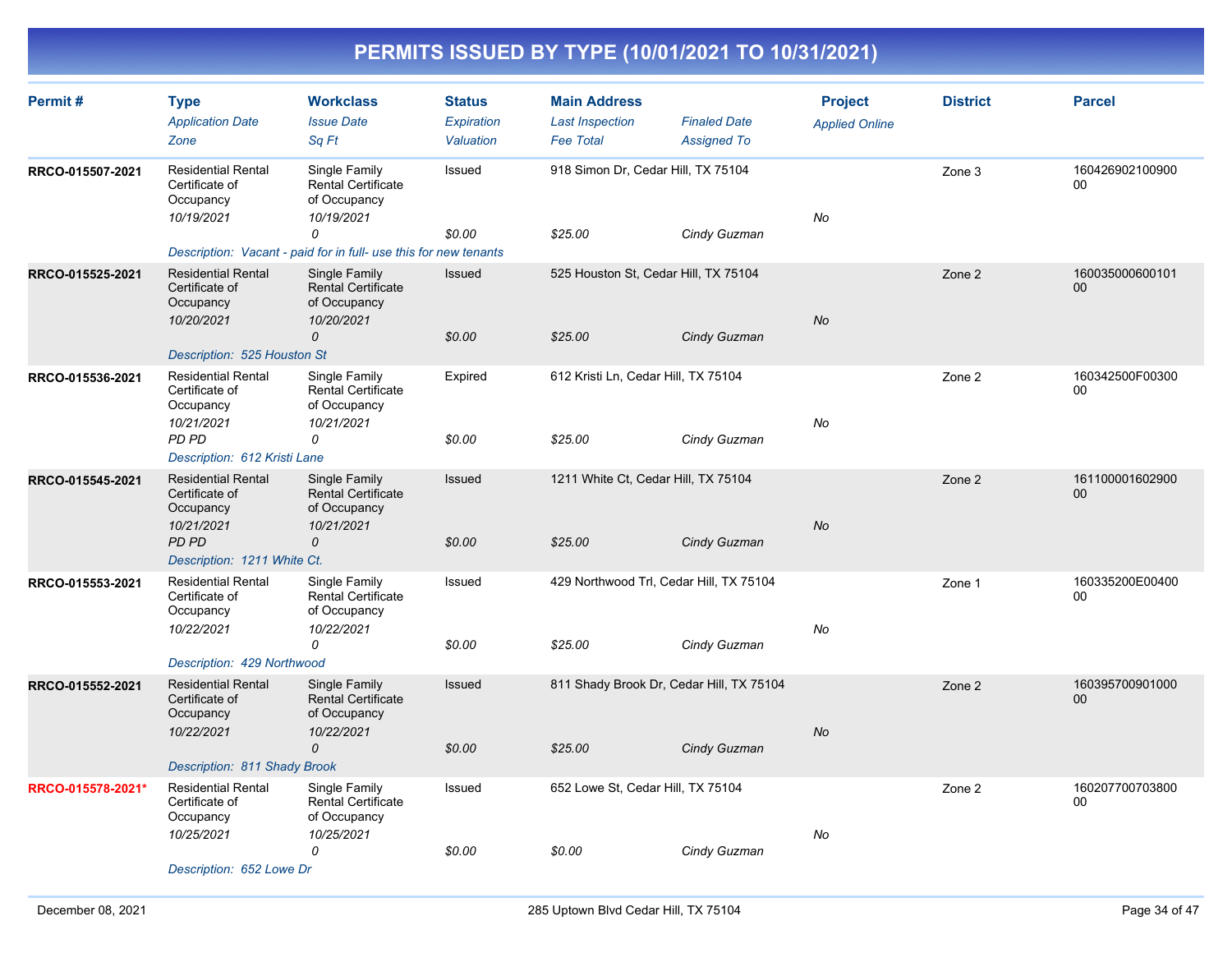# PERMITS ISSUED BY TYPE (10/01/2021 TO 10/31/2021)

| Permit # | Type / Application Date / Zone | Workclass / Issue Date / Sq Ft | Status / Expiration / Valuation | Main Address / Last Inspection / Fee Total | Finaled Date / Assigned To | Project / Applied Online | District | Parcel |
|---|---|---|---|---|---|---|---|---|
| RRCO-015507-2021 | Residential Rental Certificate of Occupancy<br>10/19/2021 | Single Family Rental Certificate of Occupancy<br>10/19/2021<br>0 | Issued<br><br>$0.00 | 918 Simon Dr, Cedar Hill, TX 75104<br><br>$25.00 | Cindy Guzman | No | Zone 3 | 16042690210090000 |
| | Description: Vacant - paid for in full- use this for new tenants | | | | | | | |
| RRCO-015525-2021 | Residential Rental Certificate of Occupancy<br>10/20/2021 | Single Family Rental Certificate of Occupancy<br>10/20/2021<br>0 | Issued<br><br>$0.00 | 525 Houston St, Cedar Hill, TX 75104<br><br>$25.00 | Cindy Guzman | No | Zone 2 | 16003500060010100 |
| | Description: 525 Houston St | | | | | | | |
| RRCO-015536-2021 | Residential Rental Certificate of Occupancy<br>10/21/2021<br>PD PD | Single Family Rental Certificate of Occupancy<br>10/21/2021<br>0 | Expired<br><br>$0.00 | 612 Kristi Ln, Cedar Hill, TX 75104<br><br>$25.00 | Cindy Guzman | No | Zone 2 | 160342500F0030000 |
| | Description: 612 Kristi Lane | | | | | | | |
| RRCO-015545-2021 | Residential Rental Certificate of Occupancy<br>10/21/2021<br>PD PD | Single Family Rental Certificate of Occupancy<br>10/21/2021<br>0 | Issued<br><br>$0.00 | 1211 White Ct, Cedar Hill, TX 75104<br><br>$25.00 | Cindy Guzman | No | Zone 2 | 16110000160290000 |
| | Description: 1211 White Ct. | | | | | | | |
| RRCO-015553-2021 | Residential Rental Certificate of Occupancy<br>10/22/2021 | Single Family Rental Certificate of Occupancy<br>10/22/2021<br>0 | Issued<br><br>$0.00 | 429 Northwood Trl, Cedar Hill, TX 75104<br><br>$25.00 | Cindy Guzman | No | Zone 1 | 160335200E0040000 |
| | Description: 429 Northwood | | | | | | | |
| RRCO-015552-2021 | Residential Rental Certificate of Occupancy<br>10/22/2021 | Single Family Rental Certificate of Occupancy<br>10/22/2021<br>0 | Issued<br><br>$0.00 | 811 Shady Brook Dr, Cedar Hill, TX 75104<br><br>$25.00 | Cindy Guzman | No | Zone 2 | 16039570090100000 |
| | Description: 811 Shady Brook | | | | | | | |
| RRCO-015578-2021* | Residential Rental Certificate of Occupancy<br>10/25/2021 | Single Family Rental Certificate of Occupancy<br>10/25/2021<br>0 | Issued<br><br>$0.00 | 652 Lowe St, Cedar Hill, TX 75104<br><br>$0.00 | Cindy Guzman | No | Zone 2 | 16020770070380000 |
| | Description: 652 Lowe Dr | | | | | | | |

December 08, 2021 — 285 Uptown Blvd Cedar Hill, TX 75104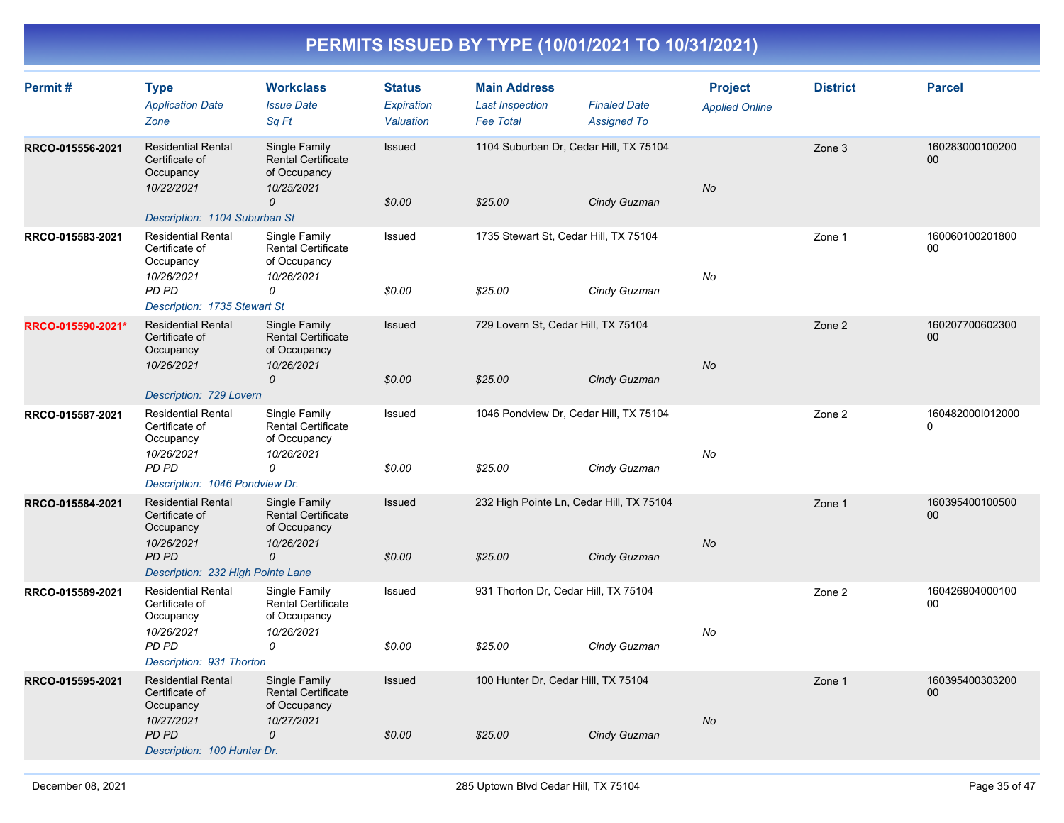# PERMITS ISSUED BY TYPE (10/01/2021 TO 10/31/2021)

| Permit # | Type<br>*Application Date*<br>*Zone* | Workclass<br>*Issue Date*<br>*Sq Ft* | Status<br>*Expiration*<br>*Valuation* | Main Address<br>*Last Inspection*<br>*Fee Total* | *Finaled Date*<br>*Assigned To* | Project<br>*Applied Online* | District | Parcel |
|---|---|---|---|---|---|---|---|---|
| RRCO-015556-2021 | Residential Rental Certificate of Occupancy<br>*10/22/2021* | Single Family Rental Certificate of Occupancy<br>*10/25/2021*<br>*0* | Issued<br><br>*$0.00* | 1104 Suburban Dr, Cedar Hill, TX 75104<br><br>*$25.00* | <br>*Cindy Guzman* | *No* | Zone 3 | 16028300010020000 |
| *Description: 1104 Suburban St* | | | | | | | | |
| RRCO-015583-2021 | Residential Rental Certificate of Occupancy<br>*10/26/2021*<br>*PD PD* | Single Family Rental Certificate of Occupancy<br>*10/26/2021*<br>*0* | Issued<br><br>*$0.00* | 1735 Stewart St, Cedar Hill, TX 75104<br><br>*$25.00* | <br>*Cindy Guzman* | *No* | Zone 1 | 16006010020180000 |
| *Description: 1735 Stewart St* | | | | | | | | |
| RRCO-015590-2021* | Residential Rental Certificate of Occupancy<br>*10/26/2021* | Single Family Rental Certificate of Occupancy<br>*10/26/2021*<br>*0* | Issued<br><br>*$0.00* | 729 Lovern St, Cedar Hill, TX 75104<br><br>*$25.00* | <br>*Cindy Guzman* | *No* | Zone 2 | 16020770060230000 |
| *Description: 729 Lovern* | | | | | | | | |
| RRCO-015587-2021 | Residential Rental Certificate of Occupancy<br>*10/26/2021*<br>*PD PD* | Single Family Rental Certificate of Occupancy<br>*10/26/2021*<br>*0* | Issued<br><br>*$0.00* | 1046 Pondview Dr, Cedar Hill, TX 75104<br><br>*$25.00* | <br>*Cindy Guzman* | *No* | Zone 2 | 160482000I0120000 |
| *Description: 1046 Pondview Dr.* | | | | | | | | |
| RRCO-015584-2021 | Residential Rental Certificate of Occupancy<br>*10/26/2021*<br>*PD PD* | Single Family Rental Certificate of Occupancy<br>*10/26/2021*<br>*0* | Issued<br><br>*$0.00* | 232 High Pointe Ln, Cedar Hill, TX 75104<br><br>*$25.00* | <br>*Cindy Guzman* | *No* | Zone 1 | 16039540010050000 |
| *Description: 232 High Pointe Lane* | | | | | | | | |
| RRCO-015589-2021 | Residential Rental Certificate of Occupancy<br>*10/26/2021*<br>*PD PD* | Single Family Rental Certificate of Occupancy<br>*10/26/2021*<br>*0* | Issued<br><br>*$0.00* | 931 Thorton Dr, Cedar Hill, TX 75104<br><br>*$25.00* | <br>*Cindy Guzman* | *No* | Zone 2 | 16042690400010000 |
| *Description: 931 Thorton* | | | | | | | | |
| RRCO-015595-2021 | Residential Rental Certificate of Occupancy<br>*10/27/2021*<br>*PD PD* | Single Family Rental Certificate of Occupancy<br>*10/27/2021*<br>*0* | Issued<br><br>*$0.00* | 100 Hunter Dr, Cedar Hill, TX 75104<br><br>*$25.00* | <br>*Cindy Guzman* | *No* | Zone 1 | 16039540030320000 |
| *Description: 100 Hunter Dr.* | | | | | | | | |

December 08, 2021 — 285 Uptown Blvd Cedar Hill, TX 75104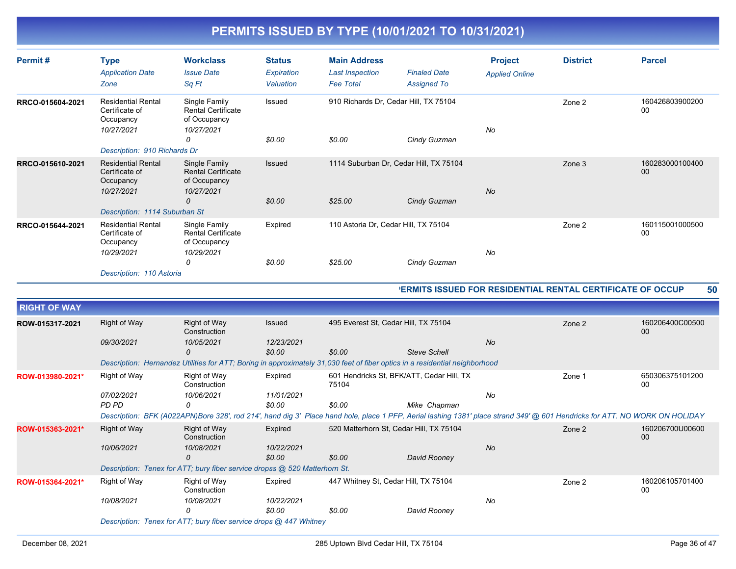# PERMITS ISSUED BY TYPE (10/01/2021 TO 10/31/2021)

| Permit # | Type / Application Date / Zone | Workclass / Issue Date / Sq Ft | Status / Expiration / Valuation | Main Address / Last Inspection / Fee Total | Finaled Date / Assigned To | Project / Applied Online | District | Parcel |
|---|---|---|---|---|---|---|---|---|
| RRCO-015604-2021 | Residential Rental Certificate of Occupancy / *10/27/2021* | Single Family Rental Certificate of Occupancy / *10/27/2021* / *0* | Issued / *$0.00* | 910 Richards Dr, Cedar Hill, TX 75104 / *$0.00* | *Cindy Guzman* | *No* | Zone 2 | 16042680390020000 |
| | *Description: 910 Richards Dr* | | | | | | | |
| RRCO-015610-2021 | Residential Rental Certificate of Occupancy / *10/27/2021* | Single Family Rental Certificate of Occupancy / *10/27/2021* / *0* | Issued / *$0.00* | 1114 Suburban Dr, Cedar Hill, TX 75104 / *$25.00* | *Cindy Guzman* | *No* | Zone 3 | 16028300010040000 |
| | *Description: 1114 Suburban St* | | | | | | | |
| RRCO-015644-2021 | Residential Rental Certificate of Occupancy / *10/29/2021* | Single Family Rental Certificate of Occupancy / *10/29/2021* / *0* | Expired / *$0.00* | 110 Astoria Dr, Cedar Hill, TX 75104 / *$25.00* | *Cindy Guzman* | *No* | Zone 2 | 16011500100050000 |
| | *Description: 110 Astoria* | | | | | | | |

**PERMITS ISSUED FOR RESIDENTIAL RENTAL CERTIFICATE OF OCCUP 50**

## RIGHT OF WAY

| Permit # | Type / Application Date / Zone | Workclass / Issue Date / Sq Ft | Status / Expiration / Valuation | Main Address / Last Inspection / Fee Total | Finaled Date / Assigned To | Project / Applied Online | District | Parcel |
|---|---|---|---|---|---|---|---|---|
| ROW-015317-2021 | Right of Way / *09/30/2021* | Right of Way Construction / *10/05/2021* / *0* | Issued / *12/23/2021* / *$0.00* | 495 Everest St, Cedar Hill, TX 75104 / *$0.00* | *Steve Schell* | *No* | Zone 2 | 160206400C0050000 |
| | *Description: Hernandez Utilities for ATT; Boring in approximately 31,030 feet of fiber optics in a residential neighborhood* | | | | | | | |
| ROW-013980-2021* | Right of Way / *07/02/2021* / *PD PD* | Right of Way Construction / *10/06/2021* / *0* | Expired / *11/01/2021* / *$0.00* | 601 Hendricks St, BFK/ATT, Cedar Hill, TX 75104 / *$0.00* | *Mike Chapman* | *No* | Zone 1 | 65030637510120000 |
| | *Description: BFK (A022APN)Bore 328', rod 214', hand dig 3' Place hand hole, place 1 PFP, Aerial lashing 1381' place strand 349' @ 601 Hendricks for ATT. NO WORK ON HOLIDAY* | | | | | | | |
| ROW-015363-2021* | Right of Way / *10/06/2021* | Right of Way Construction / *10/08/2021* / *0* | Expired / *10/22/2021* / *$0.00* | 520 Matterhorn St, Cedar Hill, TX 75104 / *$0.00* | *David Rooney* | *No* | Zone 2 | 160206700U0060000 |
| | *Description: Tenex for ATT; bury fiber service dropss @ 520 Matterhorn St.* | | | | | | | |
| ROW-015364-2021* | Right of Way / *10/08/2021* | Right of Way Construction / *10/08/2021* / *0* | Expired / *10/22/2021* / *$0.00* | 447 Whitney St, Cedar Hill, TX 75104 / *$0.00* | *David Rooney* | *No* | Zone 2 | 16020610570140000 |
| | *Description: Tenex for ATT; bury fiber service drops @ 447 Whitney* | | | | | | | |

December 08, 2021 — 285 Uptown Blvd Cedar Hill, TX 75104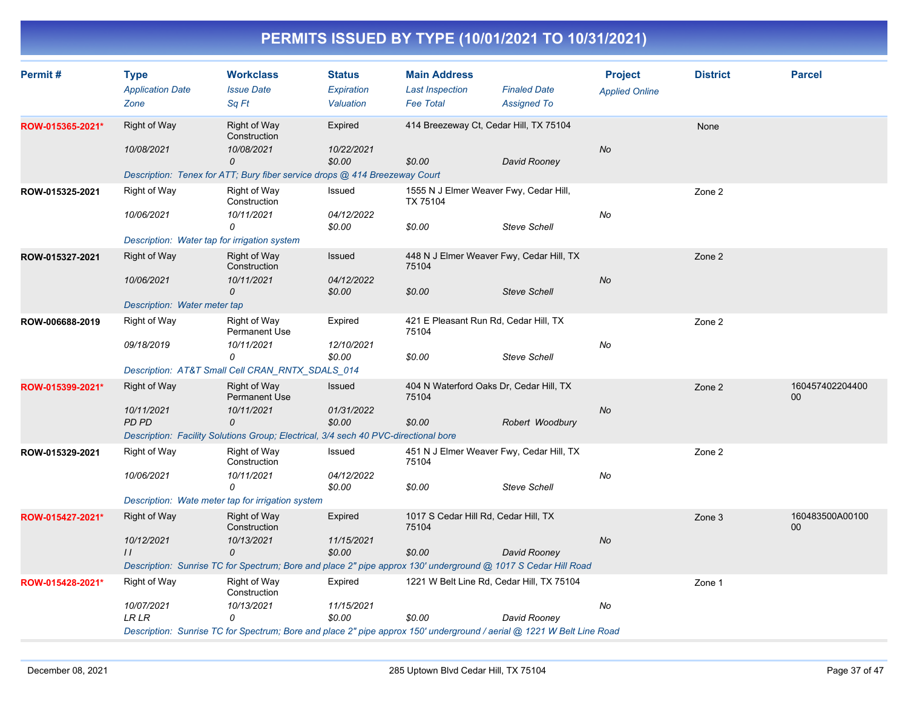# PERMITS ISSUED BY TYPE (10/01/2021 TO 10/31/2021)

| Permit # | Type<br>Application Date<br>Zone | Workclass<br>Issue Date<br>Sq Ft | Status<br>Expiration<br>Valuation | Main Address<br>Last Inspection<br>Fee Total | Finaled Date<br>Assigned To | Project<br>Applied Online | District | Parcel |
|---|---|---|---|---|---|---|---|---|
| ROW-015365-2021* | Right of Way<br>10/08/2021 | Right of Way Construction<br>10/08/2021<br>0 | Expired<br>10/22/2021<br>$0.00 | 414 Breezeway Ct, Cedar Hill, TX 75104<br><br>$0.00 | <br>David Rooney | <br>No | None | |
| | Description: Tenex for ATT; Bury fiber service drops @ 414 Breezeway Court | | | | | | | |
| ROW-015325-2021 | Right of Way<br>10/06/2021 | Right of Way Construction<br>10/11/2021<br>0 | Issued<br>04/12/2022<br>$0.00 | 1555 N J Elmer Weaver Fwy, Cedar Hill, TX 75104<br><br>$0.00 | <br>Steve Schell | <br>No | Zone 2 | |
| | Description: Water tap for irrigation system | | | | | | | |
| ROW-015327-2021 | Right of Way<br>10/06/2021 | Right of Way Construction<br>10/11/2021<br>0 | Issued<br>04/12/2022<br>$0.00 | 448 N J Elmer Weaver Fwy, Cedar Hill, TX 75104<br><br>$0.00 | <br>Steve Schell | <br>No | Zone 2 | |
| | Description: Water meter tap | | | | | | | |
| ROW-006688-2019 | Right of Way<br>09/18/2019 | Right of Way Permanent Use<br>10/11/2021<br>0 | Expired<br>12/10/2021<br>$0.00 | 421 E Pleasant Run Rd, Cedar Hill, TX 75104<br><br>$0.00 | <br>Steve Schell | <br>No | Zone 2 | |
| | Description: AT&T Small Cell CRAN_RNTX_SDALS_014 | | | | | | | |
| ROW-015399-2021* | Right of Way<br>10/11/2021<br>PD PD | Right of Way Permanent Use<br>10/11/2021<br>0 | Issued<br>01/31/2022<br>$0.00 | 404 N Waterford Oaks Dr, Cedar Hill, TX 75104<br><br>$0.00 | <br>Robert Woodbury | <br>No | Zone 2 | 16045740220440000 |
| | Description: Facility Solutions Group; Electrical, 3/4 sech 40 PVC-directional bore | | | | | | | |
| ROW-015329-2021 | Right of Way<br>10/06/2021 | Right of Way Construction<br>10/11/2021<br>0 | Issued<br>04/12/2022<br>$0.00 | 451 N J Elmer Weaver Fwy, Cedar Hill, TX 75104<br><br>$0.00 | <br>Steve Schell | <br>No | Zone 2 | |
| | Description: Wate meter tap for irrigation system | | | | | | | |
| ROW-015427-2021* | Right of Way<br>10/12/2021<br>I I | Right of Way Construction<br>10/13/2021<br>0 | Expired<br>11/15/2021<br>$0.00 | 1017 S Cedar Hill Rd, Cedar Hill, TX 75104<br><br>$0.00 | <br>David Rooney | <br>No | Zone 3 | 160483500A0010000 |
| | Description: Sunrise TC for Spectrum; Bore and place 2" pipe approx 130' underground @ 1017 S Cedar Hill Road | | | | | | | |
| ROW-015428-2021* | Right of Way<br>10/07/2021<br>LR LR | Right of Way Construction<br>10/13/2021<br>0 | Expired<br>11/15/2021<br>$0.00 | 1221 W Belt Line Rd, Cedar Hill, TX 75104<br><br>$0.00 | <br>David Rooney | <br>No | Zone 1 | |
| | Description: Sunrise TC for Spectrum; Bore and place 2" pipe approx 150' underground / aerial @ 1221 W Belt Line Road | | | | | | | |

December 08, 2021 — 285 Uptown Blvd Cedar Hill, TX 75104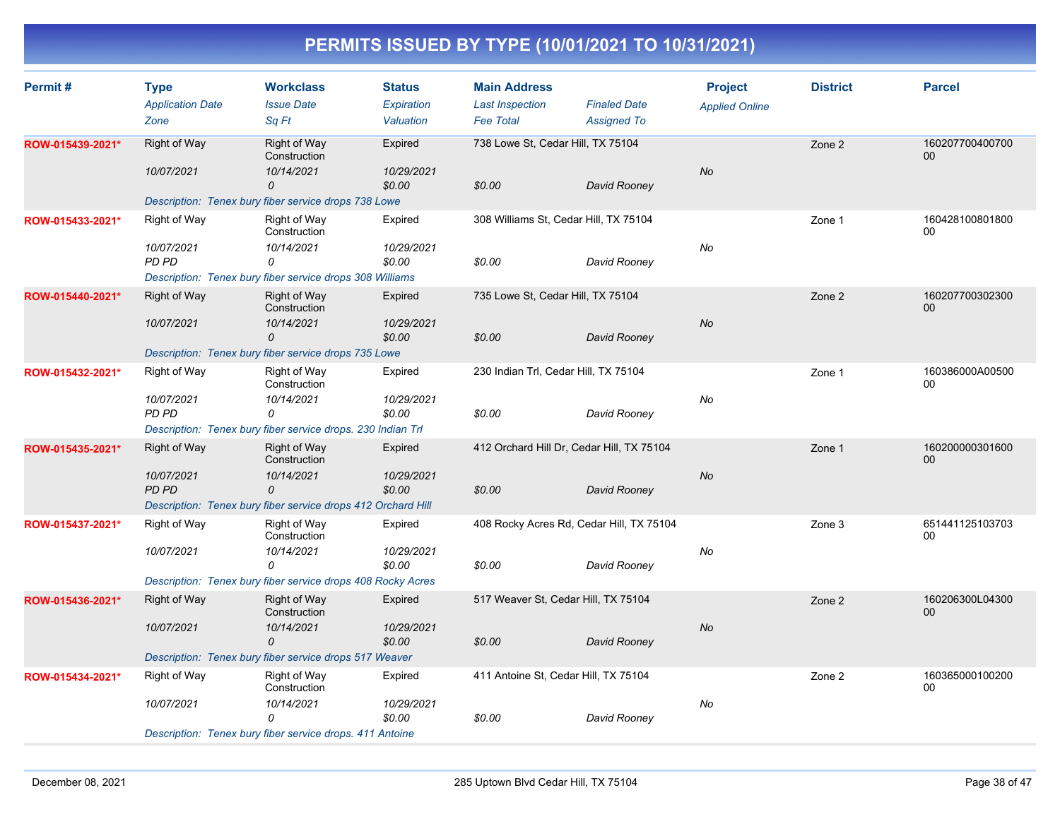# PERMITS ISSUED BY TYPE (10/01/2021 TO 10/31/2021)

| Permit # | Type / Application Date / Zone | Workclass / Issue Date / Sq Ft | Status / Expiration / Valuation | Main Address / Last Inspection / Fee Total | Finaled Date / Assigned To | Project / Applied Online | District | Parcel |
|---|---|---|---|---|---|---|---|---|
| ROW-015439-2021* | Right of Way / 10/07/2021 | Right of Way Construction / 10/14/2021 / 0 | Expired / 10/29/2021 / $0.00 | 738 Lowe St, Cedar Hill, TX 75104 / $0.00 | David Rooney | No | Zone 2 | 16020770040070000 |
| | Description: Tenex bury fiber service drops 738 Lowe | | | | | | | |
| ROW-015433-2021* | Right of Way / 10/07/2021 / PD PD | Right of Way Construction / 10/14/2021 / 0 | Expired / 10/29/2021 / $0.00 | 308 Williams St, Cedar Hill, TX 75104 / $0.00 | David Rooney | No | Zone 1 | 16042810080180000 |
| | Description: Tenex bury fiber service drops 308 Williams | | | | | | | |
| ROW-015440-2021* | Right of Way / 10/07/2021 | Right of Way Construction / 10/14/2021 / 0 | Expired / 10/29/2021 / $0.00 | 735 Lowe St, Cedar Hill, TX 75104 / $0.00 | David Rooney | No | Zone 2 | 16020770030230000 |
| | Description: Tenex bury fiber service drops 735 Lowe | | | | | | | |
| ROW-015432-2021* | Right of Way / 10/07/2021 / PD PD | Right of Way Construction / 10/14/2021 / 0 | Expired / 10/29/2021 / $0.00 | 230 Indian Trl, Cedar Hill, TX 75104 / $0.00 | David Rooney | No | Zone 1 | 160386000A0050000 |
| | Description: Tenex bury fiber service drops. 230 Indian Trl | | | | | | | |
| ROW-015435-2021* | Right of Way / 10/07/2021 / PD PD | Right of Way Construction / 10/14/2021 / 0 | Expired / 10/29/2021 / $0.00 | 412 Orchard Hill Dr, Cedar Hill, TX 75104 / $0.00 | David Rooney | No | Zone 1 | 16020000030160000 |
| | Description: Tenex bury fiber service drops 412 Orchard Hill | | | | | | | |
| ROW-015437-2021* | Right of Way / 10/07/2021 | Right of Way Construction / 10/14/2021 / 0 | Expired / 10/29/2021 / $0.00 | 408 Rocky Acres Rd, Cedar Hill, TX 75104 / $0.00 | David Rooney | No | Zone 3 | 65144112510370300 |
| | Description: Tenex bury fiber service drops 408 Rocky Acres | | | | | | | |
| ROW-015436-2021* | Right of Way / 10/07/2021 | Right of Way Construction / 10/14/2021 / 0 | Expired / 10/29/2021 / $0.00 | 517 Weaver St, Cedar Hill, TX 75104 / $0.00 | David Rooney | No | Zone 2 | 160206300L0430000 |
| | Description: Tenex bury fiber service drops 517 Weaver | | | | | | | |
| ROW-015434-2021* | Right of Way / 10/07/2021 | Right of Way Construction / 10/14/2021 / 0 | Expired / 10/29/2021 / $0.00 | 411 Antoine St, Cedar Hill, TX 75104 / $0.00 | David Rooney | No | Zone 2 | 16036500010020000 |
| | Description: Tenex bury fiber service drops. 411 Antoine | | | | | | | |

December 08, 2021 — 285 Uptown Blvd Cedar Hill, TX 75104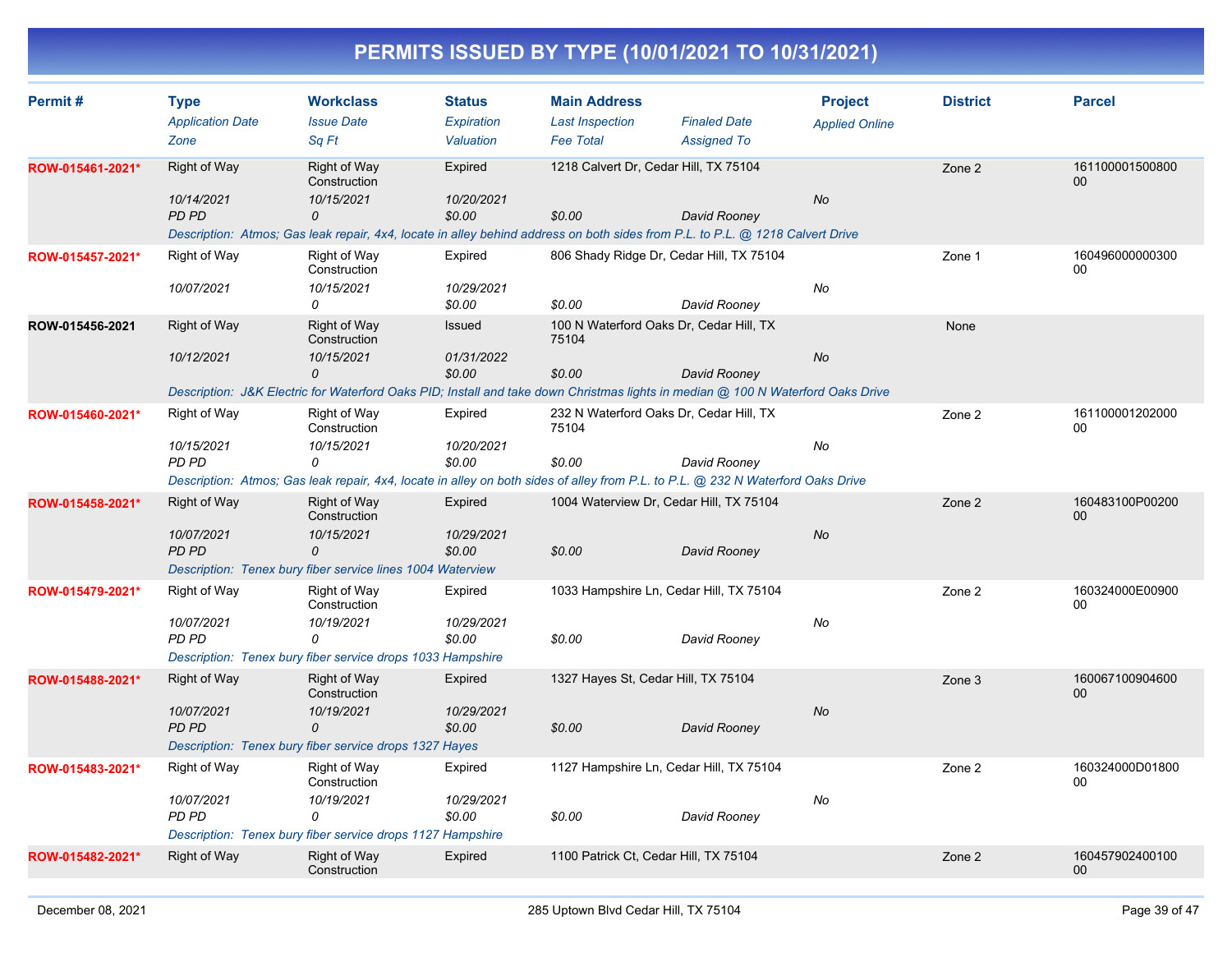# PERMITS ISSUED BY TYPE (10/01/2021 TO 10/31/2021)

| Permit # | Type / Application Date / Zone | Workclass / Issue Date / Sq Ft | Status / Expiration / Valuation | Main Address / Last Inspection / Fee Total | Finaled Date / Assigned To | Project / Applied Online | District | Parcel |
|---|---|---|---|---|---|---|---|---|
| ROW-015461-2021* | Right of Way | Right of Way Construction | Expired | 1218 Calvert Dr, Cedar Hill, TX 75104 | | | Zone 2 | 16110000150080000 |
| | 10/14/2021 | 10/15/2021 | 10/20/2021 | | | No | | |
| | PD PD | 0 | $0.00 | $0.00 | David Rooney | | | |
| | Description: Atmos; Gas leak repair, 4x4, locate in alley behind address on both sides from P.L. to P.L. @ 1218 Calvert Drive | | | | | | | |
| ROW-015457-2021* | Right of Way | Right of Way Construction | Expired | 806 Shady Ridge Dr, Cedar Hill, TX 75104 | | | Zone 1 | 16049600000030000 |
| | 10/07/2021 | 10/15/2021 | 10/29/2021 | | | No | | |
| | | 0 | $0.00 | $0.00 | David Rooney | | | |
| ROW-015456-2021 | Right of Way | Right of Way Construction | Issued | 100 N Waterford Oaks Dr, Cedar Hill, TX 75104 | | | None | |
| | 10/12/2021 | 10/15/2021 | 01/31/2022 | | | No | | |
| | | 0 | $0.00 | $0.00 | David Rooney | | | |
| | Description: J&K Electric for Waterford Oaks PID; Install and take down Christmas lights in median @ 100 N Waterford Oaks Drive | | | | | | | |
| ROW-015460-2021* | Right of Way | Right of Way Construction | Expired | 232 N Waterford Oaks Dr, Cedar Hill, TX 75104 | | | Zone 2 | 16110000120200000 |
| | 10/15/2021 | 10/15/2021 | 10/20/2021 | | | No | | |
| | PD PD | 0 | $0.00 | $0.00 | David Rooney | | | |
| | Description: Atmos; Gas leak repair, 4x4, locate in alley on both sides of alley from P.L. to P.L. @ 232 N Waterford Oaks Drive | | | | | | | |
| ROW-015458-2021* | Right of Way | Right of Way Construction | Expired | 1004 Waterview Dr, Cedar Hill, TX 75104 | | | Zone 2 | 160483100P0020000 |
| | 10/07/2021 | 10/15/2021 | 10/29/2021 | | | No | | |
| | PD PD | 0 | $0.00 | $0.00 | David Rooney | | | |
| | Description: Tenex bury fiber service lines 1004 Waterview | | | | | | | |
| ROW-015479-2021* | Right of Way | Right of Way Construction | Expired | 1033 Hampshire Ln, Cedar Hill, TX 75104 | | | Zone 2 | 160324000E0090000 |
| | 10/07/2021 | 10/19/2021 | 10/29/2021 | | | No | | |
| | PD PD | 0 | $0.00 | $0.00 | David Rooney | | | |
| | Description: Tenex bury fiber service drops 1033 Hampshire | | | | | | | |
| ROW-015488-2021* | Right of Way | Right of Way Construction | Expired | 1327 Hayes St, Cedar Hill, TX 75104 | | | Zone 3 | 16006710090460000 |
| | 10/07/2021 | 10/19/2021 | 10/29/2021 | | | No | | |
| | PD PD | 0 | $0.00 | $0.00 | David Rooney | | | |
| | Description: Tenex bury fiber service drops 1327 Hayes | | | | | | | |
| ROW-015483-2021* | Right of Way | Right of Way Construction | Expired | 1127 Hampshire Ln, Cedar Hill, TX 75104 | | | Zone 2 | 160324000D0180000 |
| | 10/07/2021 | 10/19/2021 | 10/29/2021 | | | No | | |
| | PD PD | 0 | $0.00 | $0.00 | David Rooney | | | |
| | Description: Tenex bury fiber service drops 1127 Hampshire | | | | | | | |
| ROW-015482-2021* | Right of Way | Right of Way Construction | Expired | 1100 Patrick Ct, Cedar Hill, TX 75104 | | | Zone 2 | 16045790240010000 |

December 08, 2021 — 285 Uptown Blvd Cedar Hill, TX 75104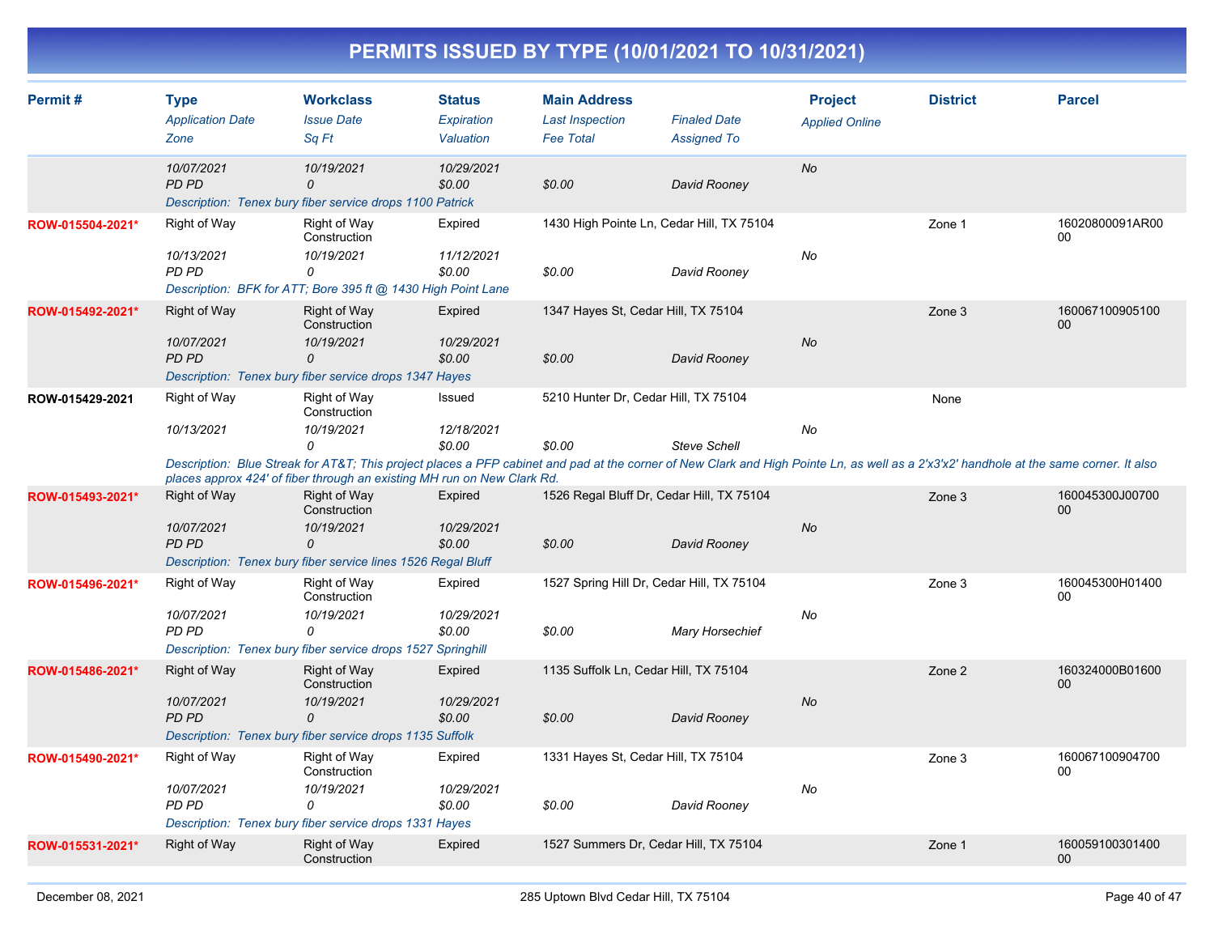# PERMITS ISSUED BY TYPE (10/01/2021 TO 10/31/2021)

| Permit # | Type / Application Date / Zone | Workclass / Issue Date / Sq Ft | Status / Expiration / Valuation | Main Address / Last Inspection / Fee Total | Finaled Date / Assigned To | Project / Applied Online | District | Parcel |
|---|---|---|---|---|---|---|---|---|
| | 10/07/2021<br>PD PD | 10/19/2021<br>0 | 10/29/2021<br>$0.00 | <br>$0.00 | <br>David Rooney | No | | |
| | Description: Tenex bury fiber service drops 1100 Patrick | | | | | | | |
| ROW-015504-2021* | Right of Way<br>10/13/2021<br>PD PD | Right of Way Construction<br>10/19/2021<br>0 | Expired<br>11/12/2021<br>$0.00 | 1430 High Pointe Ln, Cedar Hill, TX 75104<br><br>$0.00 | <br><br>David Rooney | <br>No | Zone 1 | 16020800091AR0000 |
| | Description: BFK for ATT; Bore 395 ft @ 1430 High Point Lane | | | | | | | |
| ROW-015492-2021* | Right of Way<br>10/07/2021<br>PD PD | Right of Way Construction<br>10/19/2021<br>0 | Expired<br>10/29/2021<br>$0.00 | 1347 Hayes St, Cedar Hill, TX 75104<br><br>$0.00 | <br><br>David Rooney | <br>No | Zone 3 | 16006710090510000 |
| | Description: Tenex bury fiber service drops 1347 Hayes | | | | | | | |
| ROW-015429-2021 | Right of Way<br>10/13/2021 | Right of Way Construction<br>10/19/2021<br>0 | Issued<br>12/18/2021<br>$0.00 | 5210 Hunter Dr, Cedar Hill, TX 75104<br><br>$0.00 | <br><br>Steve Schell | <br>No | None | |
| | Description: Blue Streak for AT&T; This project places a PFP cabinet and pad at the corner of New Clark and High Pointe Ln, as well as a 2'x3'x2' handhole at the same corner. It also places approx 424' of fiber through an existing MH run on New Clark Rd. | | | | | | | |
| ROW-015493-2021* | Right of Way<br>10/07/2021<br>PD PD | Right of Way Construction<br>10/19/2021<br>0 | Expired<br>10/29/2021<br>$0.00 | 1526 Regal Bluff Dr, Cedar Hill, TX 75104<br><br>$0.00 | <br><br>David Rooney | <br>No | Zone 3 | 160045300J0070000 |
| | Description: Tenex bury fiber service lines 1526 Regal Bluff | | | | | | | |
| ROW-015496-2021* | Right of Way<br>10/07/2021<br>PD PD | Right of Way Construction<br>10/19/2021<br>0 | Expired<br>10/29/2021<br>$0.00 | 1527 Spring Hill Dr, Cedar Hill, TX 75104<br><br>$0.00 | <br><br>Mary Horsechief | <br>No | Zone 3 | 160045300H0140000 |
| | Description: Tenex bury fiber service drops 1527 Springhill | | | | | | | |
| ROW-015486-2021* | Right of Way<br>10/07/2021<br>PD PD | Right of Way Construction<br>10/19/2021<br>0 | Expired<br>10/29/2021<br>$0.00 | 1135 Suffolk Ln, Cedar Hill, TX 75104<br><br>$0.00 | <br><br>David Rooney | <br>No | Zone 2 | 160324000B0160000 |
| | Description: Tenex bury fiber service drops 1135 Suffolk | | | | | | | |
| ROW-015490-2021* | Right of Way<br>10/07/2021<br>PD PD | Right of Way Construction<br>10/19/2021<br>0 | Expired<br>10/29/2021<br>$0.00 | 1331 Hayes St, Cedar Hill, TX 75104<br><br>$0.00 | <br><br>David Rooney | <br>No | Zone 3 | 16006710090470000 |
| | Description: Tenex bury fiber service drops 1331 Hayes | | | | | | | |
| ROW-015531-2021* | Right of Way | Right of Way Construction | Expired | 1527 Summers Dr, Cedar Hill, TX 75104 | | | Zone 1 | 16005910030140000 |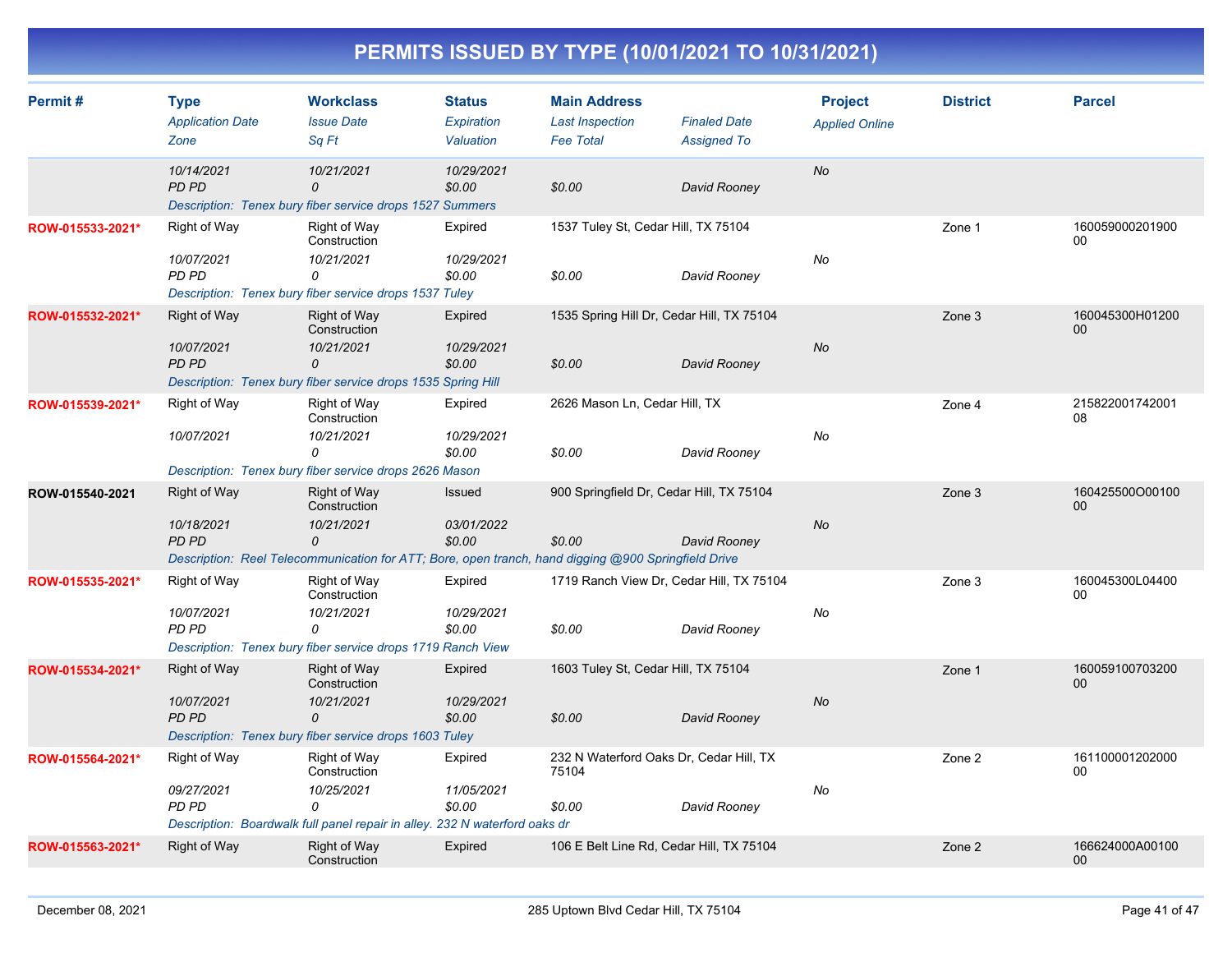# PERMITS ISSUED BY TYPE (10/01/2021 TO 10/31/2021)

| Permit # | Type / Application Date / Zone | Workclass / Issue Date / Sq Ft | Status / Expiration / Valuation | Main Address / Last Inspection / Fee Total | Finaled Date / Assigned To | Project / Applied Online | District | Parcel |
|---|---|---|---|---|---|---|---|---|
| | 10/14/2021 | 10/21/2021 | 10/29/2021 | | | No | | |
| | PD PD | 0 | $0.00 | $0.00 | David Rooney | | | |
| | Description: Tenex bury fiber service drops 1527 Summers | | | | | | | |
| ROW-015533-2021* | Right of Way | Right of Way Construction | Expired | 1537 Tuley St, Cedar Hill, TX 75104 | | | Zone 1 | 16005900020190000 |
| | 10/07/2021 | 10/21/2021 | 10/29/2021 | | | No | | |
| | PD PD | 0 | $0.00 | $0.00 | David Rooney | | | |
| | Description: Tenex bury fiber service drops 1537 Tuley | | | | | | | |
| ROW-015532-2021* | Right of Way | Right of Way Construction | Expired | 1535 Spring Hill Dr, Cedar Hill, TX 75104 | | | Zone 3 | 160045300H01200 00 |
| | 10/07/2021 | 10/21/2021 | 10/29/2021 | | | No | | |
| | PD PD | 0 | $0.00 | $0.00 | David Rooney | | | |
| | Description: Tenex bury fiber service drops 1535 Spring Hill | | | | | | | |
| ROW-015539-2021* | Right of Way | Right of Way Construction | Expired | 2626 Mason Ln, Cedar Hill, TX | | | Zone 4 | 21582200174200108 |
| | 10/07/2021 | 10/21/2021 | 10/29/2021 | | | No | | |
| | | 0 | $0.00 | $0.00 | David Rooney | | | |
| | Description: Tenex bury fiber service drops 2626 Mason | | | | | | | |
| ROW-015540-2021 | Right of Way | Right of Way Construction | Issued | 900 Springfield Dr, Cedar Hill, TX 75104 | | | Zone 3 | 160425500O00100 00 |
| | 10/18/2021 | 10/21/2021 | 03/01/2022 | | | No | | |
| | PD PD | 0 | $0.00 | $0.00 | David Rooney | | | |
| | Description: Reel Telecommunication for ATT; Bore, open tranch, hand digging @900 Springfield Drive | | | | | | | |
| ROW-015535-2021* | Right of Way | Right of Way Construction | Expired | 1719 Ranch View Dr, Cedar Hill, TX 75104 | | | Zone 3 | 160045300L04400 00 |
| | 10/07/2021 | 10/21/2021 | 10/29/2021 | | | No | | |
| | PD PD | 0 | $0.00 | $0.00 | David Rooney | | | |
| | Description: Tenex bury fiber service drops 1719 Ranch View | | | | | | | |
| ROW-015534-2021* | Right of Way | Right of Way Construction | Expired | 1603 Tuley St, Cedar Hill, TX 75104 | | | Zone 1 | 16005910070320000 |
| | 10/07/2021 | 10/21/2021 | 10/29/2021 | | | No | | |
| | PD PD | 0 | $0.00 | $0.00 | David Rooney | | | |
| | Description: Tenex bury fiber service drops 1603 Tuley | | | | | | | |
| ROW-015564-2021* | Right of Way | Right of Way Construction | Expired | 232 N Waterford Oaks Dr, Cedar Hill, TX 75104 | | | Zone 2 | 16110000120200000 |
| | 09/27/2021 | 10/25/2021 | 11/05/2021 | | | No | | |
| | PD PD | 0 | $0.00 | $0.00 | David Rooney | | | |
| | Description: Boardwalk full panel repair in alley. 232 N waterford oaks dr | | | | | | | |
| ROW-015563-2021* | Right of Way | Right of Way Construction | Expired | 106 E Belt Line Rd, Cedar Hill, TX 75104 | | | Zone 2 | 166624000A00100 00 |

December 08, 2021 — 285 Uptown Blvd Cedar Hill, TX 75104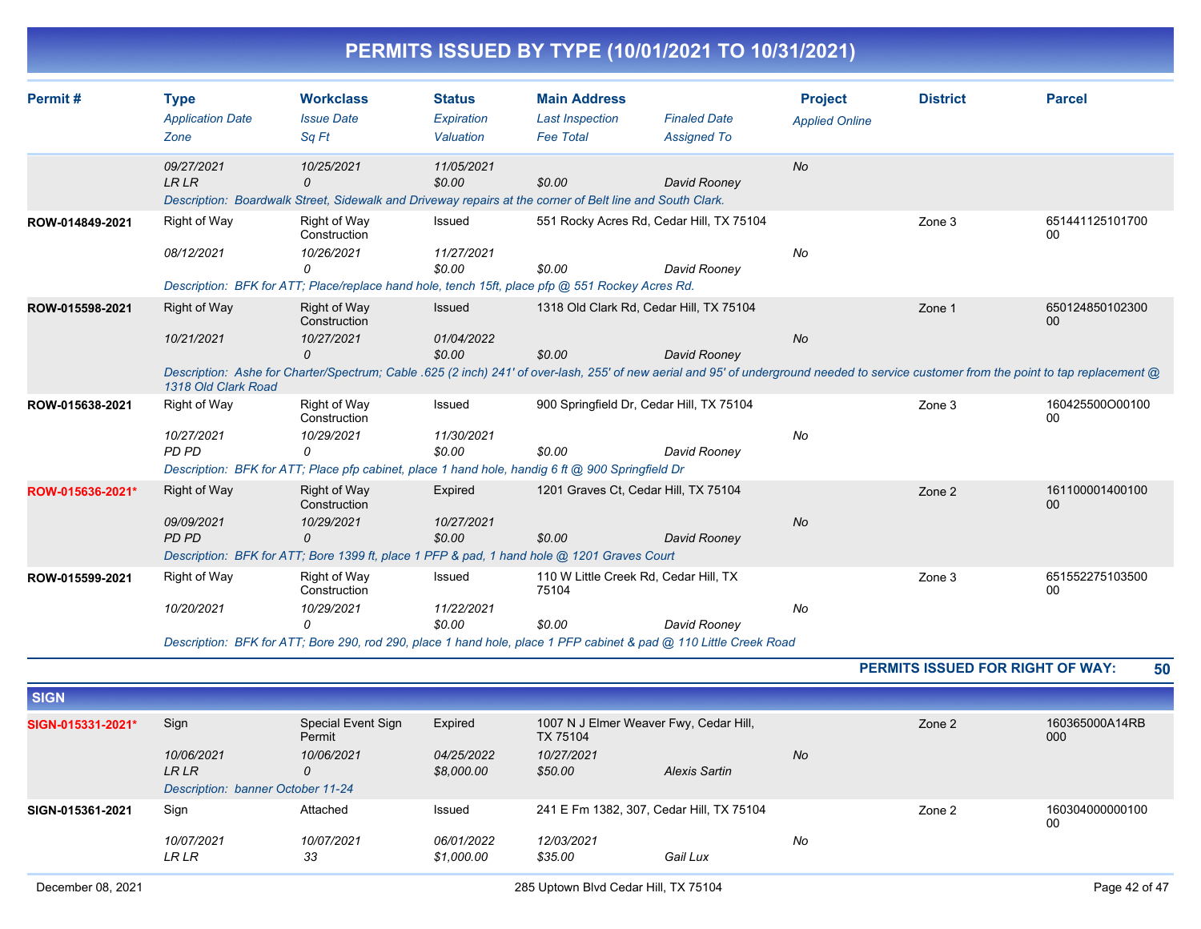# PERMITS ISSUED BY TYPE (10/01/2021 TO 10/31/2021)

| Permit # | Type / Application Date / Zone | Workclass / Issue Date / Sq Ft | Status / Expiration / Valuation | Main Address / Last Inspection / Fee Total | Finaled Date / Assigned To | Project / Applied Online | District | Parcel |
|---|---|---|---|---|---|---|---|---|
| | 09/27/2021 | 10/25/2021 | 11/05/2021 | | | No | | |
| | LR LR | 0 | $0.00 | $0.00 | David Rooney | | | |
| | Description: Boardwalk Street, Sidewalk and Driveway repairs at the corner of Belt line and South Clark. | | | | | | | |
| ROW-014849-2021 | Right of Way | Right of Way Construction | Issued | 551 Rocky Acres Rd, Cedar Hill, TX 75104 | | | Zone 3 | 65144112510170000 |
| | 08/12/2021 | 10/26/2021 | 11/27/2021 | | | No | | |
| | | 0 | $0.00 | $0.00 | David Rooney | | | |
| | Description: BFK for ATT; Place/replace hand hole, tench 15ft, place pfp @ 551 Rockey Acres Rd. | | | | | | | |
| ROW-015598-2021 | Right of Way | Right of Way Construction | Issued | 1318 Old Clark Rd, Cedar Hill, TX 75104 | | | Zone 1 | 65012485010230000 |
| | 10/21/2021 | 10/27/2021 | 01/04/2022 | | | No | | |
| | | 0 | $0.00 | $0.00 | David Rooney | | | |
| | Description: Ashe for Charter/Spectrum; Cable .625 (2 inch) 241' of over-lash, 255' of new aerial and 95' of underground needed to service customer from the point to tap replacement @ 1318 Old Clark Road | | | | | | | |
| ROW-015638-2021 | Right of Way | Right of Way Construction | Issued | 900 Springfield Dr, Cedar Hill, TX 75104 | | | Zone 3 | 160425500O00100 00 |
| | 10/27/2021 | 10/29/2021 | 11/30/2021 | | | No | | |
| | PD PD | 0 | $0.00 | $0.00 | David Rooney | | | |
| | Description: BFK for ATT; Place pfp cabinet, place 1 hand hole, handig 6 ft @ 900 Springfield Dr | | | | | | | |
| ROW-015636-2021* | Right of Way | Right of Way Construction | Expired | 1201 Graves Ct, Cedar Hill, TX 75104 | | | Zone 2 | 16110000140010000 |
| | 09/09/2021 | 10/29/2021 | 10/27/2021 | | | No | | |
| | PD PD | 0 | $0.00 | $0.00 | David Rooney | | | |
| | Description: BFK for ATT; Bore 1399 ft, place 1 PFP & pad, 1 hand hole @ 1201 Graves Court | | | | | | | |
| ROW-015599-2021 | Right of Way | Right of Way Construction | Issued | 110 W Little Creek Rd, Cedar Hill, TX 75104 | | | Zone 3 | 65155227510350000 |
| | 10/20/2021 | 10/29/2021 | 11/22/2021 | | | No | | |
| | | 0 | $0.00 | $0.00 | David Rooney | | | |
| | Description: BFK for ATT; Bore 290, rod 290, place 1 hand hole, place 1 PFP cabinet & pad @ 110 Little Creek Road | | | | | | | |

**PERMITS ISSUED FOR RIGHT OF WAY: 50**

## SIGN

| Permit # | Type / Application Date / Zone | Workclass / Issue Date / Sq Ft | Status / Expiration / Valuation | Main Address / Last Inspection / Fee Total | Finaled Date / Assigned To | Project / Applied Online | District | Parcel |
|---|---|---|---|---|---|---|---|---|
| SIGN-015331-2021* | Sign | Special Event Sign Permit | Expired | 1007 N J Elmer Weaver Fwy, Cedar Hill, TX 75104 | | | Zone 2 | 160365000A14RB000 |
| | 10/06/2021 | 10/06/2021 | 04/25/2022 | 10/27/2021 | | No | | |
| | LR LR | 0 | $8,000.00 | $50.00 | Alexis Sartin | | | |
| | Description: banner October 11-24 | | | | | | | |
| SIGN-015361-2021 | Sign | Attached | Issued | 241 E Fm 1382, 307, Cedar Hill, TX 75104 | | | Zone 2 | 16030400000010000 |
| | 10/07/2021 | 10/07/2021 | 06/01/2022 | 12/03/2021 | | No | | |
| | LR LR | 33 | $1,000.00 | $35.00 | Gail Lux | | | |

December 08, 2021 | 285 Uptown Blvd Cedar Hill, TX 75104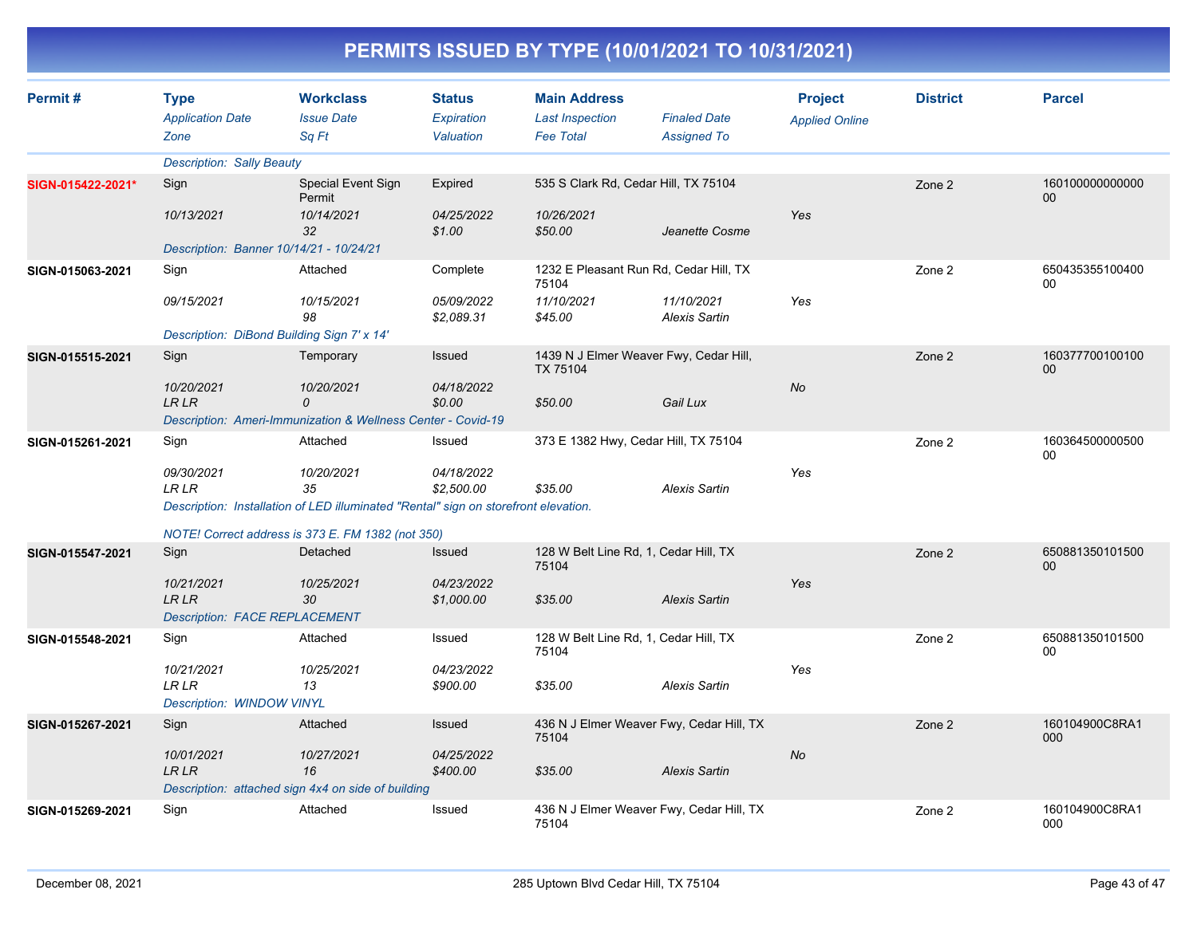# PERMITS ISSUED BY TYPE (10/01/2021 TO 10/31/2021)

| Permit # | Type / Application Date / Zone | Workclass / Issue Date / Sq Ft | Status / Expiration / Valuation | Main Address / Last Inspection / Fee Total | Finaled Date / Assigned To | Project / Applied Online | District | Parcel |
|---|---|---|---|---|---|---|---|---|
| | Description: Sally Beauty | | | | | | | |
| SIGN-015422-2021* | Sign | Special Event Sign Permit | Expired | 535 S Clark Rd, Cedar Hill, TX 75104 | | | Zone 2 | 16010000000000000 |
| | 10/13/2021 | 10/14/2021 | 04/25/2022 | 10/26/2021 | | Yes | | |
| | | 32 | $1.00 | $50.00 | Jeanette Cosme | | | |
| | Description: Banner 10/14/21 - 10/24/21 | | | | | | | |
| SIGN-015063-2021 | Sign | Attached | Complete | 1232 E Pleasant Run Rd, Cedar Hill, TX 75104 | | | Zone 2 | 65043535510040000 |
| | 09/15/2021 | 10/15/2021 | 05/09/2022 | 11/10/2021 | 11/10/2021 | Yes | | |
| | | 98 | $2,089.31 | $45.00 | Alexis Sartin | | | |
| | Description: DiBond Building Sign 7' x 14' | | | | | | | |
| SIGN-015515-2021 | Sign | Temporary | Issued | 1439 N J Elmer Weaver Fwy, Cedar Hill, TX 75104 | | | Zone 2 | 16037770010010000 |
| | 10/20/2021 | 10/20/2021 | 04/18/2022 | | | No | | |
| | LR LR | 0 | $0.00 | $50.00 | Gail Lux | | | |
| | Description: Ameri-Immunization & Wellness Center - Covid-19 | | | | | | | |
| SIGN-015261-2021 | Sign | Attached | Issued | 373 E 1382 Hwy, Cedar Hill, TX 75104 | | | Zone 2 | 16036450000050000 |
| | 09/30/2021 | 10/20/2021 | 04/18/2022 | | | Yes | | |
| | LR LR | 35 | $2,500.00 | $35.00 | Alexis Sartin | | | |
| | Description: Installation of LED illuminated "Rental" sign on storefront elevation. NOTE! Correct address is 373 E. FM 1382 (not 350) | | | | | | | |
| SIGN-015547-2021 | Sign | Detached | Issued | 128 W Belt Line Rd, 1, Cedar Hill, TX 75104 | | | Zone 2 | 65088135010150000 |
| | 10/21/2021 | 10/25/2021 | 04/23/2022 | | | Yes | | |
| | LR LR | 30 | $1,000.00 | $35.00 | Alexis Sartin | | | |
| | Description: FACE REPLACEMENT | | | | | | | |
| SIGN-015548-2021 | Sign | Attached | Issued | 128 W Belt Line Rd, 1, Cedar Hill, TX 75104 | | | Zone 2 | 65088135010150000 |
| | 10/21/2021 | 10/25/2021 | 04/23/2022 | | | Yes | | |
| | LR LR | 13 | $900.00 | $35.00 | Alexis Sartin | | | |
| | Description: WINDOW VINYL | | | | | | | |
| SIGN-015267-2021 | Sign | Attached | Issued | 436 N J Elmer Weaver Fwy, Cedar Hill, TX 75104 | | | Zone 2 | 160104900C8RA1000 |
| | 10/01/2021 | 10/27/2021 | 04/25/2022 | | | No | | |
| | LR LR | 16 | $400.00 | $35.00 | Alexis Sartin | | | |
| | Description: attached sign 4x4 on side of building | | | | | | | |
| SIGN-015269-2021 | Sign | Attached | Issued | 436 N J Elmer Weaver Fwy, Cedar Hill, TX 75104 | | | Zone 2 | 160104900C8RA1000 |

December 08, 2021 — 285 Uptown Blvd Cedar Hill, TX 75104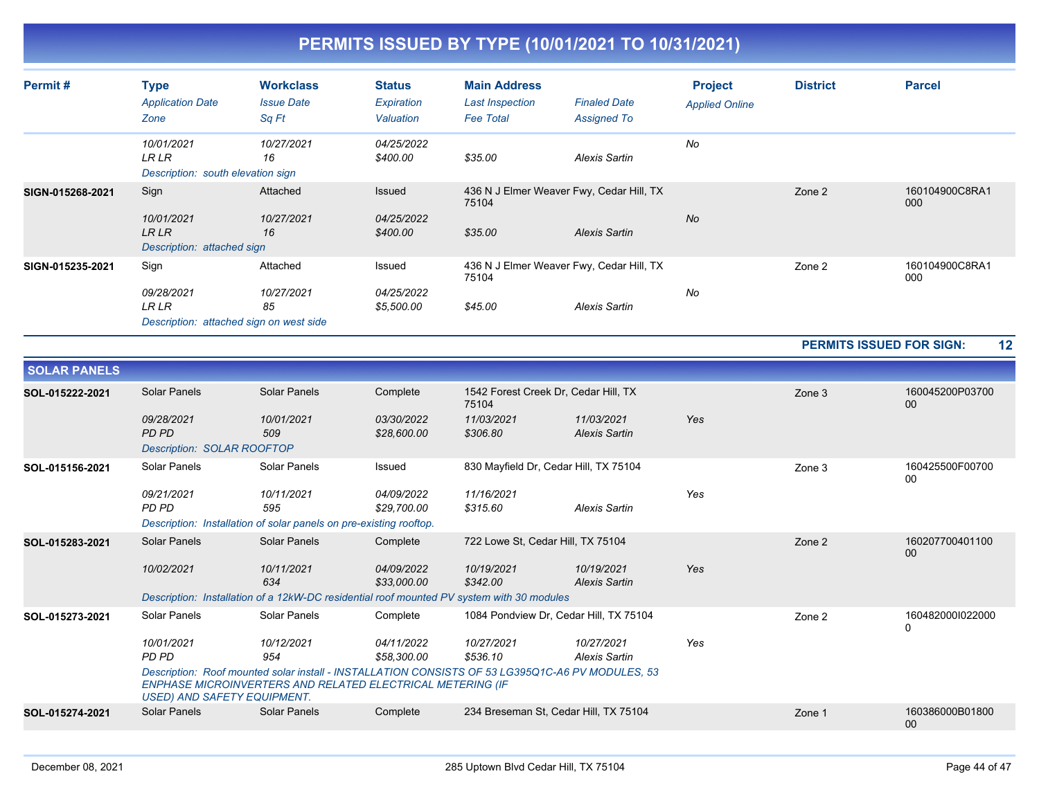# PERMITS ISSUED BY TYPE (10/01/2021 TO 10/31/2021)

| Permit # | Type / Application Date / Zone | Workclass / Issue Date / Sq Ft | Status / Expiration / Valuation | Main Address / Last Inspection / Fee Total | Finaled Date / Assigned To | Project / Applied Online | District | Parcel |
|---|---|---|---|---|---|---|---|---|
| | 10/01/2021<br>LR LR | 10/27/2021<br>16 | 04/25/2022<br>$400.00 | <br>$35.00 | <br>Alexis Sartin | No | | |
| | Description: south elevation sign | | | | | | | |
| SIGN-015268-2021 | Sign<br>10/01/2021<br>LR LR | Attached<br>10/27/2021<br>16 | Issued<br>04/25/2022<br>$400.00 | 436 N J Elmer Weaver Fwy, Cedar Hill, TX 75104<br><br>$35.00 | <br>Alexis Sartin | No | Zone 2 | 160104900C8RA1000 |
| | Description: attached sign | | | | | | | |
| SIGN-015235-2021 | Sign<br>09/28/2021<br>LR LR | Attached<br>10/27/2021<br>85 | Issued<br>04/25/2022<br>$5,500.00 | 436 N J Elmer Weaver Fwy, Cedar Hill, TX 75104<br><br>$45.00 | <br>Alexis Sartin | No | Zone 2 | 160104900C8RA1000 |
| | Description: attached sign on west side | | | | | | | |

**PERMITS ISSUED FOR SIGN: 12**

## SOLAR PANELS

| Permit # | Type / Application Date / Zone | Workclass / Issue Date / Sq Ft | Status / Expiration / Valuation | Main Address / Last Inspection / Fee Total | Finaled Date / Assigned To | Project / Applied Online | District | Parcel |
|---|---|---|---|---|---|---|---|---|
| SOL-015222-2021 | Solar Panels<br>09/28/2021<br>PD PD | Solar Panels<br>10/01/2021<br>509 | Complete<br>03/30/2022<br>$28,600.00 | 1542 Forest Creek Dr, Cedar Hill, TX 75104<br>11/03/2021<br>$306.80 | 11/03/2021<br>Alexis Sartin | Yes | Zone 3 | 160045200P0370000 |
| | Description: SOLAR ROOFTOP | | | | | | | |
| SOL-015156-2021 | Solar Panels<br>09/21/2021<br>PD PD | Solar Panels<br>10/11/2021<br>595 | Issued<br>04/09/2022<br>$29,700.00 | 830 Mayfield Dr, Cedar Hill, TX 75104<br>11/16/2021<br>$315.60 | <br>Alexis Sartin | Yes | Zone 3 | 160425500F0070000 |
| | Description: Installation of solar panels on pre-existing rooftop. | | | | | | | |
| SOL-015283-2021 | Solar Panels<br>10/02/2021 | Solar Panels<br>10/11/2021<br>634 | Complete<br>04/09/2022<br>$33,000.00 | 722 Lowe St, Cedar Hill, TX 75104<br>10/19/2021<br>$342.00 | 10/19/2021<br>Alexis Sartin | Yes | Zone 2 | 16020770040110000 |
| | Description: Installation of a 12kW-DC residential roof mounted PV system with 30 modules | | | | | | | |
| SOL-015273-2021 | Solar Panels<br>10/01/2021<br>PD PD | Solar Panels<br>10/12/2021<br>954 | Complete<br>04/11/2022<br>$58,300.00 | 1084 Pondview Dr, Cedar Hill, TX 75104<br>10/27/2021<br>$536.10 | 10/27/2021<br>Alexis Sartin | Yes | Zone 2 | 160482000I0220000 |
| | Description: Roof mounted solar install - INSTALLATION CONSISTS OF 53 LG395Q1C-A6 PV MODULES, 53 ENPHASE MICROINVERTERS AND RELATED ELECTRICAL METERING (IF USED) AND SAFETY EQUIPMENT. | | | | | | | |
| SOL-015274-2021 | Solar Panels | Solar Panels | Complete | 234 Breseman St, Cedar Hill, TX 75104 | | | Zone 1 | 160386000B0180000 |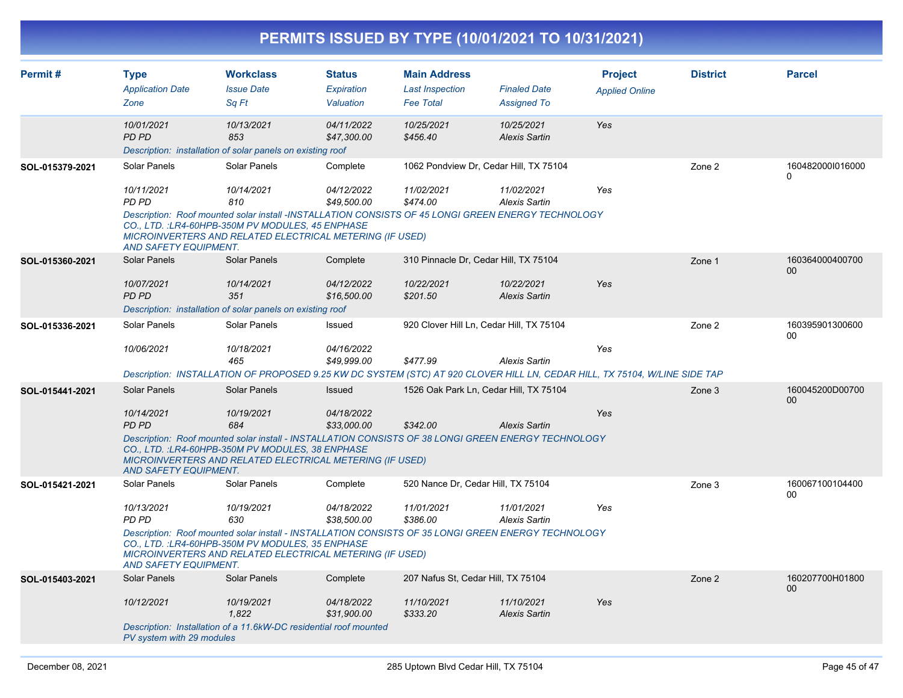# PERMITS ISSUED BY TYPE (10/01/2021 TO 10/31/2021)

| Permit # | Type<br>*Application Date*<br>*Zone* | Workclass<br>*Issue Date*<br>*Sq Ft* | Status<br>*Expiration*<br>*Valuation* | Main Address<br>*Last Inspection*<br>*Fee Total* | <br>*Finaled Date*<br>*Assigned To* | Project<br>*Applied Online* | District | Parcel |
|---|---|---|---|---|---|---|---|---|
| | *10/01/2021*<br>*PD PD* | *10/13/2021*<br>*853* | *04/11/2022*<br>*$47,300.00* | *10/25/2021*<br>*$456.40* | *10/25/2021*<br>*Alexis Sartin* | *Yes* | | |
| | *Description: installation of solar panels on existing roof* | | | | | | | |
| **SOL-015379-2021** | Solar Panels<br>*10/11/2021*<br>*PD PD* | Solar Panels<br>*10/14/2021*<br>*810* | Complete<br>*04/12/2022*<br>*$49,500.00* | 1062 Pondview Dr, Cedar Hill, TX 75104<br>*11/02/2021*<br>*$474.00* | <br>*11/02/2021*<br>*Alexis Sartin* | <br>*Yes* | Zone 2 | 160482000I0160000 |
| | *Description: Roof mounted solar install -INSTALLATION CONSISTS OF 45 LONGI GREEN ENERGY TECHNOLOGY CO., LTD. :LR4-60HPB-350M PV MODULES, 45 ENPHASE MICROINVERTERS AND RELATED ELECTRICAL METERING (IF USED) AND SAFETY EQUIPMENT.* | | | | | | | |
| **SOL-015360-2021** | Solar Panels<br>*10/07/2021*<br>*PD PD* | Solar Panels<br>*10/14/2021*<br>*351* | Complete<br>*04/12/2022*<br>*$16,500.00* | 310 Pinnacle Dr, Cedar Hill, TX 75104<br>*10/22/2021*<br>*$201.50* | <br>*10/22/2021*<br>*Alexis Sartin* | <br>*Yes* | Zone 1 | 16036400040070000 |
| | *Description: installation of solar panels on existing roof* | | | | | | | |
| **SOL-015336-2021** | Solar Panels<br>*10/06/2021* | Solar Panels<br>*10/18/2021*<br>*465* | Issued<br>*04/16/2022*<br>*$49,999.00* | 920 Clover Hill Ln, Cedar Hill, TX 75104<br><br>*$477.99* | <br><br>*Alexis Sartin* | <br>*Yes* | Zone 2 | 16039590130060000 |
| | *Description: INSTALLATION OF PROPOSED 9.25 KW DC SYSTEM (STC) AT 920 CLOVER HILL LN, CEDAR HILL, TX 75104, W/LINE SIDE TAP* | | | | | | | |
| **SOL-015441-2021** | Solar Panels<br>*10/14/2021*<br>*PD PD* | Solar Panels<br>*10/19/2021*<br>*684* | Issued<br>*04/18/2022*<br>*$33,000.00* | 1526 Oak Park Ln, Cedar Hill, TX 75104<br><br>*$342.00* | <br><br>*Alexis Sartin* | <br>*Yes* | Zone 3 | 160045200D0070000 |
| | *Description: Roof mounted solar install - INSTALLATION CONSISTS OF 38 LONGI GREEN ENERGY TECHNOLOGY CO., LTD. :LR4-60HPB-350M PV MODULES, 38 ENPHASE MICROINVERTERS AND RELATED ELECTRICAL METERING (IF USED) AND SAFETY EQUIPMENT.* | | | | | | | |
| **SOL-015421-2021** | Solar Panels<br>*10/13/2021*<br>*PD PD* | Solar Panels<br>*10/19/2021*<br>*630* | Complete<br>*04/18/2022*<br>*$38,500.00* | 520 Nance Dr, Cedar Hill, TX 75104<br>*11/01/2021*<br>*$386.00* | <br>*11/01/2021*<br>*Alexis Sartin* | <br>*Yes* | Zone 3 | 16006710010440000 |
| | *Description: Roof mounted solar install - INSTALLATION CONSISTS OF 35 LONGI GREEN ENERGY TECHNOLOGY CO., LTD. :LR4-60HPB-350M PV MODULES, 35 ENPHASE MICROINVERTERS AND RELATED ELECTRICAL METERING (IF USED) AND SAFETY EQUIPMENT.* | | | | | | | |
| **SOL-015403-2021** | Solar Panels<br>*10/12/2021* | Solar Panels<br>*10/19/2021*<br>*1,822* | Complete<br>*04/18/2022*<br>*$31,900.00* | 207 Nafus St, Cedar Hill, TX 75104<br>*11/10/2021*<br>*$333.20* | <br>*11/10/2021*<br>*Alexis Sartin* | <br>*Yes* | Zone 2 | 160207700H0180000 |
| | *Description: Installation of a 11.6kW-DC residential roof mounted PV system with 29 modules* | | | | | | | |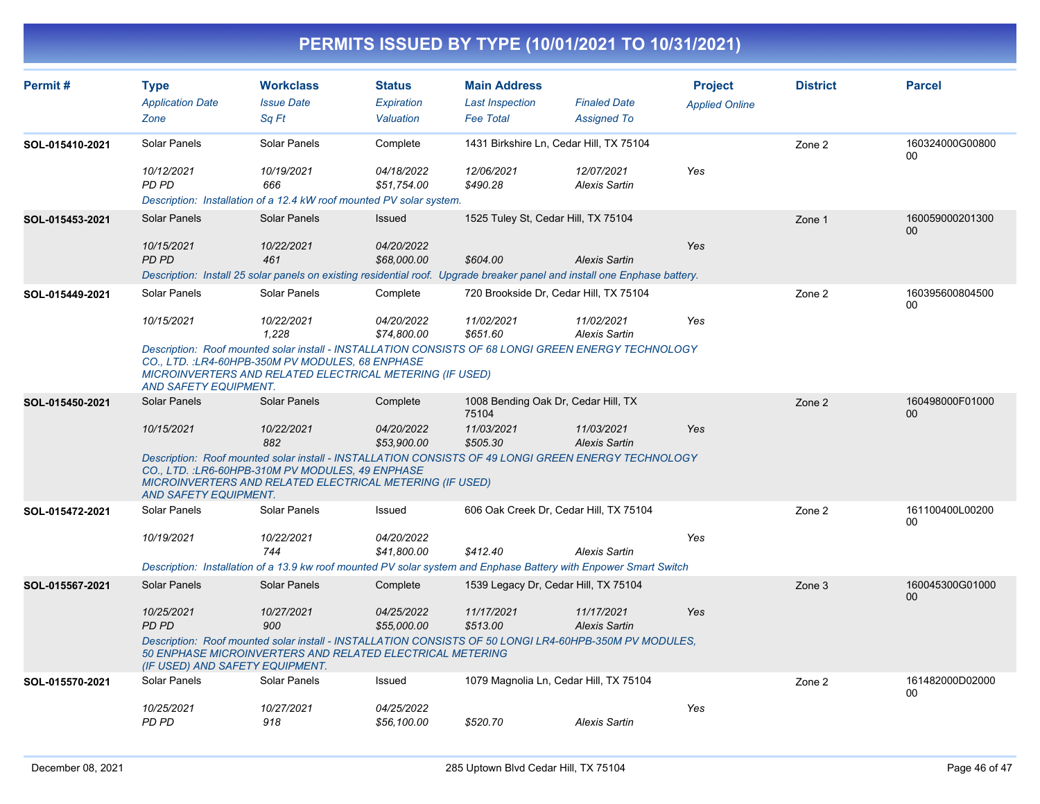# PERMITS ISSUED BY TYPE (10/01/2021 TO 10/31/2021)

| Permit # | Type | Workclass | Status | Main Address | | Project | District | Parcel |
|---|---|---|---|---|---|---|---|---|
| | Application Date | Issue Date | Expiration | Last Inspection | Finaled Date | Applied Online | | |
| | Zone | Sq Ft | Valuation | Fee Total | Assigned To | | | |
| SOL-015410-2021 | Solar Panels | Solar Panels | Complete | 1431 Birkshire Ln, Cedar Hill, TX 75104 | | | Zone 2 | 160324000G00800 00 |
| | 10/12/2021 | 10/19/2021 | 04/18/2022 | 12/06/2021 | 12/07/2021 | Yes | | |
| | PD PD | 666 | $51,754.00 | $490.28 | Alexis Sartin | | | |
| | Description: Installation of a 12.4 kW roof mounted PV solar system. | | | | | | | |
| SOL-015453-2021 | Solar Panels | Solar Panels | Issued | 1525 Tuley St, Cedar Hill, TX 75104 | | | Zone 1 | 160059000201300 00 |
| | 10/15/2021 | 10/22/2021 | 04/20/2022 | | | Yes | | |
| | PD PD | 461 | $68,000.00 | $604.00 | Alexis Sartin | | | |
| | Description: Install 25 solar panels on existing residential roof. Upgrade breaker panel and install one Enphase battery. | | | | | | | |
| SOL-015449-2021 | Solar Panels | Solar Panels | Complete | 720 Brookside Dr, Cedar Hill, TX 75104 | | | Zone 2 | 160395600804500 00 |
| | 10/15/2021 | 10/22/2021 | 04/20/2022 | 11/02/2021 | 11/02/2021 | Yes | | |
| | | 1,228 | $74,800.00 | $651.60 | Alexis Sartin | | | |
| | Description: Roof mounted solar install - INSTALLATION CONSISTS OF 68 LONGI GREEN ENERGY TECHNOLOGY CO., LTD. :LR4-60HPB-350M PV MODULES, 68 ENPHASE MICROINVERTERS AND RELATED ELECTRICAL METERING (IF USED) AND SAFETY EQUIPMENT. | | | | | | | |
| SOL-015450-2021 | Solar Panels | Solar Panels | Complete | 1008 Bending Oak Dr, Cedar Hill, TX 75104 | | | Zone 2 | 160498000F01000 00 |
| | 10/15/2021 | 10/22/2021 | 04/20/2022 | 11/03/2021 | 11/03/2021 | Yes | | |
| | | 882 | $53,900.00 | $505.30 | Alexis Sartin | | | |
| | Description: Roof mounted solar install - INSTALLATION CONSISTS OF 49 LONGI GREEN ENERGY TECHNOLOGY CO., LTD. :LR6-60HPB-310M PV MODULES, 49 ENPHASE MICROINVERTERS AND RELATED ELECTRICAL METERING (IF USED) AND SAFETY EQUIPMENT. | | | | | | | |
| SOL-015472-2021 | Solar Panels | Solar Panels | Issued | 606 Oak Creek Dr, Cedar Hill, TX 75104 | | | Zone 2 | 161100400L00200 00 |
| | 10/19/2021 | 10/22/2021 | 04/20/2022 | | | Yes | | |
| | | 744 | $41,800.00 | $412.40 | Alexis Sartin | | | |
| | Description: Installation of a 13.9 kw roof mounted PV solar system and Enphase Battery with Enpower Smart Switch | | | | | | | |
| SOL-015567-2021 | Solar Panels | Solar Panels | Complete | 1539 Legacy Dr, Cedar Hill, TX 75104 | | | Zone 3 | 160045300G01000 00 |
| | 10/25/2021 | 10/27/2021 | 04/25/2022 | 11/17/2021 | 11/17/2021 | Yes | | |
| | PD PD | 900 | $55,000.00 | $513.00 | Alexis Sartin | | | |
| | Description: Roof mounted solar install - INSTALLATION CONSISTS OF 50 LONGI LR4-60HPB-350M PV MODULES, 50 ENPHASE MICROINVERTERS AND RELATED ELECTRICAL METERING (IF USED) AND SAFETY EQUIPMENT. | | | | | | | |
| SOL-015570-2021 | Solar Panels | Solar Panels | Issued | 1079 Magnolia Ln, Cedar Hill, TX 75104 | | | Zone 2 | 161482000D02000 00 |
| | 10/25/2021 | 10/27/2021 | 04/25/2022 | | | Yes | | |
| | PD PD | 918 | $56,100.00 | $520.70 | Alexis Sartin | | | |

December 08, 2021 285 Uptown Blvd Cedar Hill, TX 75104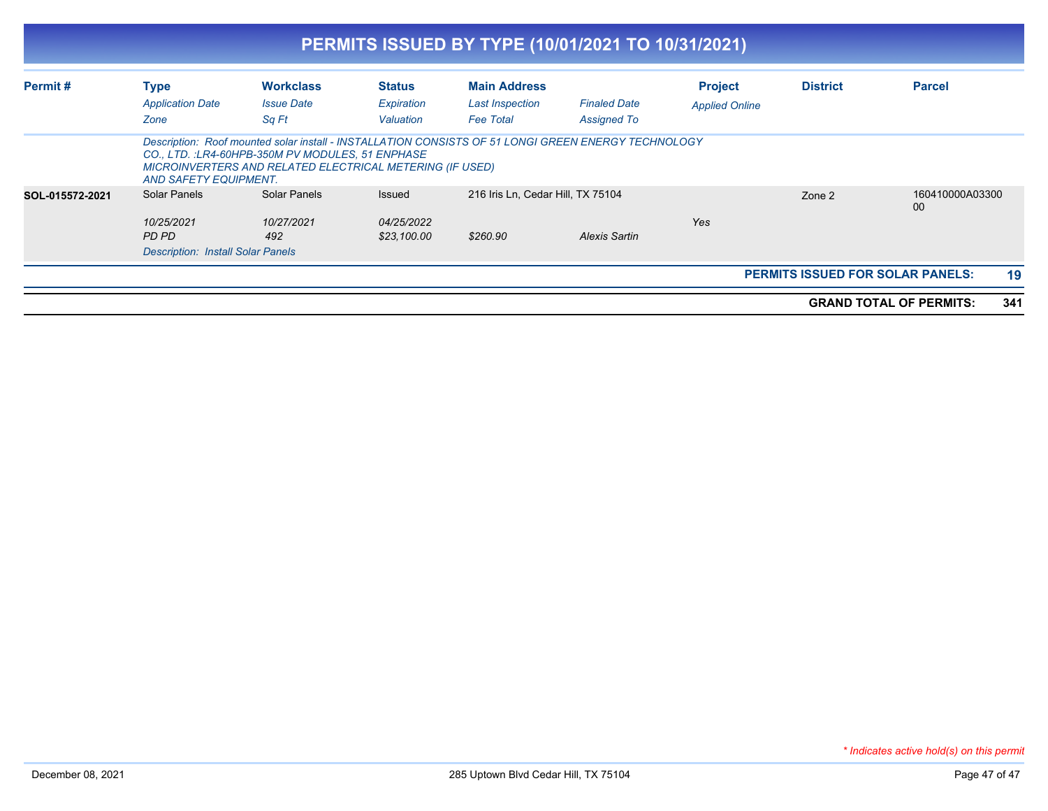# PERMITS ISSUED BY TYPE (10/01/2021 TO 10/31/2021)

| Permit # | Type<br>*Application Date*<br>*Zone* | Workclass<br>*Issue Date*<br>*Sq Ft* | Status<br>*Expiration*<br>*Valuation* | Main Address<br>*Last Inspection*<br>*Fee Total* | *Finaled Date*<br>*Assigned To* | Project<br>*Applied Online* | District | Parcel |
|---|---|---|---|---|---|---|---|---|
| | *Description: Roof mounted solar install - INSTALLATION CONSISTS OF 51 LONGI GREEN ENERGY TECHNOLOGY CO., LTD. :LR4-60HPB-350M PV MODULES, 51 ENPHASE MICROINVERTERS AND RELATED ELECTRICAL METERING (IF USED) AND SAFETY EQUIPMENT.* | | | | | | | |
| **SOL-015572-2021** | Solar Panels | Solar Panels | Issued | 216 Iris Ln, Cedar Hill, TX 75104 | | | Zone 2 | 160410000A0330000 |
| | *10/25/2021* | *10/27/2021* | *04/25/2022* | | | *Yes* | | |
| | *PD PD* | *492* | *$23,100.00* | *$260.90* | *Alexis Sartin* | | | |
| | *Description: Install Solar Panels* | | | | | | | |

**PERMITS ISSUED FOR SOLAR PANELS: 19**

**GRAND TOTAL OF PERMITS: 341**

*\* Indicates active hold(s) on this permit*

December 08, 2021 — 285 Uptown Blvd Cedar Hill, TX 75104